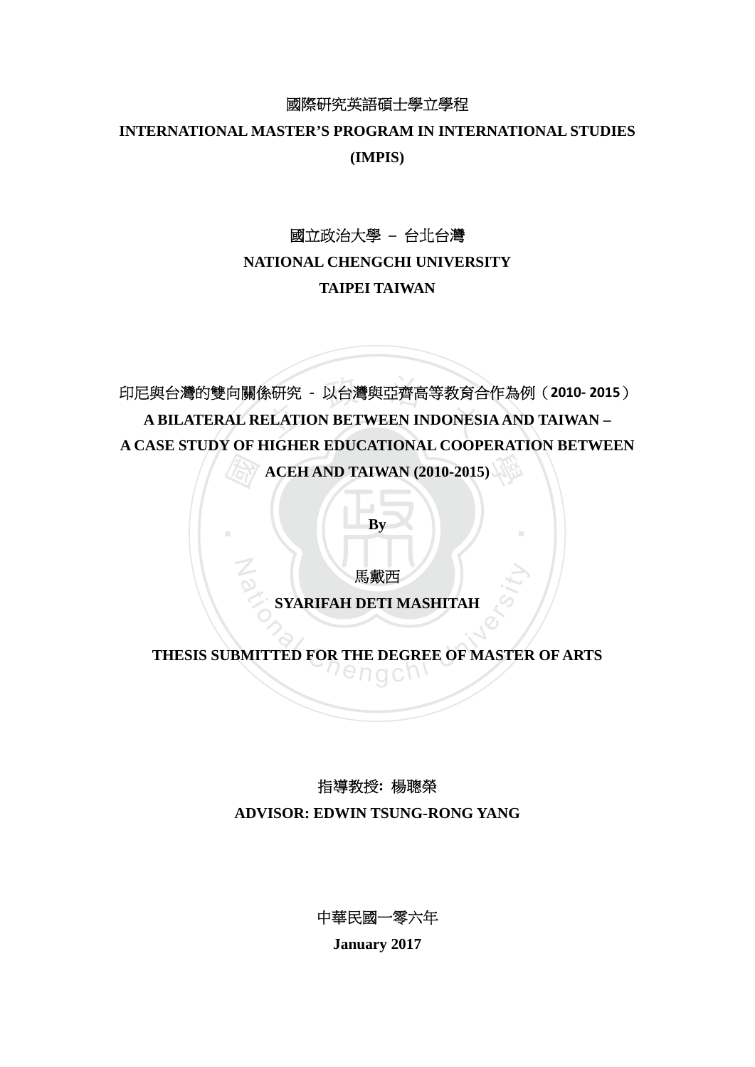國際研究英語碩士學位學程

**INTERNATIONAL MASTER'S PROGRAM IN INTERNATIONAL STUDIES**

**(IMPIS)**

國立政治大學 – 台北台灣

**NATIONAL CHENGCHI UNIVERSITY**

**TAIPEI TAIWAN**

印尼與台灣的雙向關係研究 - 以台灣與亞齊高等教育合作為例（**2010- 2015**）

# A BILATERAL RELATION BETWEEN INDONESIA AND TAIWAN – A CASE STUDY OF HIGHER EDUCATIONAL COOPERATION BETWEEN ACEH AND TAIWAN (2010-2015)

**By**

馬戴西

**SYARIFAH DETI MASHITAH**

**THESIS SUBMITTED FOR THE DEGREE OF MASTER OF ARTS**

指導教授**:** 楊聰榮

**ADVISOR: EDWIN TSUNG-RONG YANG**

中華民國一零六年

**January 2017**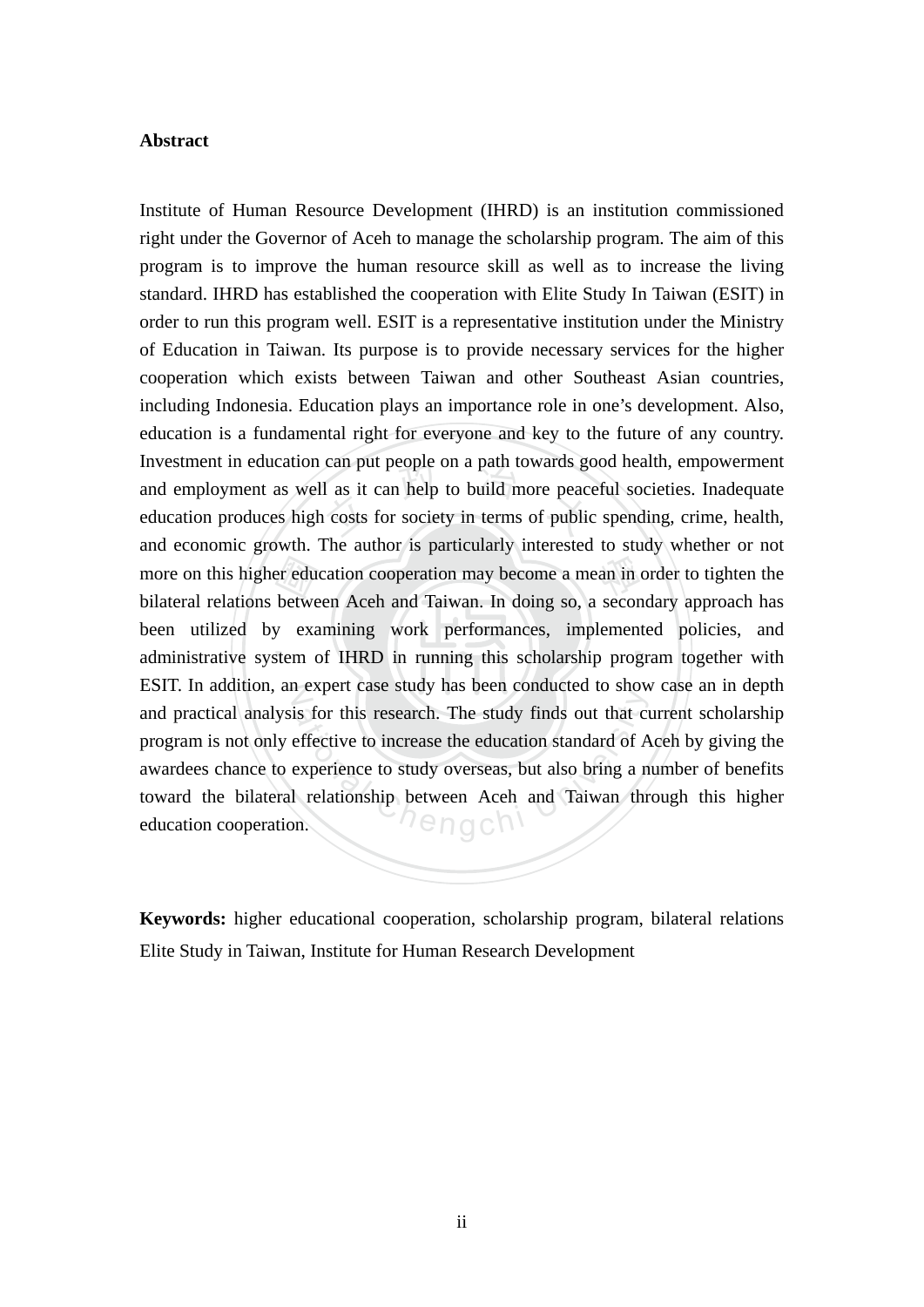**Abstract**

Institute of Human Resource Development (IHRD) is an institution commissioned right under the Governor of Aceh to manage the scholarship program. The aim of this program is to improve the human resource skill as well as to increase the living standard. IHRD has established the cooperation with Elite Study In Taiwan (ESIT) in order to run this program well. ESIT is a representative institution under the Ministry of Education in Taiwan. Its purpose is to provide necessary services for the higher cooperation which exists between Taiwan and other Southeast Asian countries, including Indonesia. Education plays an importance role in one's development. Also, education is a fundamental right for everyone and key to the future of any country. Investment in education can put people on a path towards good health, empowerment and employment as well as it can help to build more peaceful societies. Inadequate education produces high costs for society in terms of public spending, crime, health, and economic growth. The author is particularly interested to study whether or not more on this higher education cooperation may become a mean in order to tighten the bilateral relations between Aceh and Taiwan. In doing so, a secondary approach has been utilized by examining work performances, implemented policies, and administrative system of IHRD in running this scholarship program together with ESIT. In addition, an expert case study has been conducted to show case an in depth and practical analysis for this research. The study finds out that current scholarship program is not only effective to increase the education standard of Aceh by giving the awardees chance to experience to study overseas, but also bring a number of benefits toward the bilateral relationship between Aceh and Taiwan through this higher education cooperation.

**Keywords:** higher educational cooperation, scholarship program, bilateral relations Elite Study in Taiwan, Institute for Human Research Development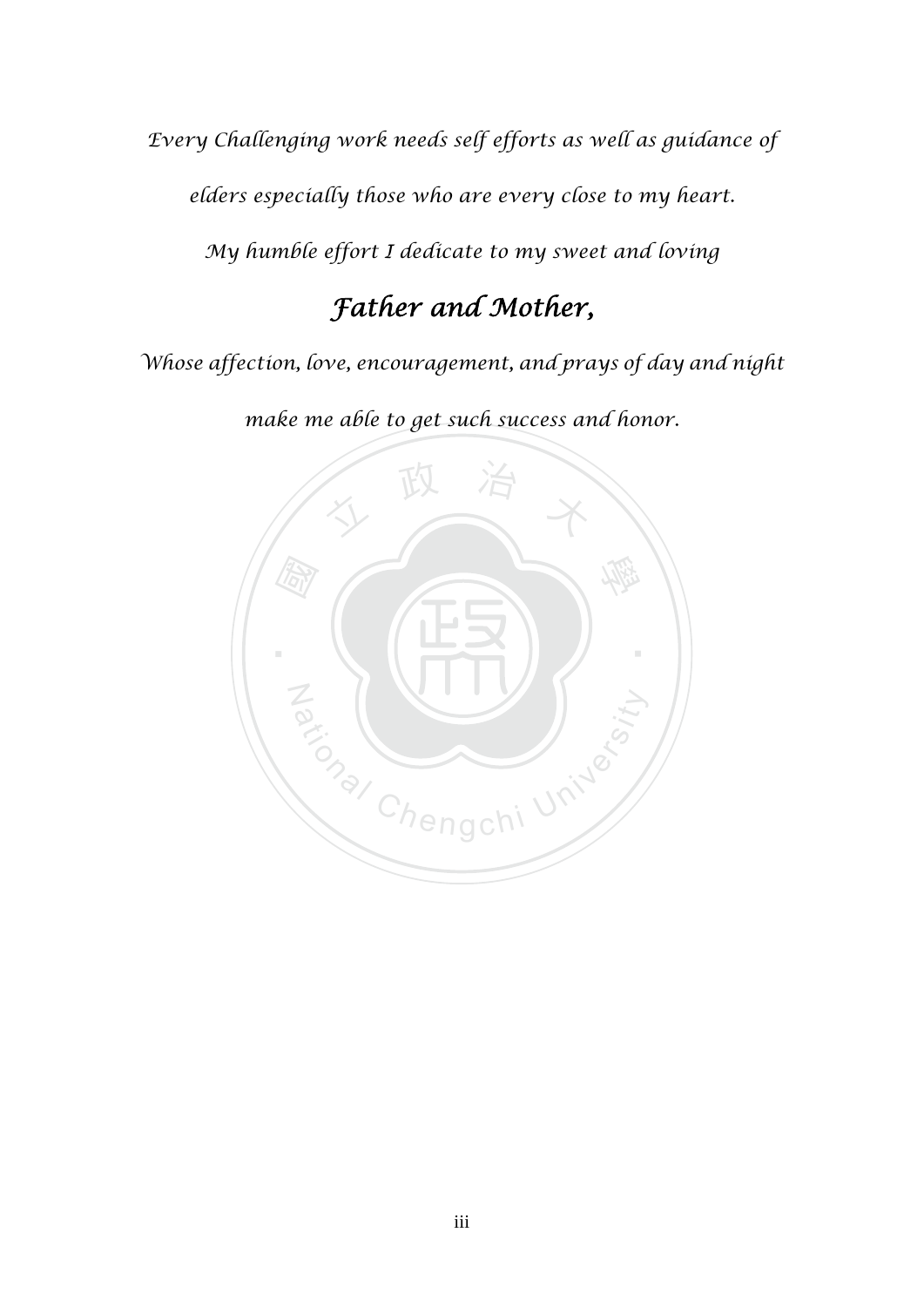*Every Challenging work needs self efforts as well as guidance of*

*elders especially those who are every close to my heart.*

*My humble effort I dedicate to my sweet and loving*

## *Father and Mother,*

*Whose affection, love, encouragement, and prays of day and night*

*make me able to get such success and honor.*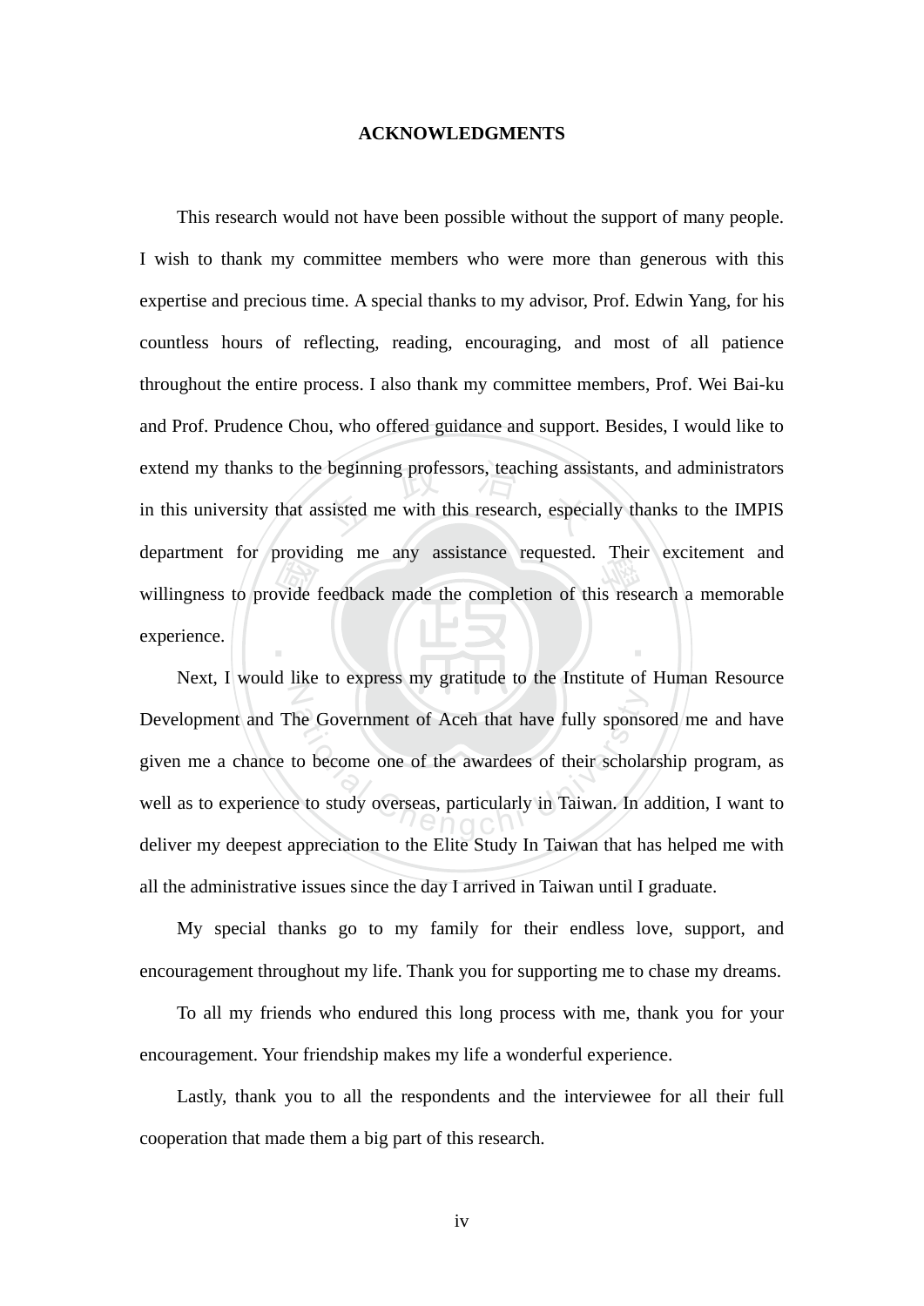## ACKNOWLEDGMENTS

This research would not have been possible without the support of many people. I wish to thank my committee members who were more than generous with this expertise and precious time. A special thanks to my advisor, Prof. Edwin Yang, for his countless hours of reflecting, reading, encouraging, and most of all patience throughout the entire process. I also thank my committee members, Prof. Wei Bai-ku and Prof. Prudence Chou, who offered guidance and support. Besides, I would like to extend my thanks to the beginning professors, teaching assistants, and administrators in this university that assisted me with this research, especially thanks to the IMPIS department for providing me any assistance requested. Their excitement and willingness to provide feedback made the completion of this research a memorable experience.

Next, I would like to express my gratitude to the Institute of Human Resource Development and The Government of Aceh that have fully sponsored me and have given me a chance to become one of the awardees of their scholarship program, as well as to experience to study overseas, particularly in Taiwan. In addition, I want to deliver my deepest appreciation to the Elite Study In Taiwan that has helped me with all the administrative issues since the day I arrived in Taiwan until I graduate.

My special thanks go to my family for their endless love, support, and encouragement throughout my life. Thank you for supporting me to chase my dreams.

To all my friends who endured this long process with me, thank you for your encouragement. Your friendship makes my life a wonderful experience.

Lastly, thank you to all the respondents and the interviewee for all their full cooperation that made them a big part of this research.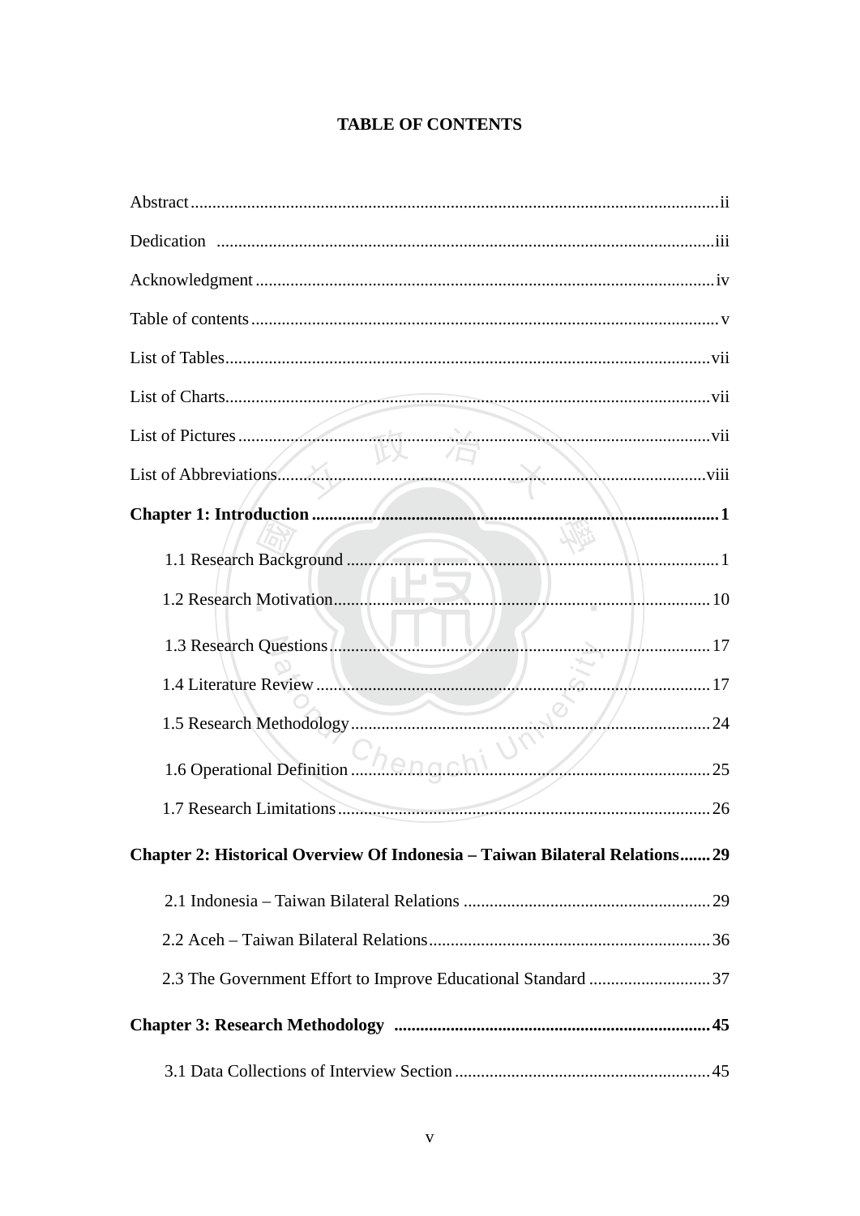# TABLE OF CONTENTS

Abstract ..... ii

Dedication ..... iii

Acknowledgment ..... iv

Table of contents ..... v

List of Tables ..... vii

List of Charts ..... vii

List of Pictures ..... vii

List of Abbreviations ..... viii

**Chapter 1: Introduction ..... 1**

- 1.1 Research Background ..... 1
- 1.2 Research Motivation ..... 10
- 1.3 Research Questions ..... 17
- 1.4 Literature Review ..... 17
- 1.5 Research Methodology ..... 24
- 1.6 Operational Definition ..... 25
- 1.7 Research Limitations ..... 26

**Chapter 2: Historical Overview Of Indonesia – Taiwan Bilateral Relations ..... 29**

- 2.1 Indonesia – Taiwan Bilateral Relations ..... 29
- 2.2 Aceh – Taiwan Bilateral Relations ..... 36
- 2.3 The Government Effort to Improve Educational Standard ..... 37

**Chapter 3: Research Methodology ..... 45**

- 3.1 Data Collections of Interview Section ..... 45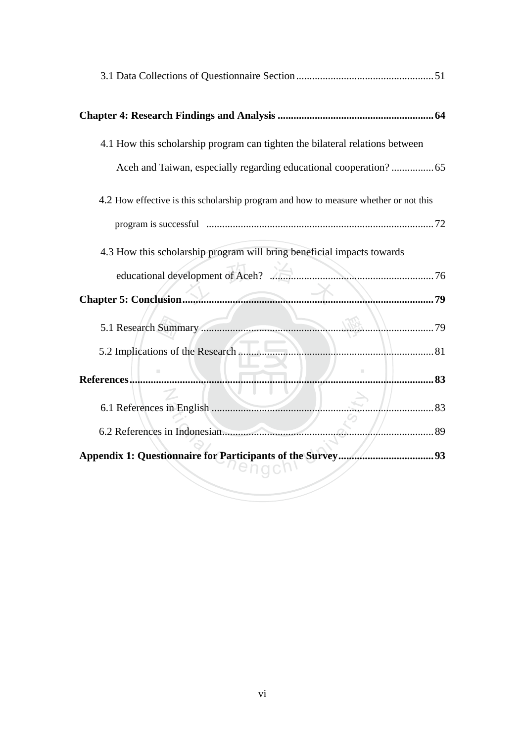3.1 Data Collections of Questionnaire Section .... 51

**Chapter 4: Research Findings and Analysis .... 64**

4.1 How this scholarship program can tighten the bilateral relations between Aceh and Taiwan, especially regarding educational cooperation? .... 65

4.2 How effective is this scholarship program and how to measure whether or not this program is successful .... 72

4.3 How this scholarship program will bring beneficial impacts towards educational development of Aceh? .... 76

**Chapter 5: Conclusion .... 79**

5.1 Research Summary .... 79

5.2 Implications of the Research .... 81

**References .... 83**

6.1 References in English .... 83

6.2 References in Indonesian .... 89

**Appendix 1: Questionnaire for Participants of the Survey .... 93**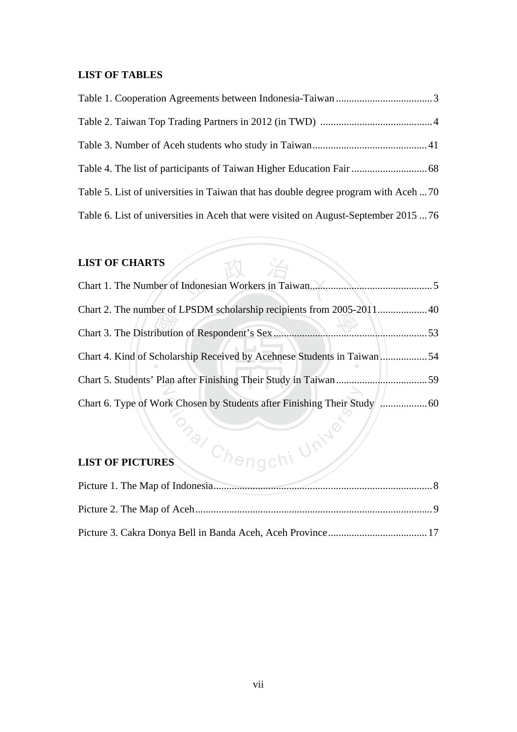## LIST OF TABLES

Table 1. Cooperation Agreements between Indonesia-Taiwan ..................................... 3

Table 2. Taiwan Top Trading Partners in 2012 (in TWD) ........................................... 4

Table 3. Number of Aceh students who study in Taiwan ............................................ 41

Table 4. The list of participants of Taiwan Higher Education Fair ............................. 68

Table 5. List of universities in Taiwan that has double degree program with Aceh ... 70

Table 6. List of universities in Aceh that were visited on August-September 2015 ... 76

## LIST OF CHARTS

Chart 1. The Number of Indonesian Workers in Taiwan ................................................ 5

Chart 2. The number of LPSDM scholarship recipients from 2005-2011 ................... 40

Chart 3. The Distribution of Respondent's Sex ........................................................... 53

Chart 4. Kind of Scholarship Received by Acehnese Students in Taiwan .................. 54

Chart 5. Students' Plan after Finishing Their Study in Taiwan ................................... 59

Chart 6. Type of Work Chosen by Students after Finishing Their Study .................. 60

## LIST OF PICTURES

Picture 1. The Map of Indonesia .................................................................................... 8

Picture 2. The Map of Aceh ........................................................................................... 9

Picture 3. Cakra Donya Bell in Banda Aceh, Aceh Province ...................................... 17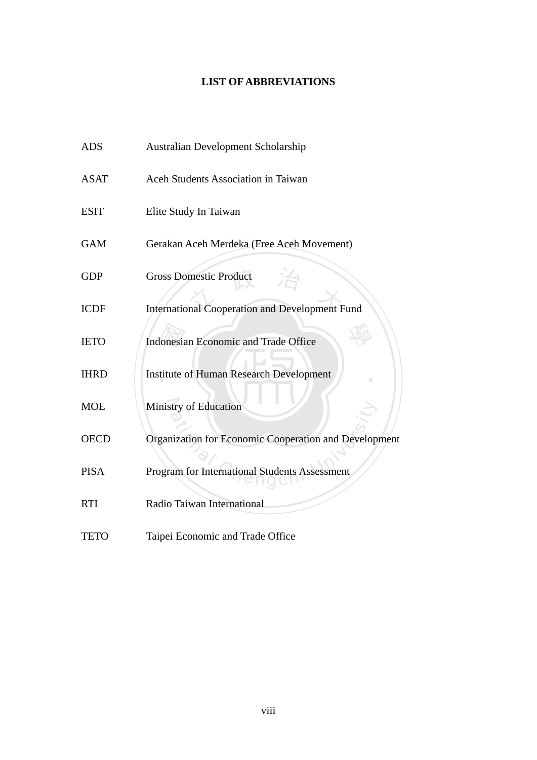# LIST OF ABBREVIATIONS

| | |
|---|---|
| ADS | Australian Development Scholarship |
| ASAT | Aceh Students Association in Taiwan |
| ESIT | Elite Study In Taiwan |
| GAM | Gerakan Aceh Merdeka (Free Aceh Movement) |
| GDP | Gross Domestic Product |
| ICDF | International Cooperation and Development Fund |
| IETO | Indonesian Economic and Trade Office |
| IHRD | Institute of Human Research Development |
| MOE | Ministry of Education |
| OECD | Organization for Economic Cooperation and Development |
| PISA | Program for International Students Assessment |
| RTI | Radio Taiwan International |
| TETO | Taipei Economic and Trade Office |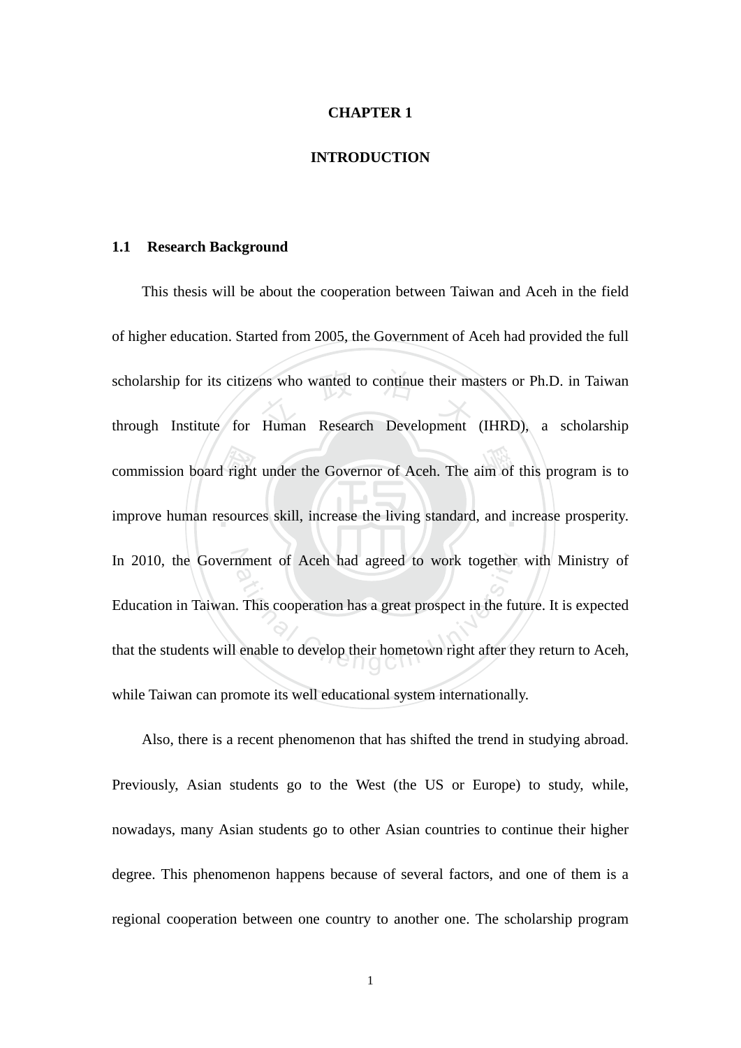# CHAPTER 1

# INTRODUCTION

## 1.1 Research Background

This thesis will be about the cooperation between Taiwan and Aceh in the field of higher education. Started from 2005, the Government of Aceh had provided the full scholarship for its citizens who wanted to continue their masters or Ph.D. in Taiwan through Institute for Human Research Development (IHRD), a scholarship commission board right under the Governor of Aceh. The aim of this program is to improve human resources skill, increase the living standard, and increase prosperity. In 2010, the Government of Aceh had agreed to work together with Ministry of Education in Taiwan. This cooperation has a great prospect in the future. It is expected that the students will enable to develop their hometown right after they return to Aceh, while Taiwan can promote its well educational system internationally.

Also, there is a recent phenomenon that has shifted the trend in studying abroad. Previously, Asian students go to the West (the US or Europe) to study, while, nowadays, many Asian students go to other Asian countries to continue their higher degree. This phenomenon happens because of several factors, and one of them is a regional cooperation between one country to another one. The scholarship program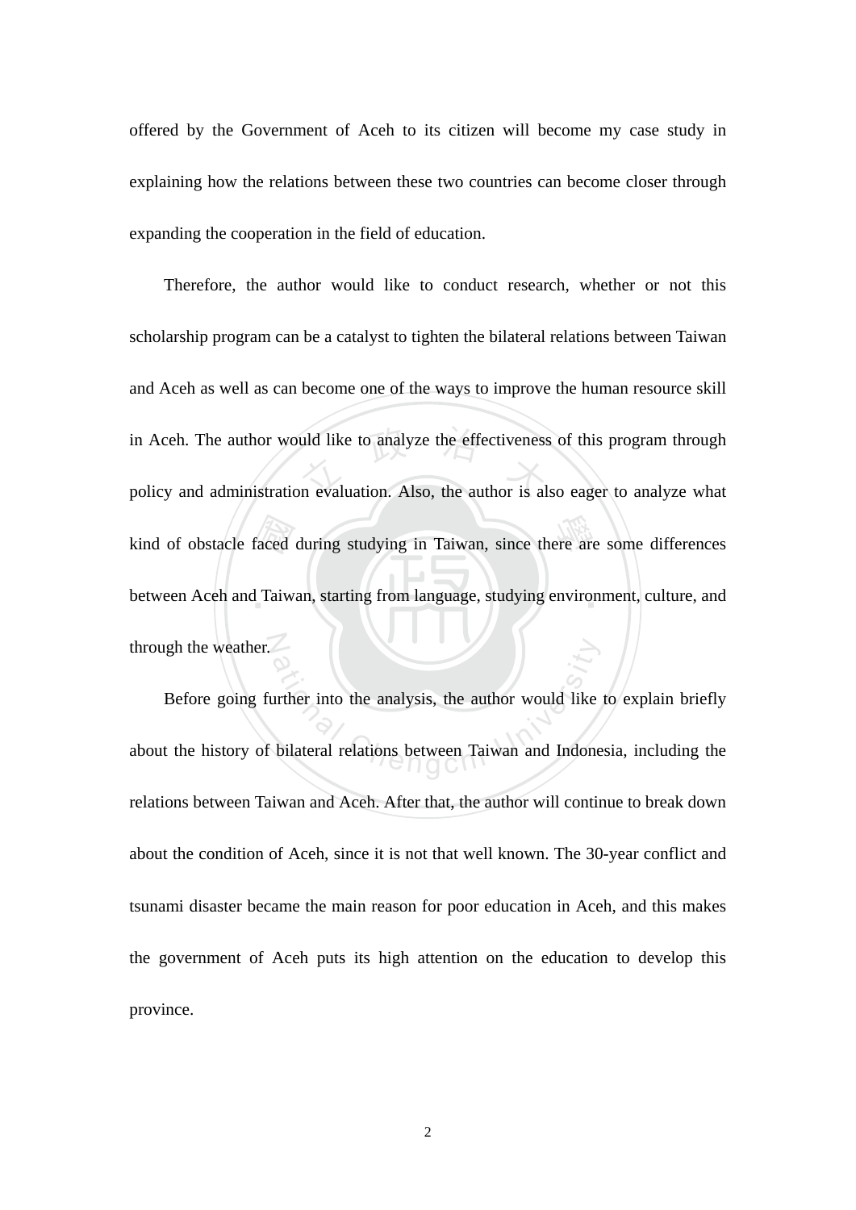offered by the Government of Aceh to its citizen will become my case study in explaining how the relations between these two countries can become closer through expanding the cooperation in the field of education.

Therefore, the author would like to conduct research, whether or not this scholarship program can be a catalyst to tighten the bilateral relations between Taiwan and Aceh as well as can become one of the ways to improve the human resource skill in Aceh. The author would like to analyze the effectiveness of this program through policy and administration evaluation. Also, the author is also eager to analyze what kind of obstacle faced during studying in Taiwan, since there are some differences between Aceh and Taiwan, starting from language, studying environment, culture, and through the weather.

Before going further into the analysis, the author would like to explain briefly about the history of bilateral relations between Taiwan and Indonesia, including the relations between Taiwan and Aceh. After that, the author will continue to break down about the condition of Aceh, since it is not that well known. The 30-year conflict and tsunami disaster became the main reason for poor education in Aceh, and this makes the government of Aceh puts its high attention on the education to develop this province.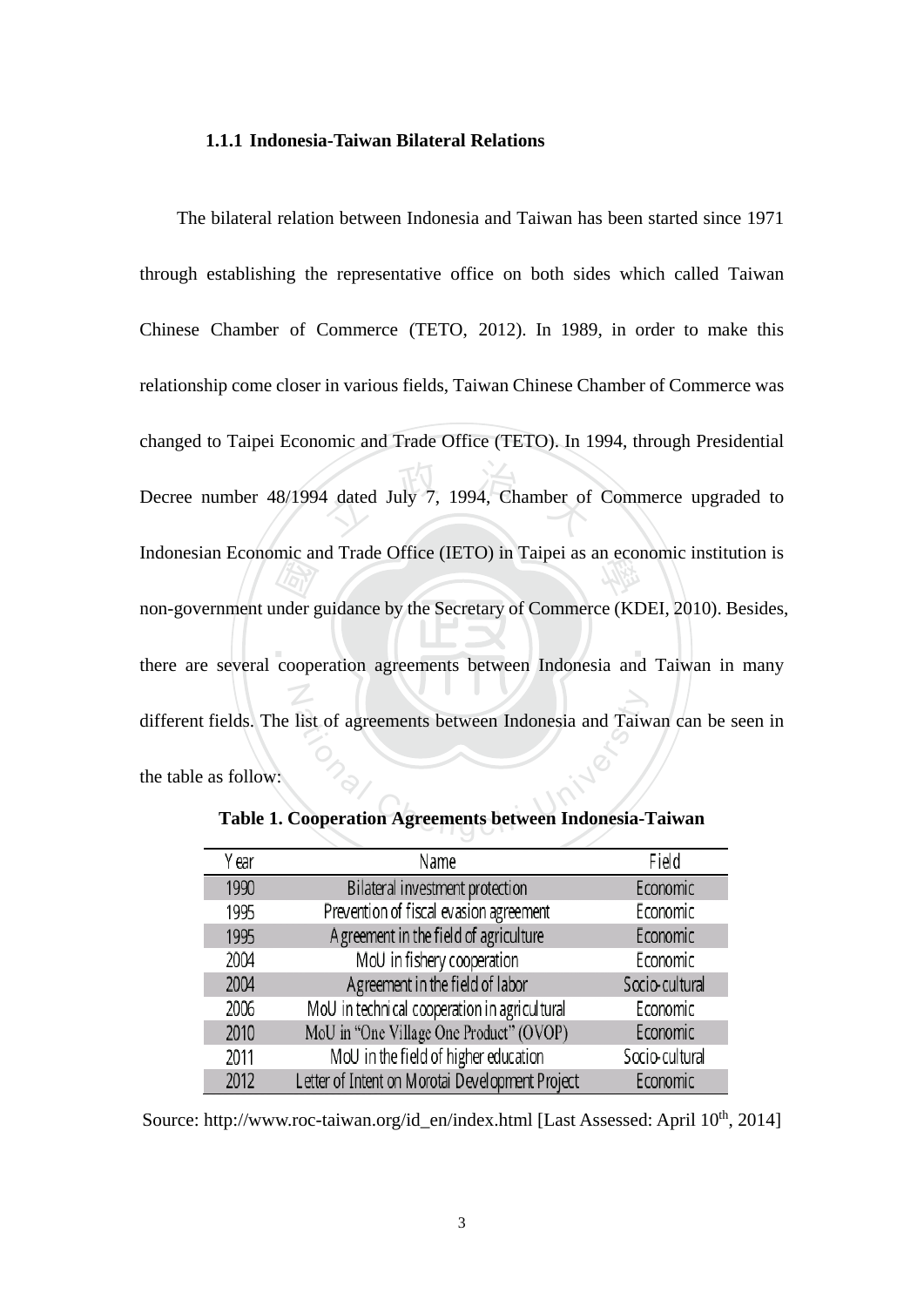### 1.1.1 Indonesia-Taiwan Bilateral Relations

The bilateral relation between Indonesia and Taiwan has been started since 1971 through establishing the representative office on both sides which called Taiwan Chinese Chamber of Commerce (TETO, 2012). In 1989, in order to make this relationship come closer in various fields, Taiwan Chinese Chamber of Commerce was changed to Taipei Economic and Trade Office (TETO). In 1994, through Presidential Decree number 48/1994 dated July 7, 1994, Chamber of Commerce upgraded to Indonesian Economic and Trade Office (IETO) in Taipei as an economic institution is non-government under guidance by the Secretary of Commerce (KDEI, 2010). Besides, there are several cooperation agreements between Indonesia and Taiwan in many different fields. The list of agreements between Indonesia and Taiwan can be seen in the table as follow:

**Table 1. Cooperation Agreements between Indonesia-Taiwan**

| Year | Name | Field |
| --- | --- | --- |
| 1990 | Bilateral investment protection | Economic |
| 1995 | Prevention of fiscal evasion agreement | Economic |
| 1995 | Agreement in the field of agriculture | Economic |
| 2004 | MoU in fishery cooperation | Economic |
| 2004 | Agreement in the field of labor | Socio-cultural |
| 2006 | MoU in technical cooperation in agricultural | Economic |
| 2010 | MoU in "One Village One Product" (OVOP) | Economic |
| 2011 | MoU in the field of higher education | Socio-cultural |
| 2012 | Letter of Intent on Morotai Development Project | Economic |

Source: http://www.roc-taiwan.org/id_en/index.html [Last Assessed: April 10th, 2014]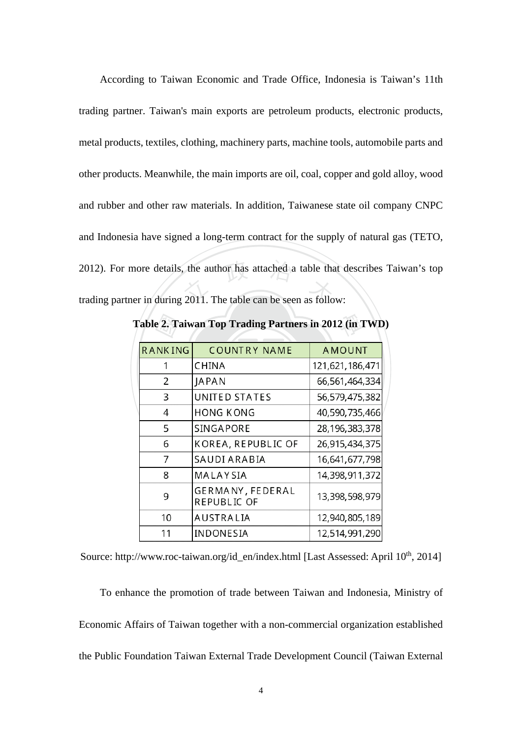According to Taiwan Economic and Trade Office, Indonesia is Taiwan's 11th trading partner. Taiwan's main exports are petroleum products, electronic products, metal products, textiles, clothing, machinery parts, machine tools, automobile parts and other products. Meanwhile, the main imports are oil, coal, copper and gold alloy, wood and rubber and other raw materials. In addition, Taiwanese state oil company CNPC and Indonesia have signed a long-term contract for the supply of natural gas (TETO, 2012). For more details, the author has attached a table that describes Taiwan's top trading partner in during 2011. The table can be seen as follow:

**Table 2. Taiwan Top Trading Partners in 2012 (in TWD)**

| RANKING | COUNTRY NAME | AMOUNT |
|---|---|---|
| 1 | CHINA | 121,621,186,471 |
| 2 | JAPAN | 66,561,464,334 |
| 3 | UNITED STATES | 56,579,475,382 |
| 4 | HONG KONG | 40,590,735,466 |
| 5 | SINGAPORE | 28,196,383,378 |
| 6 | KOREA, REPUBLIC OF | 26,915,434,375 |
| 7 | SAUDI ARABIA | 16,641,677,798 |
| 8 | MALAYSIA | 14,398,911,372 |
| 9 | GERMANY, FEDERAL REPUBLIC OF | 13,398,598,979 |
| 10 | AUSTRALIA | 12,940,805,189 |
| 11 | INDONESIA | 12,514,991,290 |

Source: http://www.roc-taiwan.org/id_en/index.html [Last Assessed: April 10th, 2014]

To enhance the promotion of trade between Taiwan and Indonesia, Ministry of Economic Affairs of Taiwan together with a non-commercial organization established the Public Foundation Taiwan External Trade Development Council (Taiwan External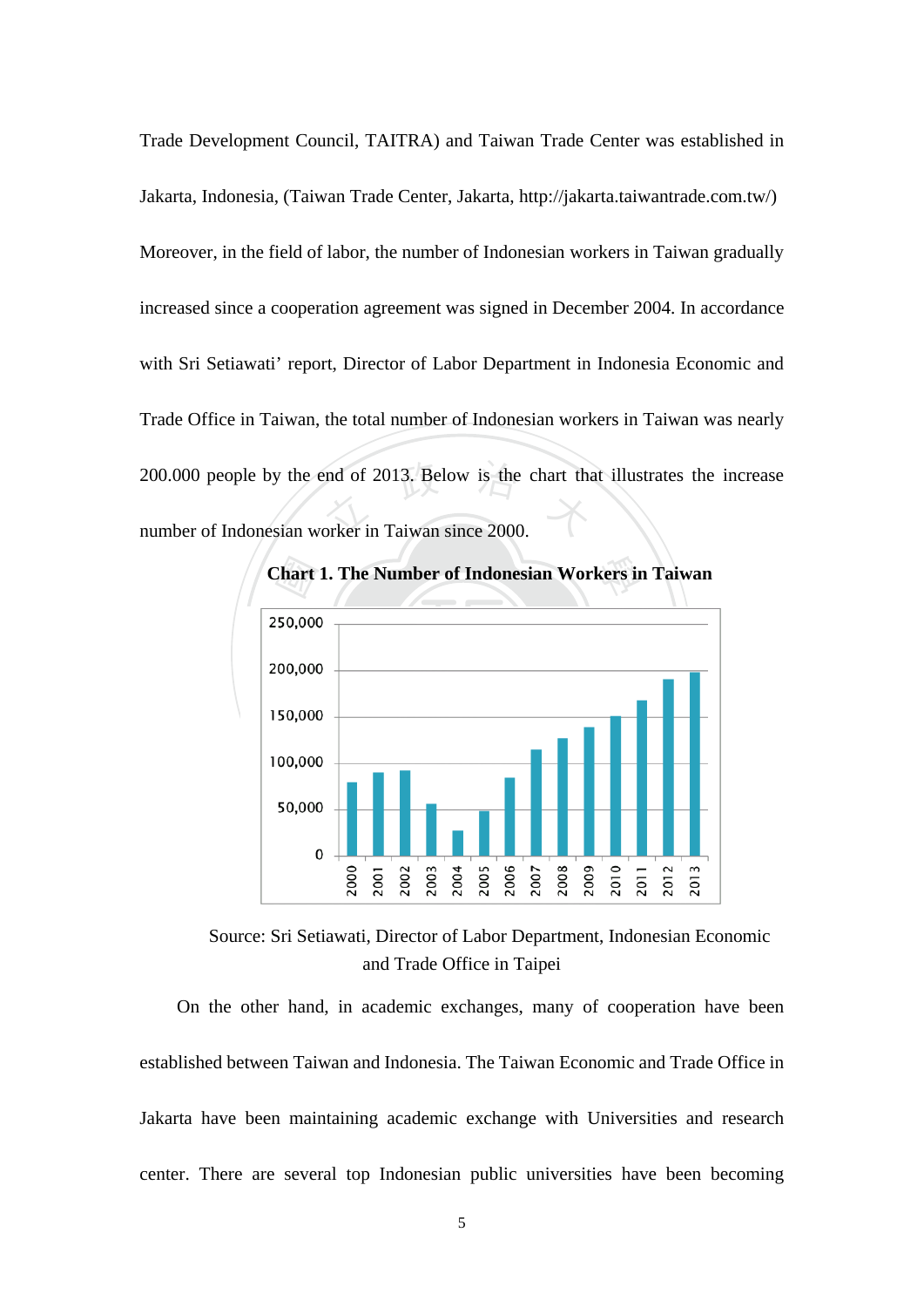Trade Development Council, TAITRA) and Taiwan Trade Center was established in Jakarta, Indonesia, (Taiwan Trade Center, Jakarta, http://jakarta.taiwantrade.com.tw/) Moreover, in the field of labor, the number of Indonesian workers in Taiwan gradually increased since a cooperation agreement was signed in December 2004. In accordance with Sri Setiawati' report, Director of Labor Department in Indonesia Economic and Trade Office in Taiwan, the total number of Indonesian workers in Taiwan was nearly 200.000 people by the end of 2013. Below is the chart that illustrates the increase number of Indonesian worker in Taiwan since 2000.

**Chart 1. The Number of Indonesian Workers in Taiwan**

Source: Sri Setiawati, Director of Labor Department, Indonesian Economic and Trade Office in Taipei

On the other hand, in academic exchanges, many of cooperation have been established between Taiwan and Indonesia. The Taiwan Economic and Trade Office in Jakarta have been maintaining academic exchange with Universities and research center. There are several top Indonesian public universities have been becoming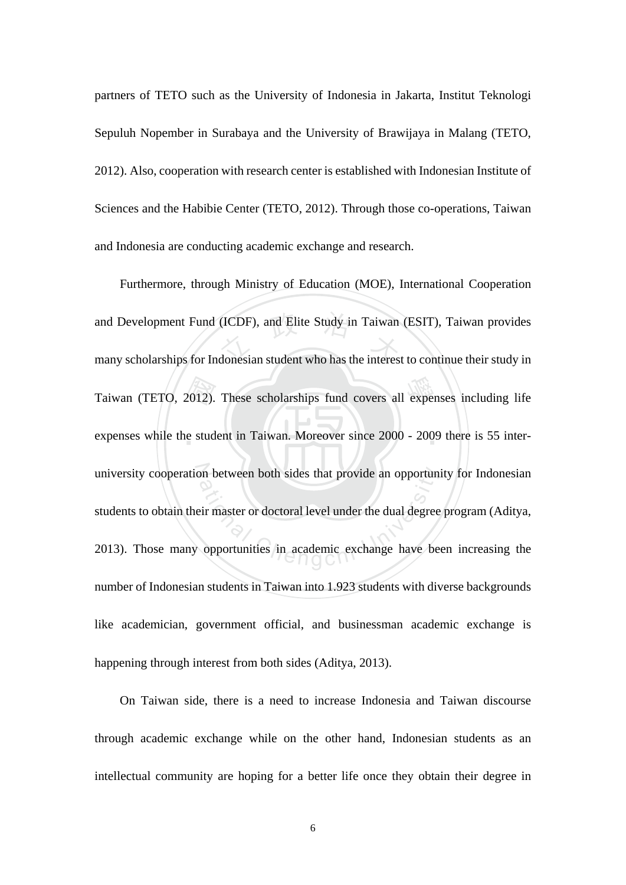partners of TETO such as the University of Indonesia in Jakarta, Institut Teknologi Sepuluh Nopember in Surabaya and the University of Brawijaya in Malang (TETO, 2012). Also, cooperation with research center is established with Indonesian Institute of Sciences and the Habibie Center (TETO, 2012). Through those co-operations, Taiwan and Indonesia are conducting academic exchange and research.

Furthermore, through Ministry of Education (MOE), International Cooperation and Development Fund (ICDF), and Elite Study in Taiwan (ESIT), Taiwan provides many scholarships for Indonesian student who has the interest to continue their study in Taiwan (TETO, 2012). These scholarships fund covers all expenses including life expenses while the student in Taiwan. Moreover since 2000 - 2009 there is 55 inter-university cooperation between both sides that provide an opportunity for Indonesian students to obtain their master or doctoral level under the dual degree program (Aditya, 2013). Those many opportunities in academic exchange have been increasing the number of Indonesian students in Taiwan into 1.923 students with diverse backgrounds like academician, government official, and businessman academic exchange is happening through interest from both sides (Aditya, 2013).

On Taiwan side, there is a need to increase Indonesia and Taiwan discourse through academic exchange while on the other hand, Indonesian students as an intellectual community are hoping for a better life once they obtain their degree in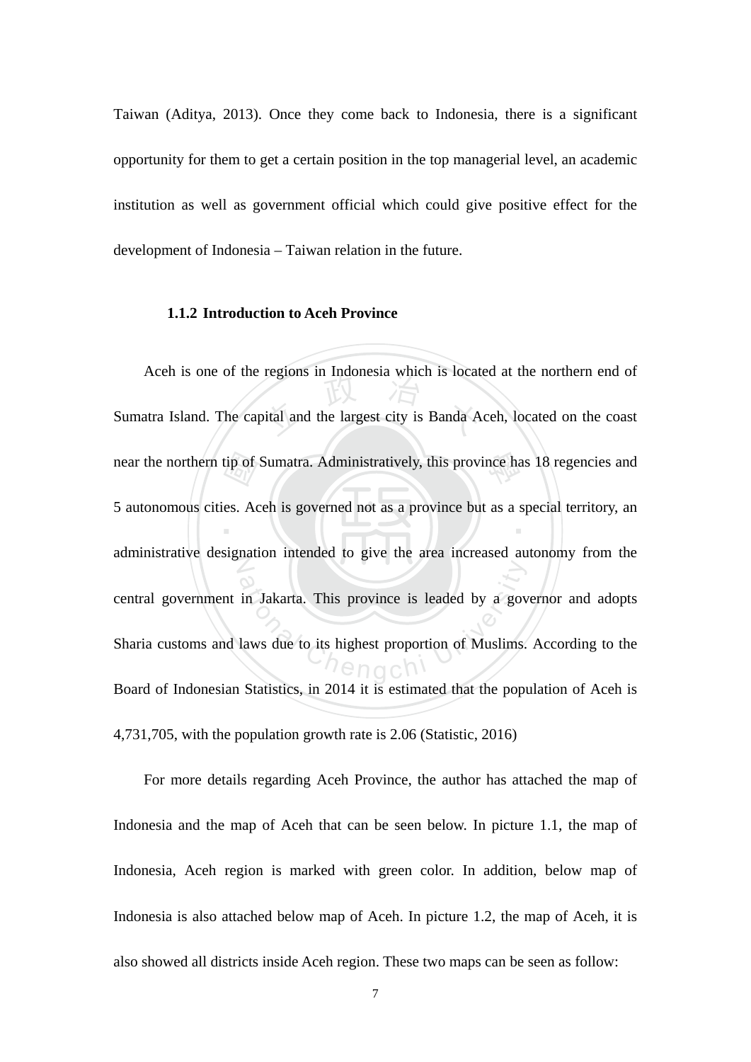Taiwan (Aditya, 2013). Once they come back to Indonesia, there is a significant opportunity for them to get a certain position in the top managerial level, an academic institution as well as government official which could give positive effect for the development of Indonesia – Taiwan relation in the future.

### 1.1.2 Introduction to Aceh Province

Aceh is one of the regions in Indonesia which is located at the northern end of Sumatra Island. The capital and the largest city is Banda Aceh, located on the coast near the northern tip of Sumatra. Administratively, this province has 18 regencies and 5 autonomous cities. Aceh is governed not as a province but as a special territory, an administrative designation intended to give the area increased autonomy from the central government in Jakarta. This province is leaded by a governor and adopts Sharia customs and laws due to its highest proportion of Muslims. According to the Board of Indonesian Statistics, in 2014 it is estimated that the population of Aceh is 4,731,705, with the population growth rate is 2.06 (Statistic, 2016)

For more details regarding Aceh Province, the author has attached the map of Indonesia and the map of Aceh that can be seen below. In picture 1.1, the map of Indonesia, Aceh region is marked with green color. In addition, below map of Indonesia is also attached below map of Aceh. In picture 1.2, the map of Aceh, it is also showed all districts inside Aceh region. These two maps can be seen as follow: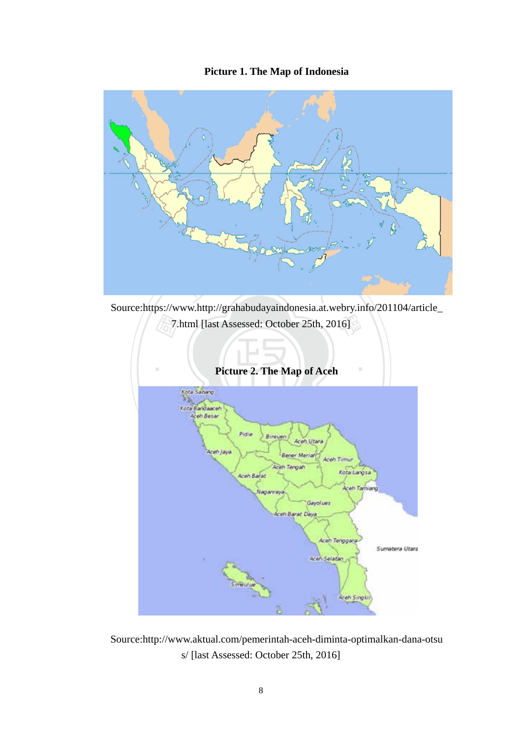**Picture 1. The Map of Indonesia**

Source:https://www.http://grahabudayaindonesia.at.webry.info/201104/article_7.html [last Assessed: October 25th, 2016]

**Picture 2. The Map of Aceh**

Source:http://www.aktual.com/pemerintah-aceh-diminta-optimalkan-dana-otsus/ [last Assessed: October 25th, 2016]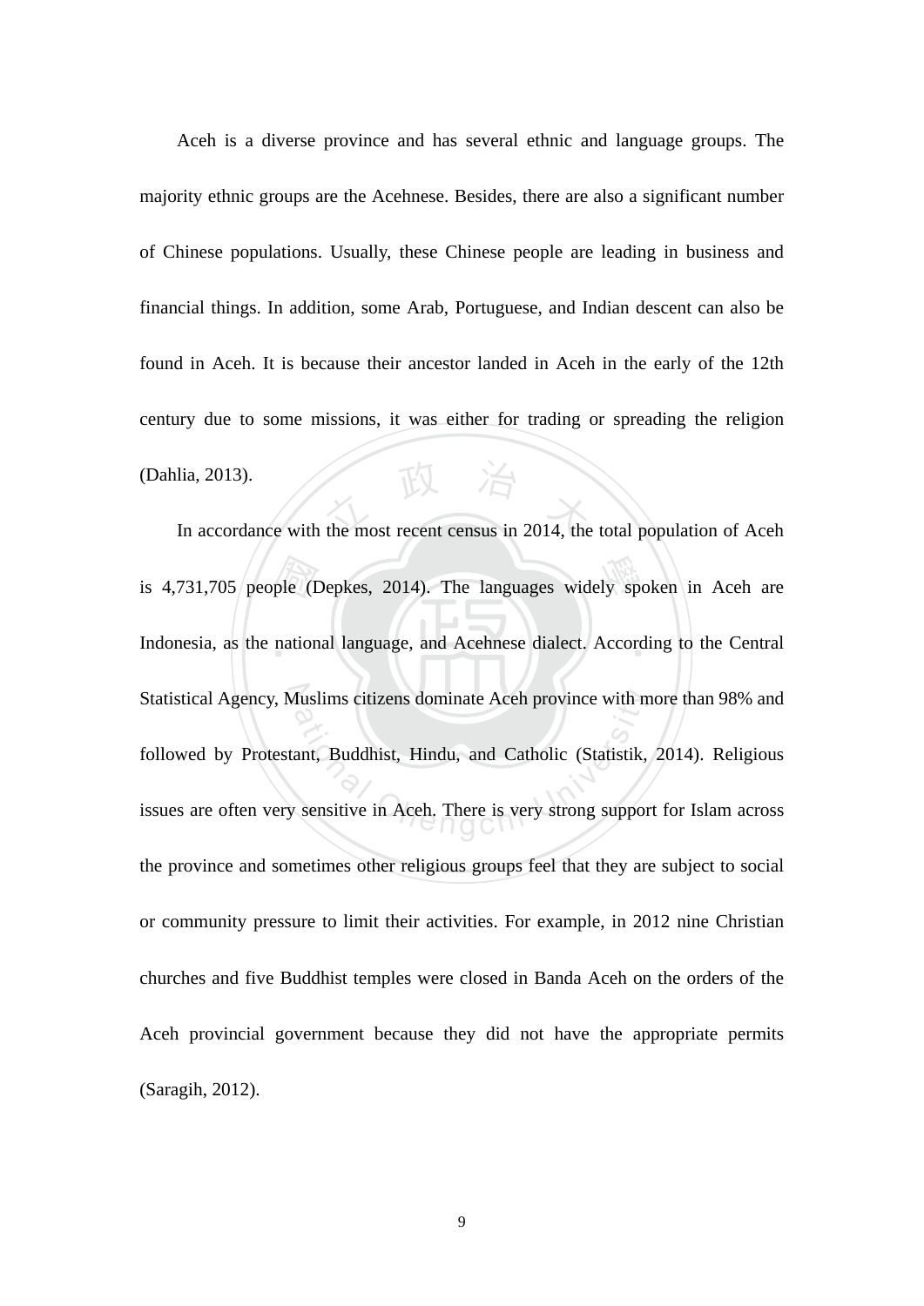Aceh is a diverse province and has several ethnic and language groups. The majority ethnic groups are the Acehnese. Besides, there are also a significant number of Chinese populations. Usually, these Chinese people are leading in business and financial things. In addition, some Arab, Portuguese, and Indian descent can also be found in Aceh. It is because their ancestor landed in Aceh in the early of the 12th century due to some missions, it was either for trading or spreading the religion (Dahlia, 2013).

In accordance with the most recent census in 2014, the total population of Aceh is 4,731,705 people (Depkes, 2014). The languages widely spoken in Aceh are Indonesia, as the national language, and Acehnese dialect. According to the Central Statistical Agency, Muslims citizens dominate Aceh province with more than 98% and followed by Protestant, Buddhist, Hindu, and Catholic (Statistik, 2014). Religious issues are often very sensitive in Aceh. There is very strong support for Islam across the province and sometimes other religious groups feel that they are subject to social or community pressure to limit their activities. For example, in 2012 nine Christian churches and five Buddhist temples were closed in Banda Aceh on the orders of the Aceh provincial government because they did not have the appropriate permits (Saragih, 2012).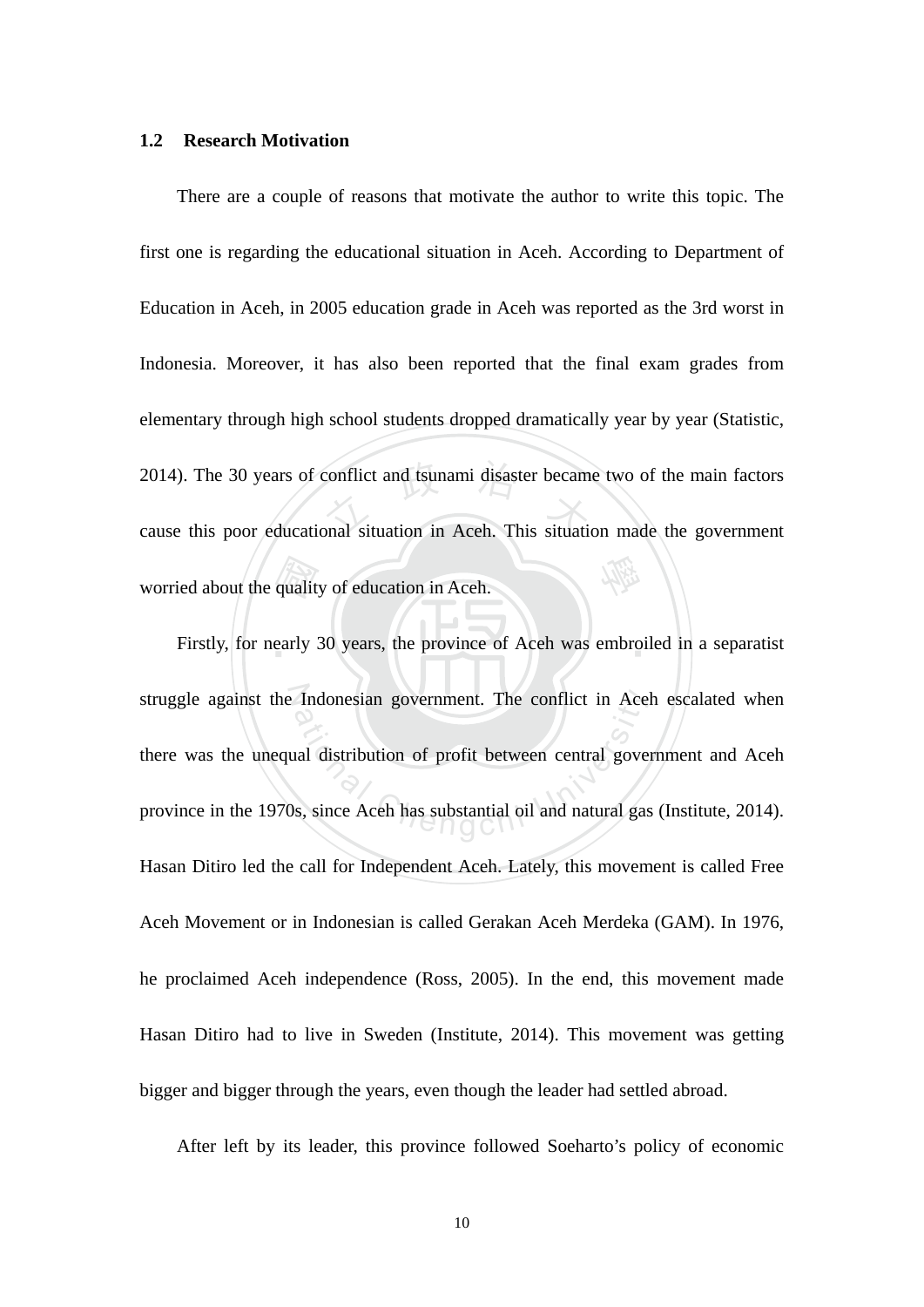### 1.2 Research Motivation

There are a couple of reasons that motivate the author to write this topic. The first one is regarding the educational situation in Aceh. According to Department of Education in Aceh, in 2005 education grade in Aceh was reported as the 3rd worst in Indonesia. Moreover, it has also been reported that the final exam grades from elementary through high school students dropped dramatically year by year (Statistic, 2014). The 30 years of conflict and tsunami disaster became two of the main factors cause this poor educational situation in Aceh. This situation made the government worried about the quality of education in Aceh.

Firstly, for nearly 30 years, the province of Aceh was embroiled in a separatist struggle against the Indonesian government. The conflict in Aceh escalated when there was the unequal distribution of profit between central government and Aceh province in the 1970s, since Aceh has substantial oil and natural gas (Institute, 2014). Hasan Ditiro led the call for Independent Aceh. Lately, this movement is called Free Aceh Movement or in Indonesian is called Gerakan Aceh Merdeka (GAM). In 1976, he proclaimed Aceh independence (Ross, 2005). In the end, this movement made Hasan Ditiro had to live in Sweden (Institute, 2014). This movement was getting bigger and bigger through the years, even though the leader had settled abroad.

After left by its leader, this province followed Soeharto's policy of economic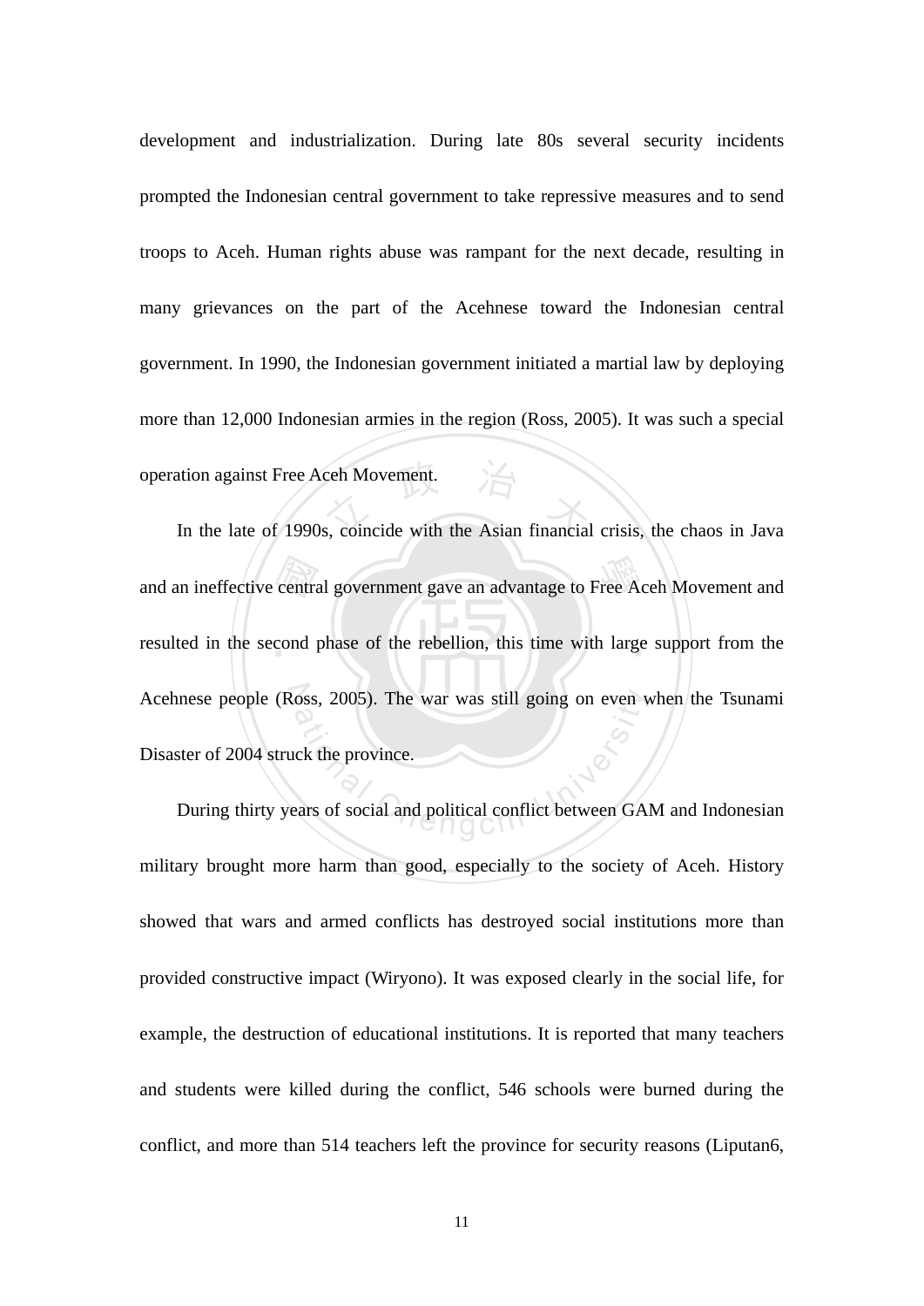development and industrialization. During late 80s several security incidents prompted the Indonesian central government to take repressive measures and to send troops to Aceh. Human rights abuse was rampant for the next decade, resulting in many grievances on the part of the Acehnese toward the Indonesian central government. In 1990, the Indonesian government initiated a martial law by deploying more than 12,000 Indonesian armies in the region (Ross, 2005). It was such a special operation against Free Aceh Movement.

In the late of 1990s, coincide with the Asian financial crisis, the chaos in Java and an ineffective central government gave an advantage to Free Aceh Movement and resulted in the second phase of the rebellion, this time with large support from the Acehnese people (Ross, 2005). The war was still going on even when the Tsunami Disaster of 2004 struck the province.

During thirty years of social and political conflict between GAM and Indonesian military brought more harm than good, especially to the society of Aceh. History showed that wars and armed conflicts has destroyed social institutions more than provided constructive impact (Wiryono). It was exposed clearly in the social life, for example, the destruction of educational institutions. It is reported that many teachers and students were killed during the conflict, 546 schools were burned during the conflict, and more than 514 teachers left the province for security reasons (Liputan6,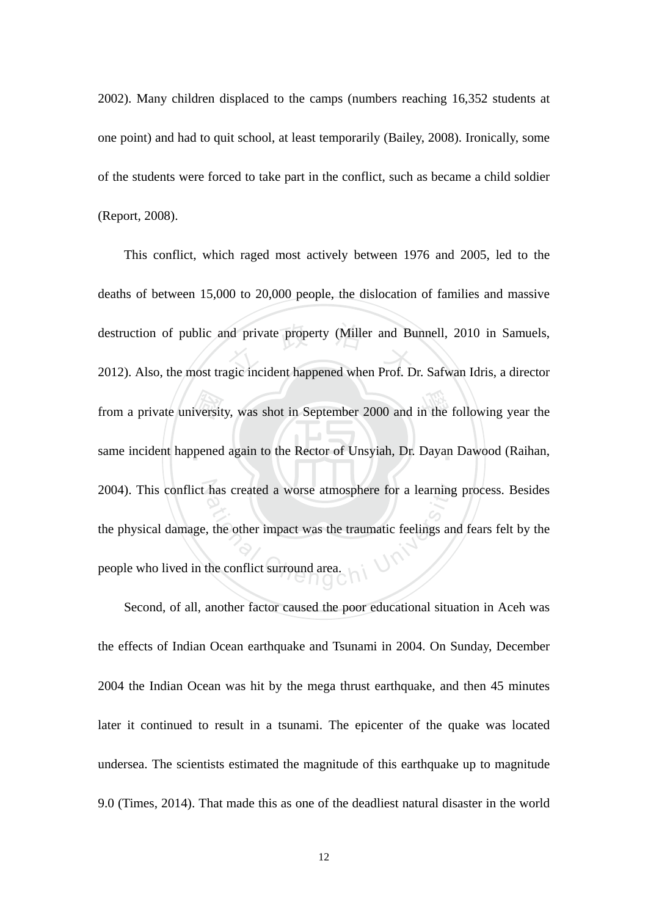2002). Many children displaced to the camps (numbers reaching 16,352 students at one point) and had to quit school, at least temporarily (Bailey, 2008). Ironically, some of the students were forced to take part in the conflict, such as became a child soldier (Report, 2008).

This conflict, which raged most actively between 1976 and 2005, led to the deaths of between 15,000 to 20,000 people, the dislocation of families and massive destruction of public and private property (Miller and Bunnell, 2010 in Samuels, 2012). Also, the most tragic incident happened when Prof. Dr. Safwan Idris, a director from a private university, was shot in September 2000 and in the following year the same incident happened again to the Rector of Unsyiah, Dr. Dayan Dawood (Raihan, 2004). This conflict has created a worse atmosphere for a learning process. Besides the physical damage, the other impact was the traumatic feelings and fears felt by the people who lived in the conflict surround area.

Second, of all, another factor caused the poor educational situation in Aceh was the effects of Indian Ocean earthquake and Tsunami in 2004. On Sunday, December 2004 the Indian Ocean was hit by the mega thrust earthquake, and then 45 minutes later it continued to result in a tsunami. The epicenter of the quake was located undersea. The scientists estimated the magnitude of this earthquake up to magnitude 9.0 (Times, 2014). That made this as one of the deadliest natural disaster in the world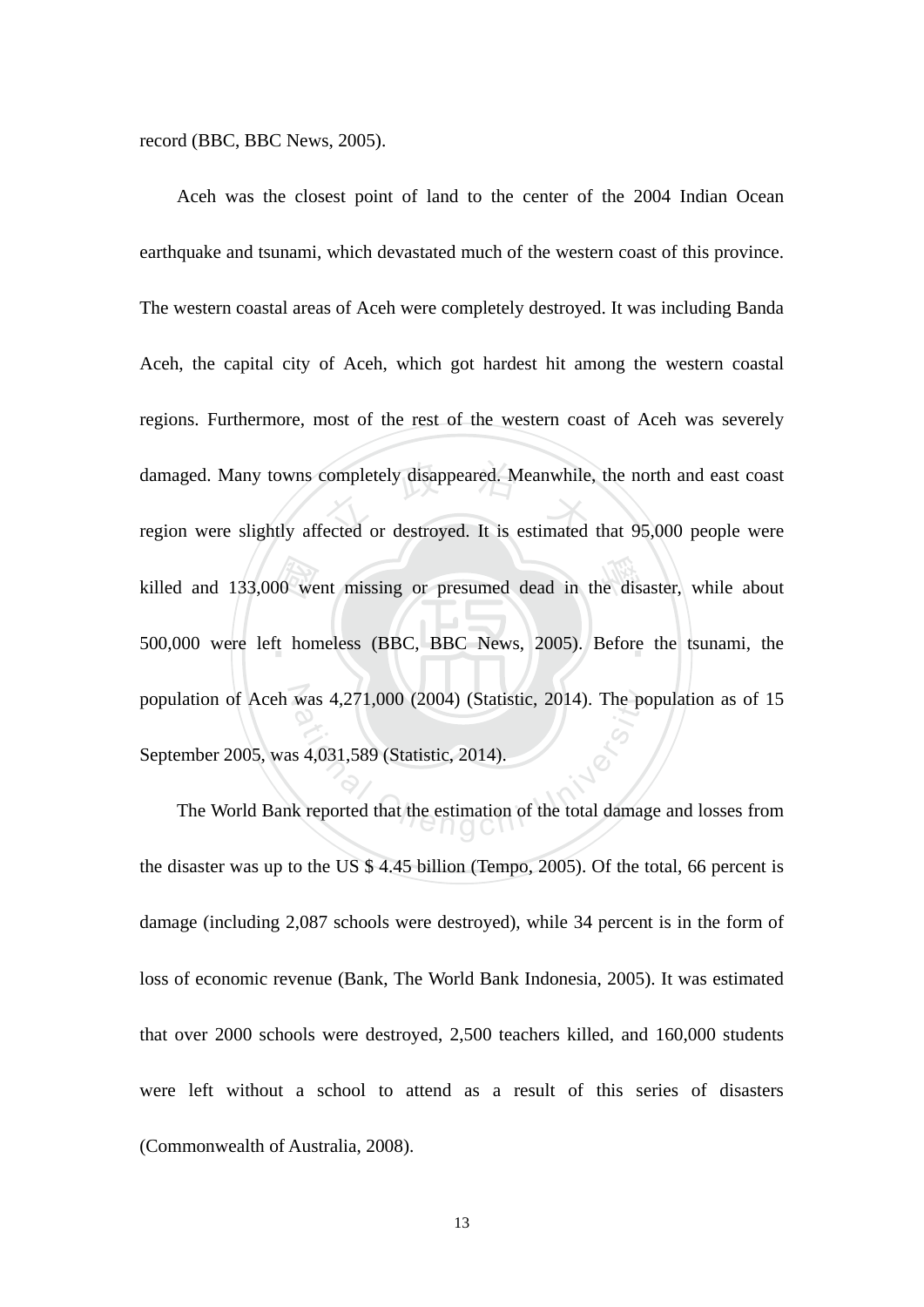record (BBC, BBC News, 2005).

Aceh was the closest point of land to the center of the 2004 Indian Ocean earthquake and tsunami, which devastated much of the western coast of this province. The western coastal areas of Aceh were completely destroyed. It was including Banda Aceh, the capital city of Aceh, which got hardest hit among the western coastal regions. Furthermore, most of the rest of the western coast of Aceh was severely damaged. Many towns completely disappeared. Meanwhile, the north and east coast region were slightly affected or destroyed. It is estimated that 95,000 people were killed and 133,000 went missing or presumed dead in the disaster, while about 500,000 were left homeless (BBC, BBC News, 2005). Before the tsunami, the population of Aceh was 4,271,000 (2004) (Statistic, 2014). The population as of 15 September 2005, was 4,031,589 (Statistic, 2014).

The World Bank reported that the estimation of the total damage and losses from the disaster was up to the US $ 4.45 billion (Tempo, 2005). Of the total, 66 percent is damage (including 2,087 schools were destroyed), while 34 percent is in the form of loss of economic revenue (Bank, The World Bank Indonesia, 2005). It was estimated that over 2000 schools were destroyed, 2,500 teachers killed, and 160,000 students were left without a school to attend as a result of this series of disasters (Commonwealth of Australia, 2008).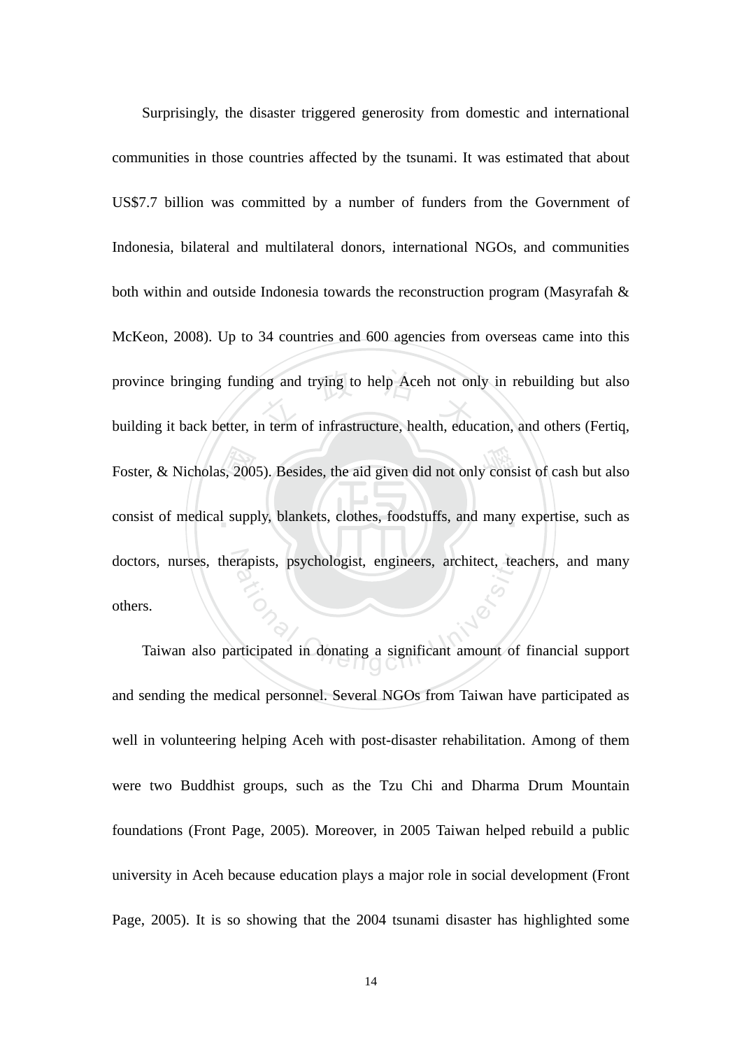Surprisingly, the disaster triggered generosity from domestic and international communities in those countries affected by the tsunami. It was estimated that about US$7.7 billion was committed by a number of funders from the Government of Indonesia, bilateral and multilateral donors, international NGOs, and communities both within and outside Indonesia towards the reconstruction program (Masyrafah & McKeon, 2008). Up to 34 countries and 600 agencies from overseas came into this province bringing funding and trying to help Aceh not only in rebuilding but also building it back better, in term of infrastructure, health, education, and others (Fertiq, Foster, & Nicholas, 2005). Besides, the aid given did not only consist of cash but also consist of medical supply, blankets, clothes, foodstuffs, and many expertise, such as doctors, nurses, therapists, psychologist, engineers, architect, teachers, and many others.

Taiwan also participated in donating a significant amount of financial support and sending the medical personnel. Several NGOs from Taiwan have participated as well in volunteering helping Aceh with post-disaster rehabilitation. Among of them were two Buddhist groups, such as the Tzu Chi and Dharma Drum Mountain foundations (Front Page, 2005). Moreover, in 2005 Taiwan helped rebuild a public university in Aceh because education plays a major role in social development (Front Page, 2005). It is so showing that the 2004 tsunami disaster has highlighted some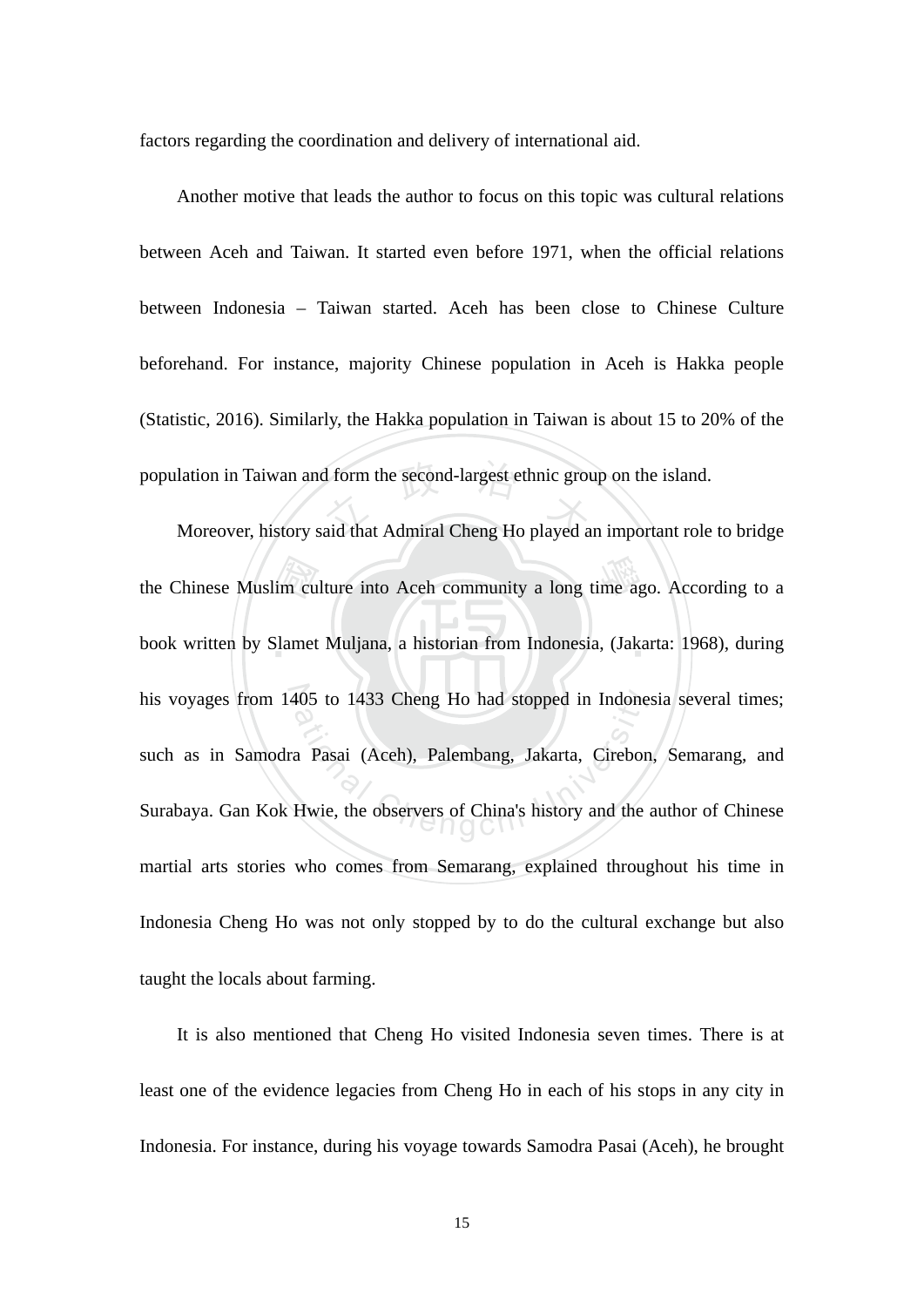factors regarding the coordination and delivery of international aid.

Another motive that leads the author to focus on this topic was cultural relations between Aceh and Taiwan. It started even before 1971, when the official relations between Indonesia – Taiwan started. Aceh has been close to Chinese Culture beforehand. For instance, majority Chinese population in Aceh is Hakka people (Statistic, 2016). Similarly, the Hakka population in Taiwan is about 15 to 20% of the population in Taiwan and form the second-largest ethnic group on the island.

Moreover, history said that Admiral Cheng Ho played an important role to bridge the Chinese Muslim culture into Aceh community a long time ago. According to a book written by Slamet Muljana, a historian from Indonesia, (Jakarta: 1968), during his voyages from 1405 to 1433 Cheng Ho had stopped in Indonesia several times; such as in Samodra Pasai (Aceh), Palembang, Jakarta, Cirebon, Semarang, and Surabaya. Gan Kok Hwie, the observers of China's history and the author of Chinese martial arts stories who comes from Semarang, explained throughout his time in Indonesia Cheng Ho was not only stopped by to do the cultural exchange but also taught the locals about farming.

It is also mentioned that Cheng Ho visited Indonesia seven times. There is at least one of the evidence legacies from Cheng Ho in each of his stops in any city in Indonesia. For instance, during his voyage towards Samodra Pasai (Aceh), he brought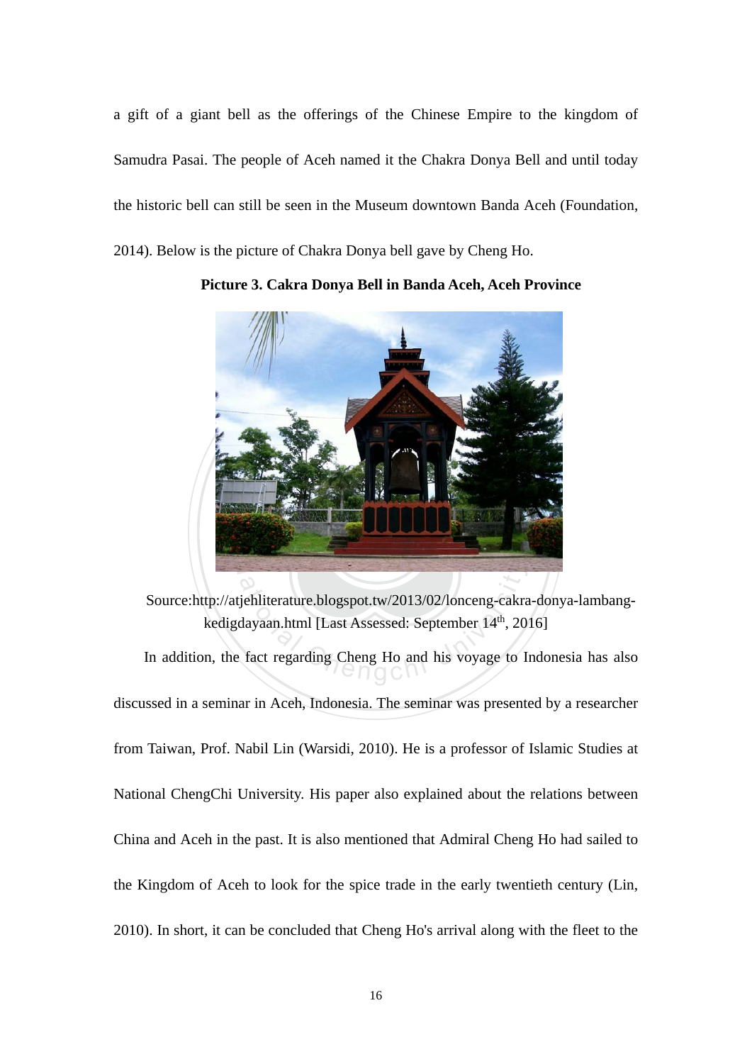a gift of a giant bell as the offerings of the Chinese Empire to the kingdom of Samudra Pasai. The people of Aceh named it the Chakra Donya Bell and until today the historic bell can still be seen in the Museum downtown Banda Aceh (Foundation, 2014). Below is the picture of Chakra Donya bell gave by Cheng Ho.

**Picture 3. Cakra Donya Bell in Banda Aceh, Aceh Province**

Source:http://atjehliterature.blogspot.tw/2013/02/lonceng-cakra-donya-lambang-kedigdayaan.html [Last Assessed: September 14th, 2016]

In addition, the fact regarding Cheng Ho and his voyage to Indonesia has also discussed in a seminar in Aceh, Indonesia. The seminar was presented by a researcher from Taiwan, Prof. Nabil Lin (Warsidi, 2010). He is a professor of Islamic Studies at National ChengChi University. His paper also explained about the relations between China and Aceh in the past. It is also mentioned that Admiral Cheng Ho had sailed to the Kingdom of Aceh to look for the spice trade in the early twentieth century (Lin, 2010). In short, it can be concluded that Cheng Ho's arrival along with the fleet to the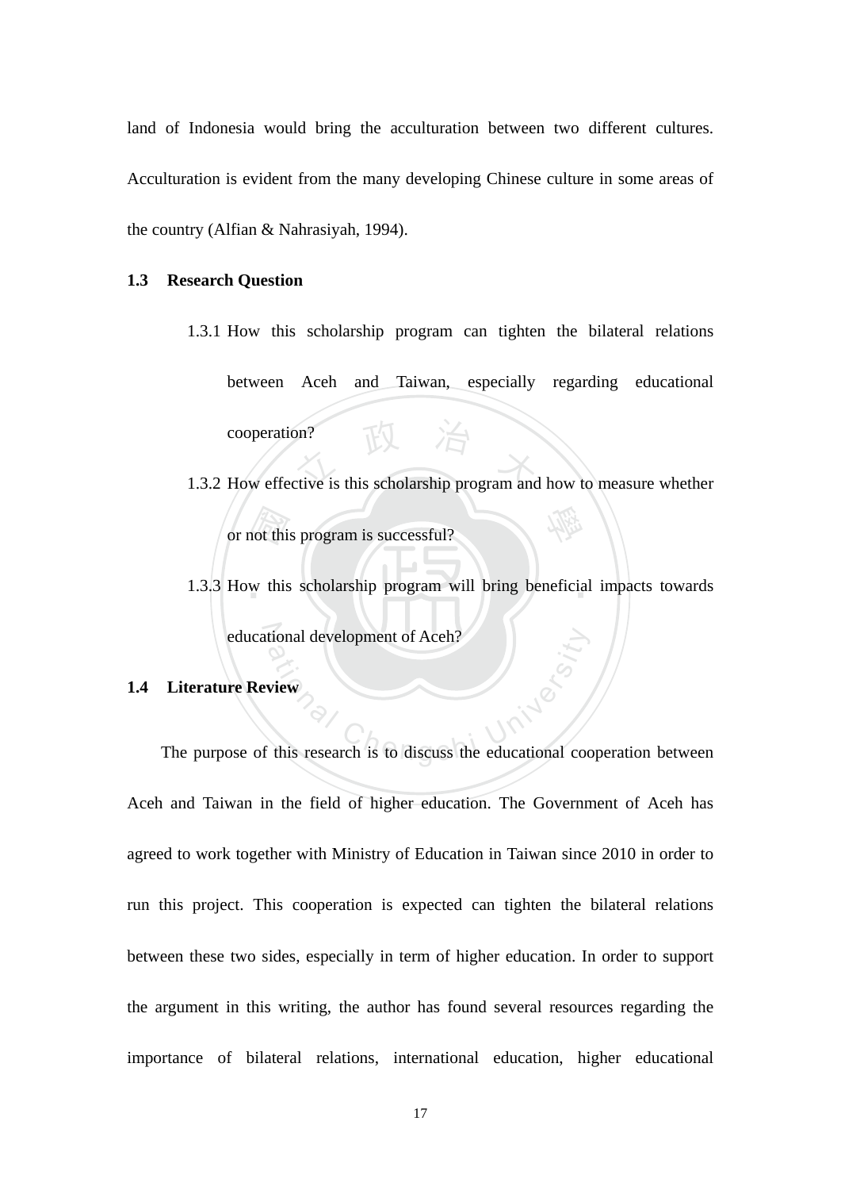land of Indonesia would bring the acculturation between two different cultures. Acculturation is evident from the many developing Chinese culture in some areas of the country (Alfian & Nahrasiyah, 1994).

## 1.3 Research Question

1.3.1 How this scholarship program can tighten the bilateral relations between Aceh and Taiwan, especially regarding educational cooperation?

1.3.2 How effective is this scholarship program and how to measure whether or not this program is successful?

1.3.3 How this scholarship program will bring beneficial impacts towards educational development of Aceh?

## 1.4 Literature Review

The purpose of this research is to discuss the educational cooperation between Aceh and Taiwan in the field of higher education. The Government of Aceh has agreed to work together with Ministry of Education in Taiwan since 2010 in order to run this project. This cooperation is expected can tighten the bilateral relations between these two sides, especially in term of higher education. In order to support the argument in this writing, the author has found several resources regarding the importance of bilateral relations, international education, higher educational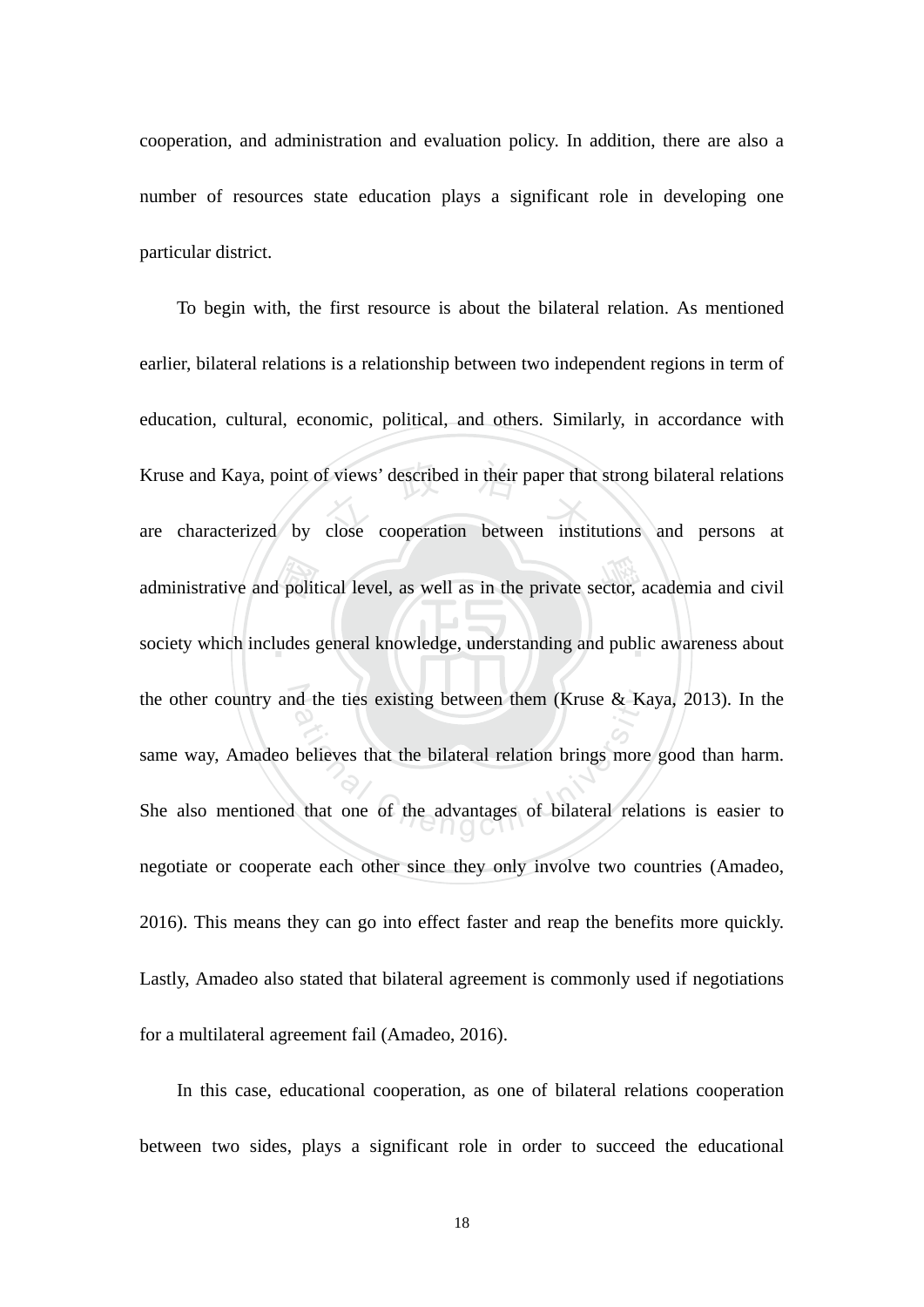cooperation, and administration and evaluation policy. In addition, there are also a number of resources state education plays a significant role in developing one particular district.

To begin with, the first resource is about the bilateral relation. As mentioned earlier, bilateral relations is a relationship between two independent regions in term of education, cultural, economic, political, and others. Similarly, in accordance with Kruse and Kaya, point of views' described in their paper that strong bilateral relations are characterized by close cooperation between institutions and persons at administrative and political level, as well as in the private sector, academia and civil society which includes general knowledge, understanding and public awareness about the other country and the ties existing between them (Kruse & Kaya, 2013). In the same way, Amadeo believes that the bilateral relation brings more good than harm. She also mentioned that one of the advantages of bilateral relations is easier to negotiate or cooperate each other since they only involve two countries (Amadeo, 2016). This means they can go into effect faster and reap the benefits more quickly. Lastly, Amadeo also stated that bilateral agreement is commonly used if negotiations for a multilateral agreement fail (Amadeo, 2016).

In this case, educational cooperation, as one of bilateral relations cooperation between two sides, plays a significant role in order to succeed the educational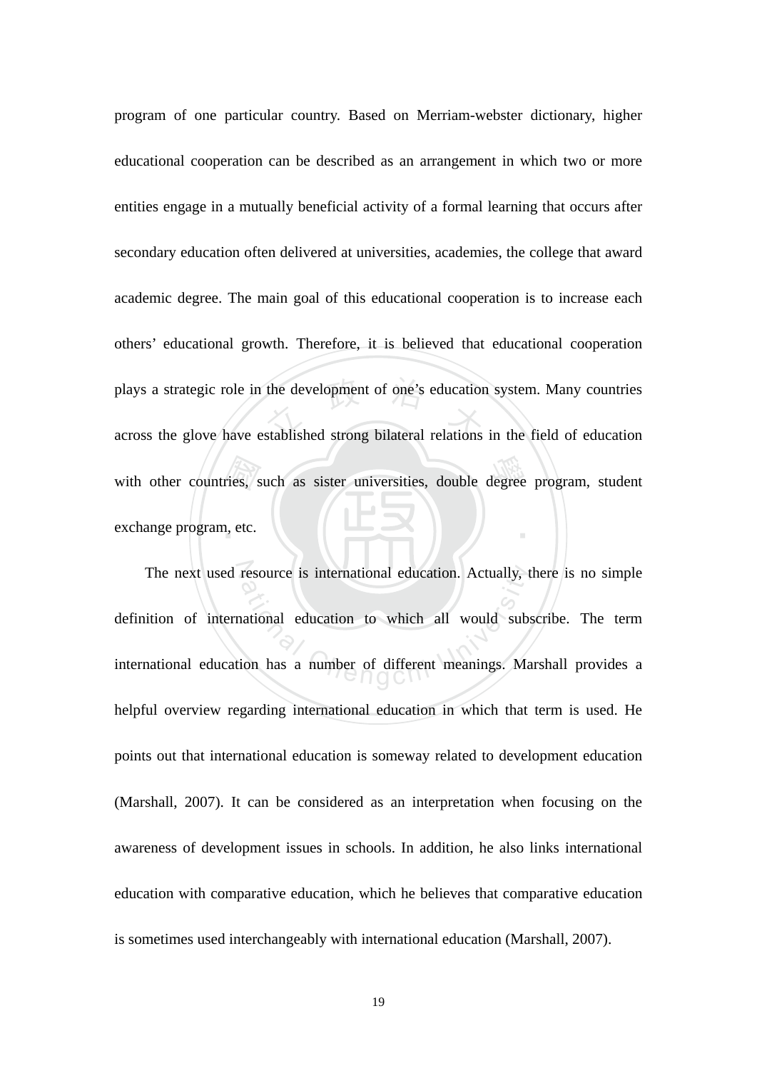program of one particular country. Based on Merriam-webster dictionary, higher educational cooperation can be described as an arrangement in which two or more entities engage in a mutually beneficial activity of a formal learning that occurs after secondary education often delivered at universities, academies, the college that award academic degree. The main goal of this educational cooperation is to increase each others' educational growth. Therefore, it is believed that educational cooperation plays a strategic role in the development of one's education system. Many countries across the glove have established strong bilateral relations in the field of education with other countries, such as sister universities, double degree program, student exchange program, etc.

The next used resource is international education. Actually, there is no simple definition of international education to which all would subscribe. The term international education has a number of different meanings. Marshall provides a helpful overview regarding international education in which that term is used. He points out that international education is someway related to development education (Marshall, 2007). It can be considered as an interpretation when focusing on the awareness of development issues in schools. In addition, he also links international education with comparative education, which he believes that comparative education is sometimes used interchangeably with international education (Marshall, 2007).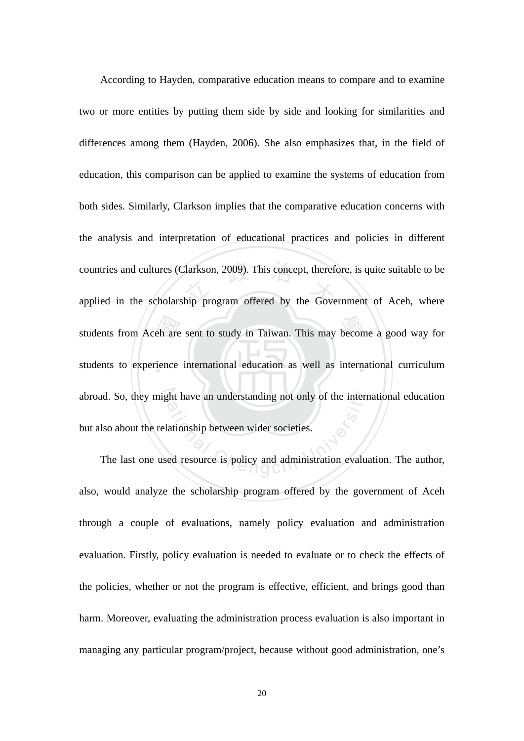According to Hayden, comparative education means to compare and to examine two or more entities by putting them side by side and looking for similarities and differences among them (Hayden, 2006). She also emphasizes that, in the field of education, this comparison can be applied to examine the systems of education from both sides. Similarly, Clarkson implies that the comparative education concerns with the analysis and interpretation of educational practices and policies in different countries and cultures (Clarkson, 2009). This concept, therefore, is quite suitable to be applied in the scholarship program offered by the Government of Aceh, where students from Aceh are sent to study in Taiwan. This may become a good way for students to experience international education as well as international curriculum abroad. So, they might have an understanding not only of the international education but also about the relationship between wider societies.

The last one used resource is policy and administration evaluation. The author, also, would analyze the scholarship program offered by the government of Aceh through a couple of evaluations, namely policy evaluation and administration evaluation. Firstly, policy evaluation is needed to evaluate or to check the effects of the policies, whether or not the program is effective, efficient, and brings good than harm. Moreover, evaluating the administration process evaluation is also important in managing any particular program/project, because without good administration, one's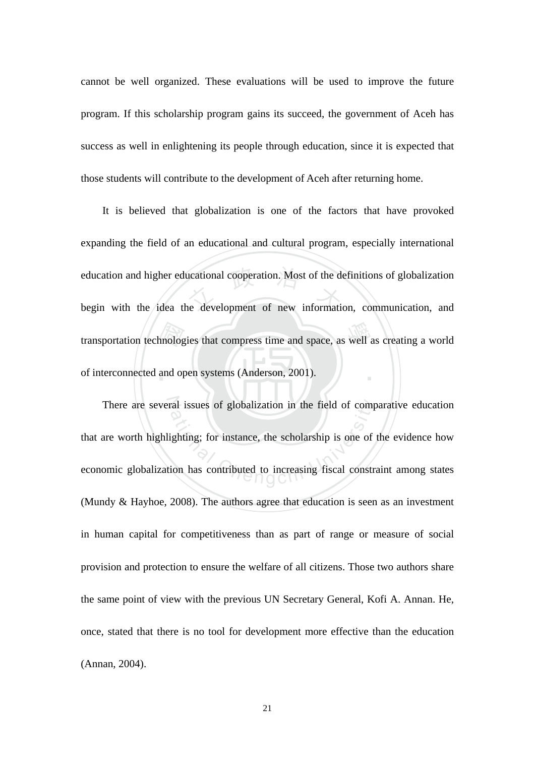cannot be well organized. These evaluations will be used to improve the future program. If this scholarship program gains its succeed, the government of Aceh has success as well in enlightening its people through education, since it is expected that those students will contribute to the development of Aceh after returning home.

It is believed that globalization is one of the factors that have provoked expanding the field of an educational and cultural program, especially international education and higher educational cooperation. Most of the definitions of globalization begin with the idea the development of new information, communication, and transportation technologies that compress time and space, as well as creating a world of interconnected and open systems (Anderson, 2001).

There are several issues of globalization in the field of comparative education that are worth highlighting; for instance, the scholarship is one of the evidence how economic globalization has contributed to increasing fiscal constraint among states (Mundy & Hayhoe, 2008). The authors agree that education is seen as an investment in human capital for competitiveness than as part of range or measure of social provision and protection to ensure the welfare of all citizens. Those two authors share the same point of view with the previous UN Secretary General, Kofi A. Annan. He, once, stated that there is no tool for development more effective than the education (Annan, 2004).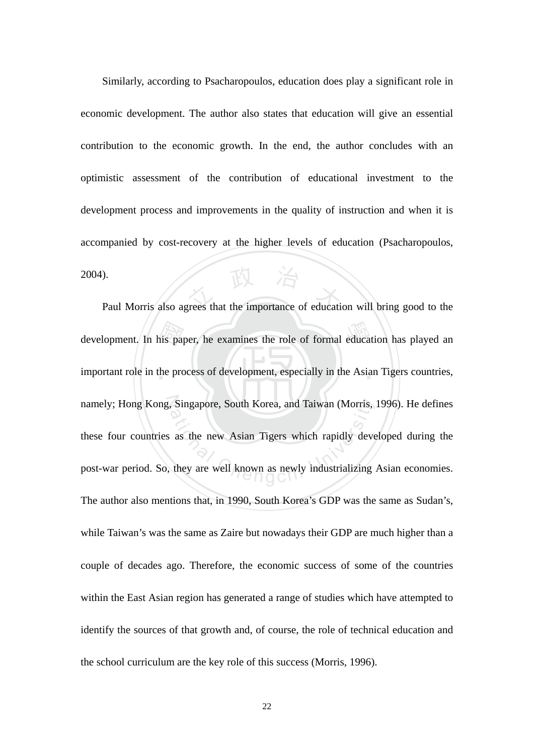Similarly, according to Psacharopoulos, education does play a significant role in economic development. The author also states that education will give an essential contribution to the economic growth. In the end, the author concludes with an optimistic assessment of the contribution of educational investment to the development process and improvements in the quality of instruction and when it is accompanied by cost-recovery at the higher levels of education (Psacharopoulos, 2004).

Paul Morris also agrees that the importance of education will bring good to the development. In his paper, he examines the role of formal education has played an important role in the process of development, especially in the Asian Tigers countries, namely; Hong Kong, Singapore, South Korea, and Taiwan (Morris, 1996). He defines these four countries as the new Asian Tigers which rapidly developed during the post-war period. So, they are well known as newly industrializing Asian economies. The author also mentions that, in 1990, South Korea's GDP was the same as Sudan's, while Taiwan's was the same as Zaire but nowadays their GDP are much higher than a couple of decades ago. Therefore, the economic success of some of the countries within the East Asian region has generated a range of studies which have attempted to identify the sources of that growth and, of course, the role of technical education and the school curriculum are the key role of this success (Morris, 1996).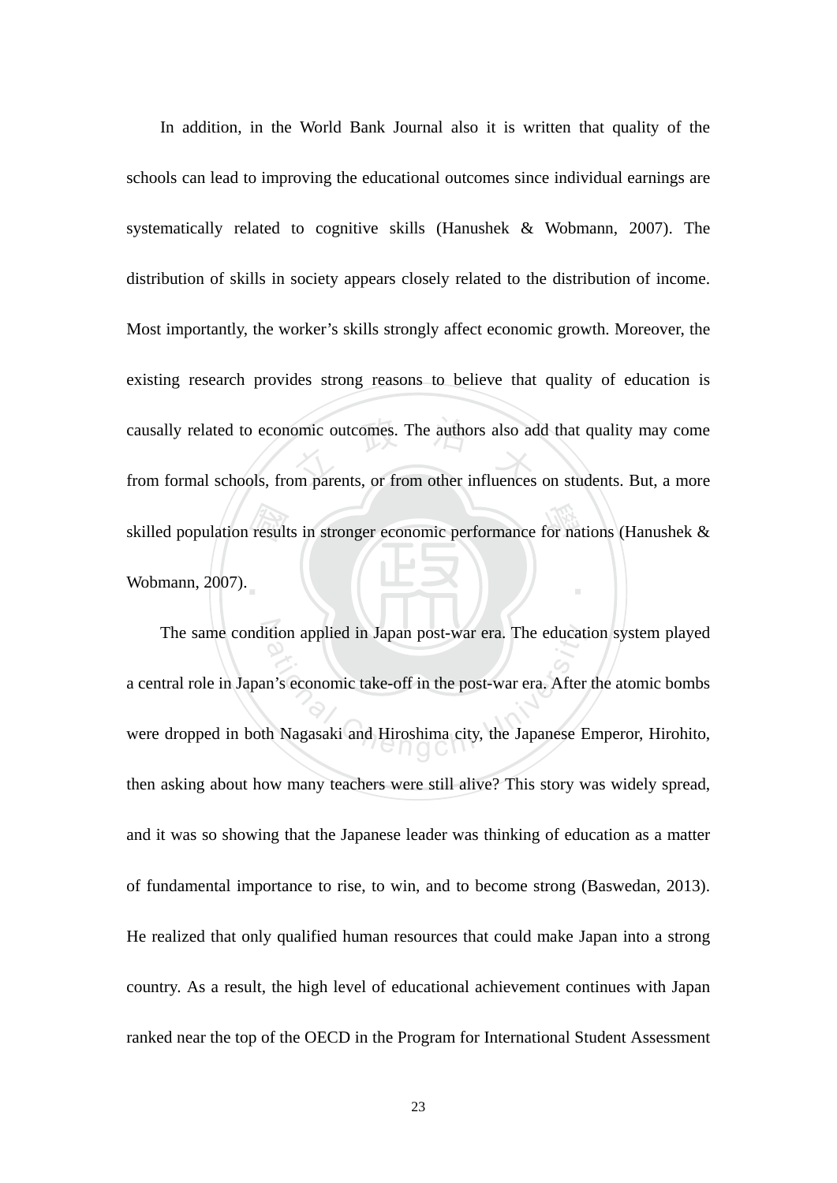In addition, in the World Bank Journal also it is written that quality of the schools can lead to improving the educational outcomes since individual earnings are systematically related to cognitive skills (Hanushek & Wobmann, 2007). The distribution of skills in society appears closely related to the distribution of income. Most importantly, the worker's skills strongly affect economic growth. Moreover, the existing research provides strong reasons to believe that quality of education is causally related to economic outcomes. The authors also add that quality may come from formal schools, from parents, or from other influences on students. But, a more skilled population results in stronger economic performance for nations (Hanushek & Wobmann, 2007).

The same condition applied in Japan post-war era. The education system played a central role in Japan's economic take-off in the post-war era. After the atomic bombs were dropped in both Nagasaki and Hiroshima city, the Japanese Emperor, Hirohito, then asking about how many teachers were still alive? This story was widely spread, and it was so showing that the Japanese leader was thinking of education as a matter of fundamental importance to rise, to win, and to become strong (Baswedan, 2013). He realized that only qualified human resources that could make Japan into a strong country. As a result, the high level of educational achievement continues with Japan ranked near the top of the OECD in the Program for International Student Assessment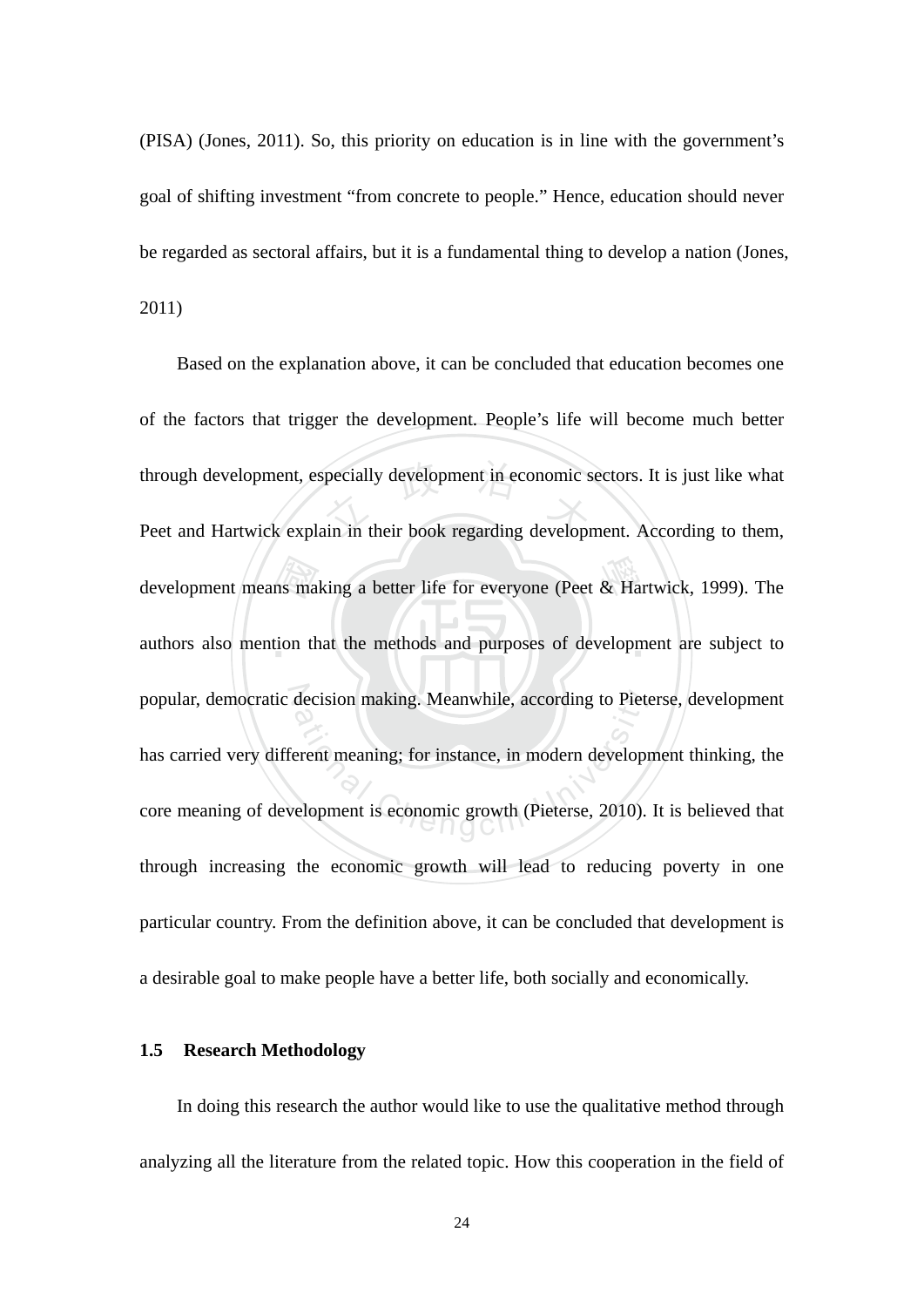(PISA) (Jones, 2011). So, this priority on education is in line with the government's goal of shifting investment "from concrete to people." Hence, education should never be regarded as sectoral affairs, but it is a fundamental thing to develop a nation (Jones, 2011)

Based on the explanation above, it can be concluded that education becomes one of the factors that trigger the development. People's life will become much better through development, especially development in economic sectors. It is just like what Peet and Hartwick explain in their book regarding development. According to them, development means making a better life for everyone (Peet & Hartwick, 1999). The authors also mention that the methods and purposes of development are subject to popular, democratic decision making. Meanwhile, according to Pieterse, development has carried very different meaning; for instance, in modern development thinking, the core meaning of development is economic growth (Pieterse, 2010). It is believed that through increasing the economic growth will lead to reducing poverty in one particular country. From the definition above, it can be concluded that development is a desirable goal to make people have a better life, both socially and economically.

### 1.5 Research Methodology

In doing this research the author would like to use the qualitative method through analyzing all the literature from the related topic. How this cooperation in the field of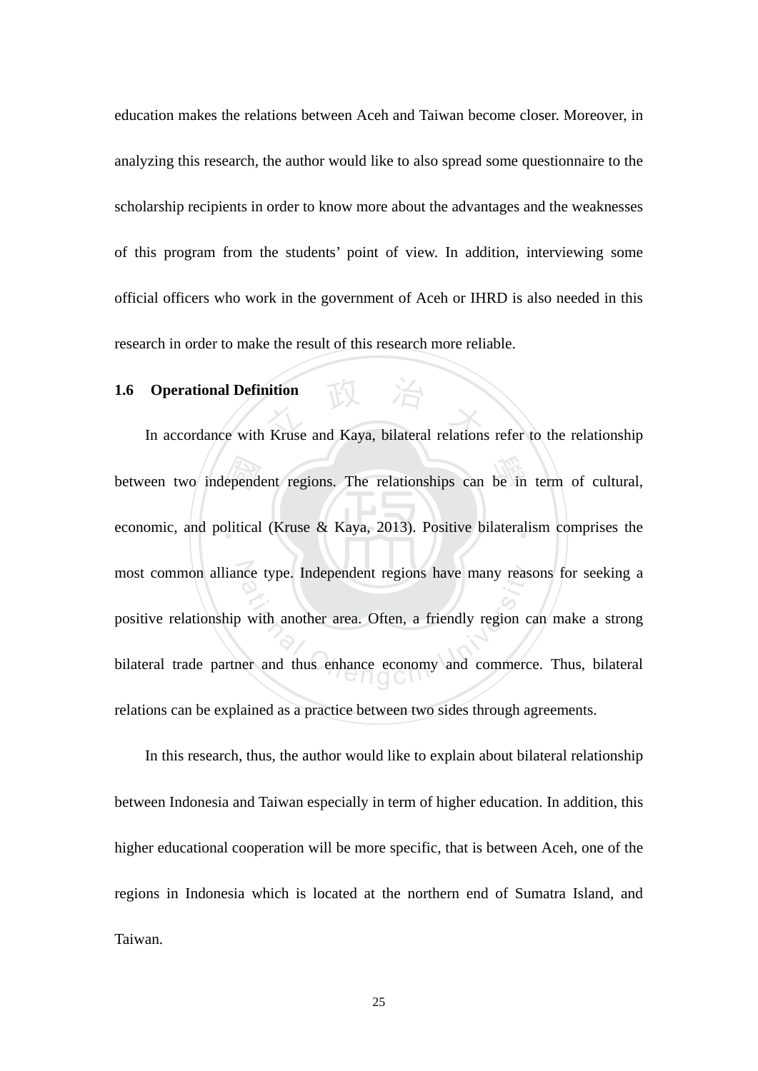education makes the relations between Aceh and Taiwan become closer. Moreover, in analyzing this research, the author would like to also spread some questionnaire to the scholarship recipients in order to know more about the advantages and the weaknesses of this program from the students' point of view. In addition, interviewing some official officers who work in the government of Aceh or IHRD is also needed in this research in order to make the result of this research more reliable.

## 1.6 Operational Definition

In accordance with Kruse and Kaya, bilateral relations refer to the relationship between two independent regions. The relationships can be in term of cultural, economic, and political (Kruse & Kaya, 2013). Positive bilateralism comprises the most common alliance type. Independent regions have many reasons for seeking a positive relationship with another area. Often, a friendly region can make a strong bilateral trade partner and thus enhance economy and commerce. Thus, bilateral relations can be explained as a practice between two sides through agreements.

In this research, thus, the author would like to explain about bilateral relationship between Indonesia and Taiwan especially in term of higher education. In addition, this higher educational cooperation will be more specific, that is between Aceh, one of the regions in Indonesia which is located at the northern end of Sumatra Island, and Taiwan.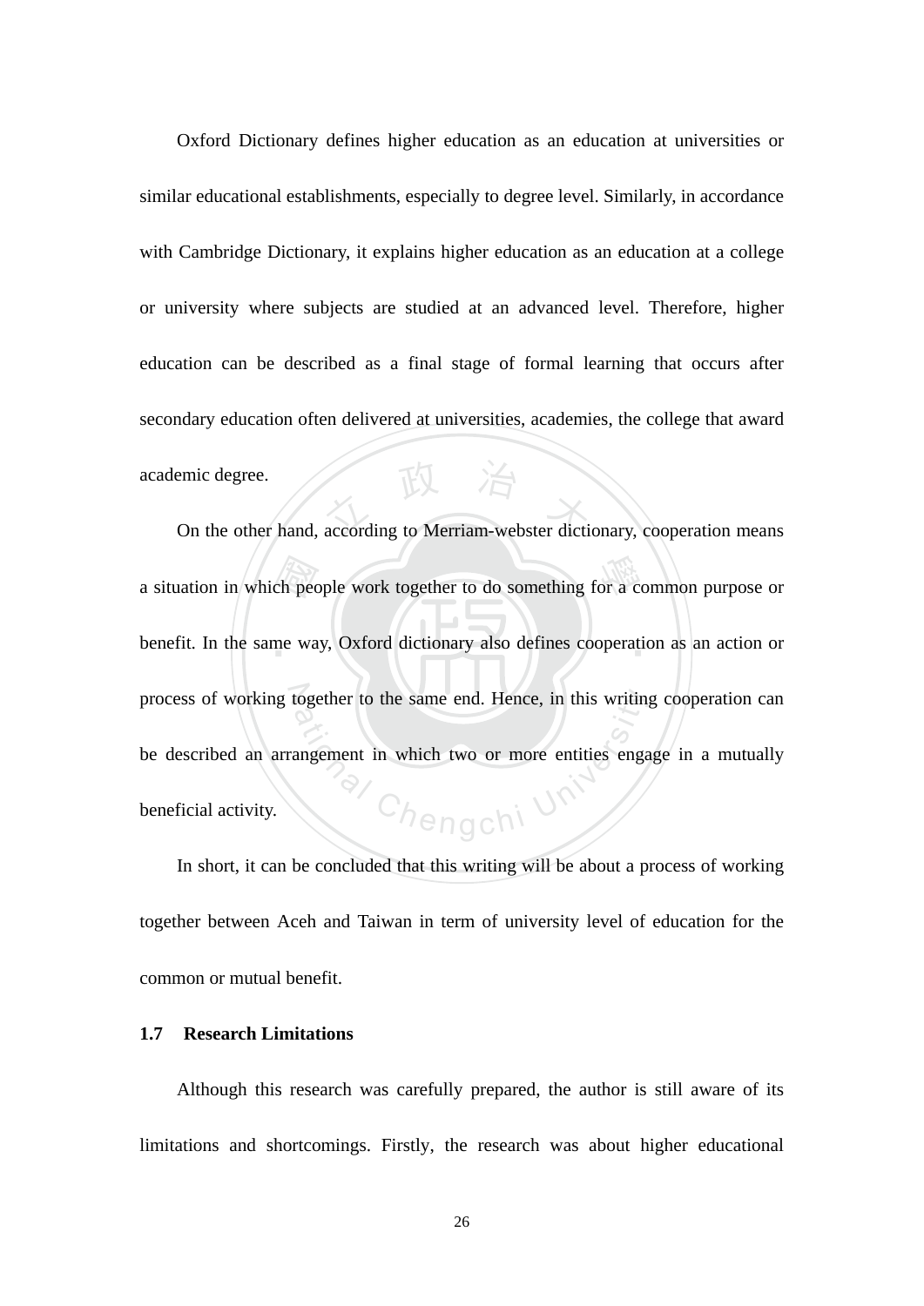Oxford Dictionary defines higher education as an education at universities or similar educational establishments, especially to degree level. Similarly, in accordance with Cambridge Dictionary, it explains higher education as an education at a college or university where subjects are studied at an advanced level. Therefore, higher education can be described as a final stage of formal learning that occurs after secondary education often delivered at universities, academies, the college that award academic degree.

On the other hand, according to Merriam-webster dictionary, cooperation means a situation in which people work together to do something for a common purpose or benefit. In the same way, Oxford dictionary also defines cooperation as an action or process of working together to the same end. Hence, in this writing cooperation can be described an arrangement in which two or more entities engage in a mutually beneficial activity.

In short, it can be concluded that this writing will be about a process of working together between Aceh and Taiwan in term of university level of education for the common or mutual benefit.

### 1.7 Research Limitations

Although this research was carefully prepared, the author is still aware of its limitations and shortcomings. Firstly, the research was about higher educational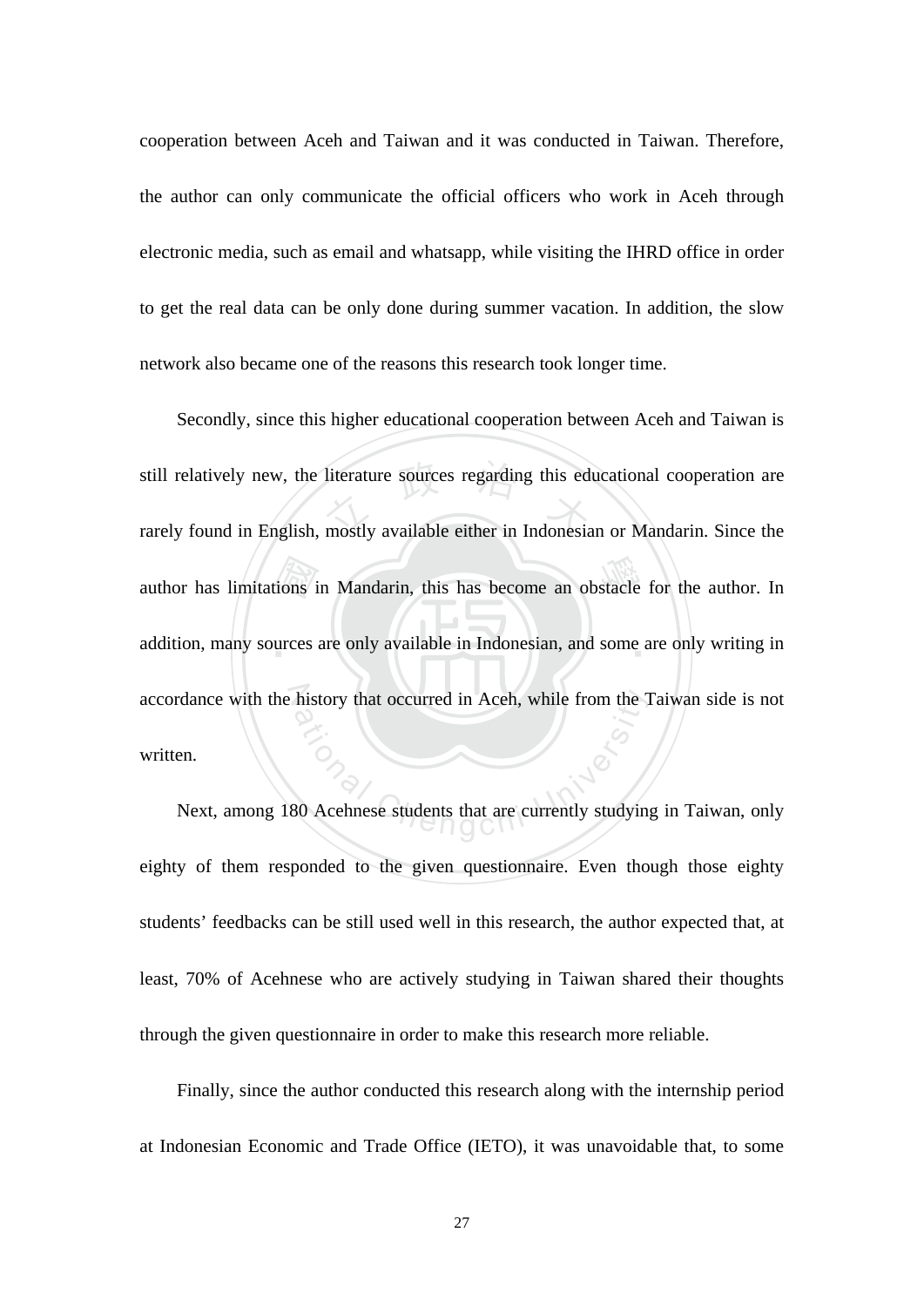cooperation between Aceh and Taiwan and it was conducted in Taiwan. Therefore, the author can only communicate the official officers who work in Aceh through electronic media, such as email and whatsapp, while visiting the IHRD office in order to get the real data can be only done during summer vacation. In addition, the slow network also became one of the reasons this research took longer time.

Secondly, since this higher educational cooperation between Aceh and Taiwan is still relatively new, the literature sources regarding this educational cooperation are rarely found in English, mostly available either in Indonesian or Mandarin. Since the author has limitations in Mandarin, this has become an obstacle for the author. In addition, many sources are only available in Indonesian, and some are only writing in accordance with the history that occurred in Aceh, while from the Taiwan side is not written.

Next, among 180 Acehnese students that are currently studying in Taiwan, only eighty of them responded to the given questionnaire. Even though those eighty students' feedbacks can be still used well in this research, the author expected that, at least, 70% of Acehnese who are actively studying in Taiwan shared their thoughts through the given questionnaire in order to make this research more reliable.

Finally, since the author conducted this research along with the internship period at Indonesian Economic and Trade Office (IETO), it was unavoidable that, to some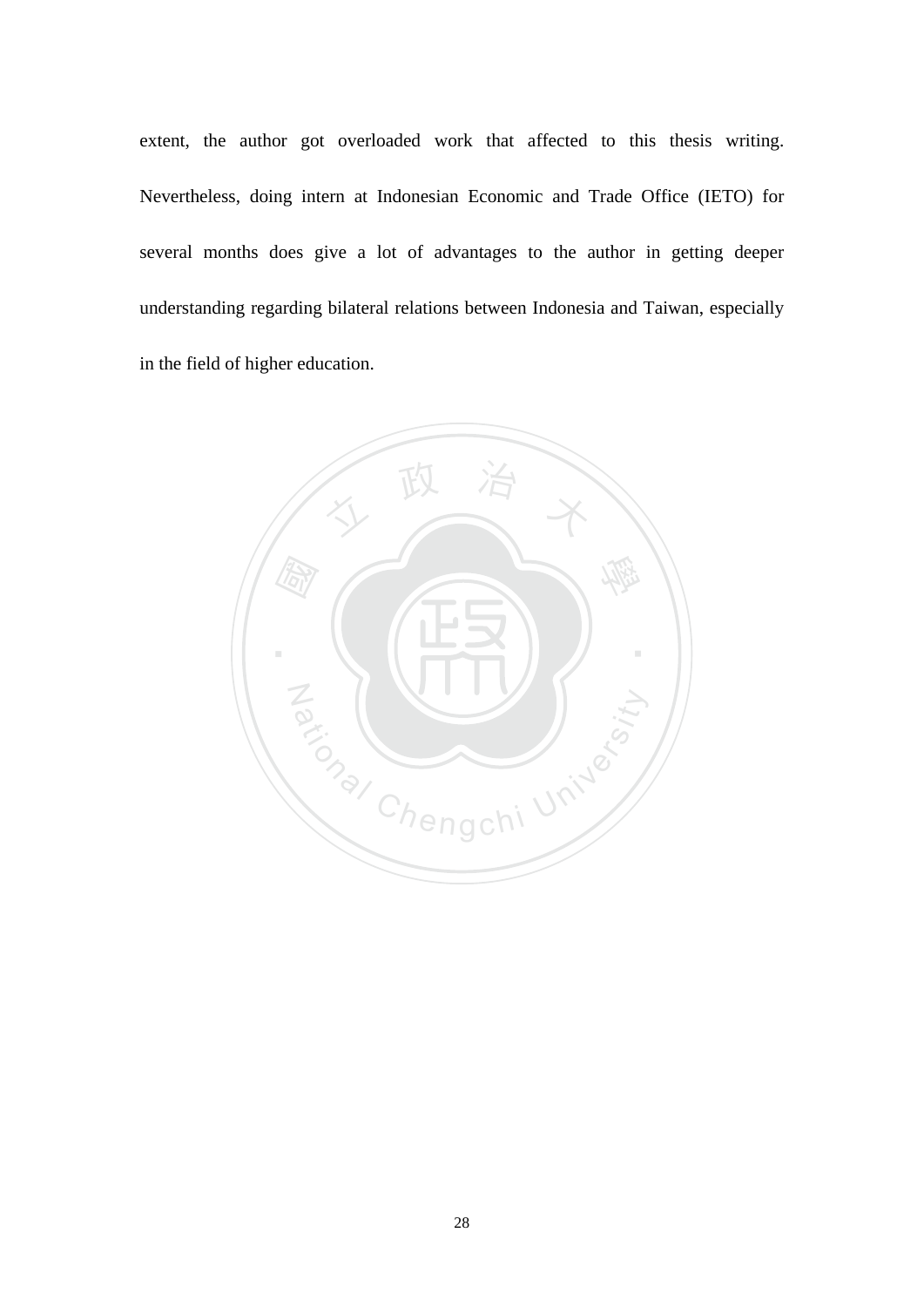extent, the author got overloaded work that affected to this thesis writing. Nevertheless, doing intern at Indonesian Economic and Trade Office (IETO) for several months does give a lot of advantages to the author in getting deeper understanding regarding bilateral relations between Indonesia and Taiwan, especially in the field of higher education.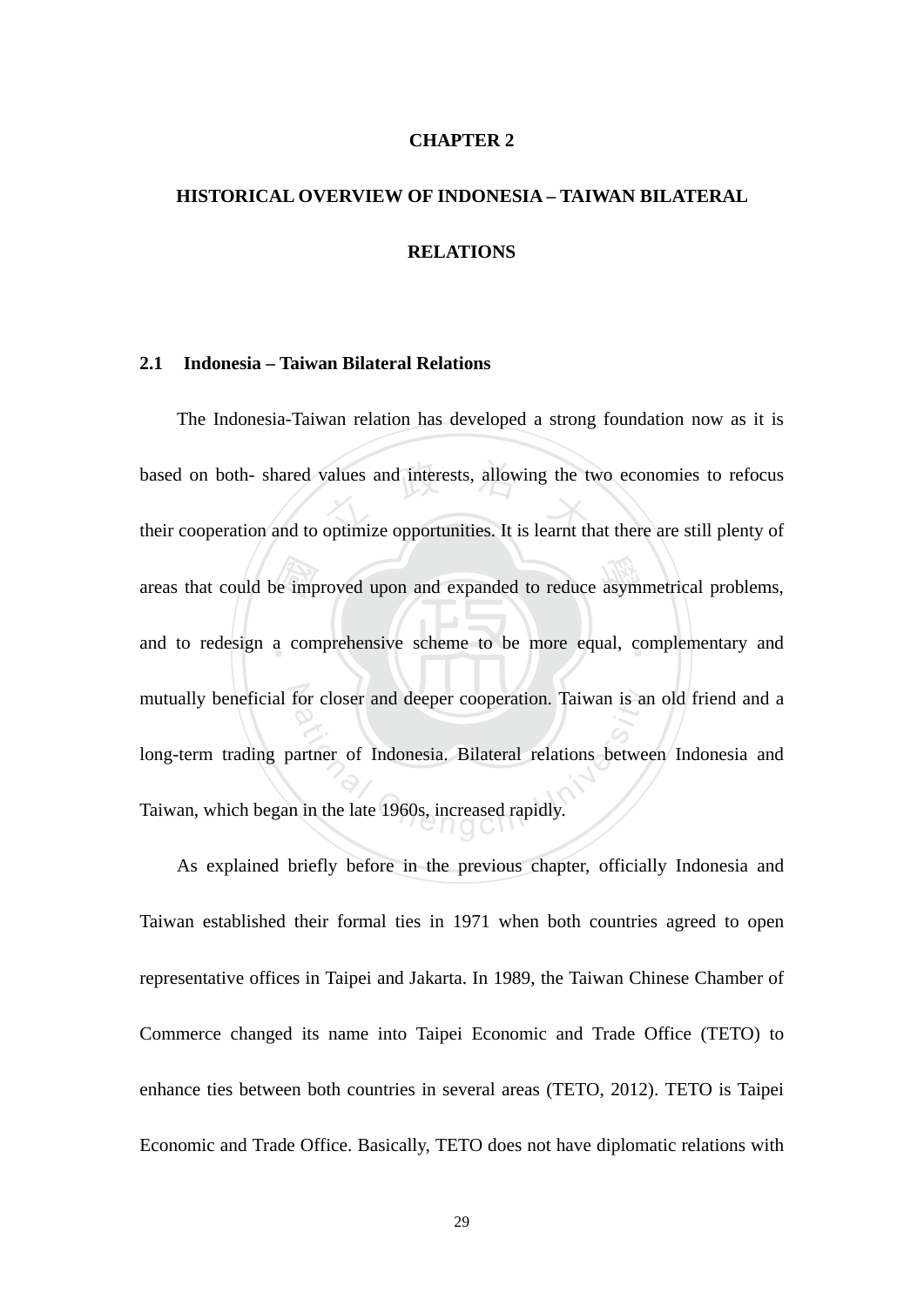# CHAPTER 2

# HISTORICAL OVERVIEW OF INDONESIA – TAIWAN BILATERAL RELATIONS

## 2.1 Indonesia – Taiwan Bilateral Relations

The Indonesia-Taiwan relation has developed a strong foundation now as it is based on both- shared values and interests, allowing the two economies to refocus their cooperation and to optimize opportunities. It is learnt that there are still plenty of areas that could be improved upon and expanded to reduce asymmetrical problems, and to redesign a comprehensive scheme to be more equal, complementary and mutually beneficial for closer and deeper cooperation. Taiwan is an old friend and a long-term trading partner of Indonesia. Bilateral relations between Indonesia and Taiwan, which began in the late 1960s, increased rapidly.

As explained briefly before in the previous chapter, officially Indonesia and Taiwan established their formal ties in 1971 when both countries agreed to open representative offices in Taipei and Jakarta. In 1989, the Taiwan Chinese Chamber of Commerce changed its name into Taipei Economic and Trade Office (TETO) to enhance ties between both countries in several areas (TETO, 2012). TETO is Taipei Economic and Trade Office. Basically, TETO does not have diplomatic relations with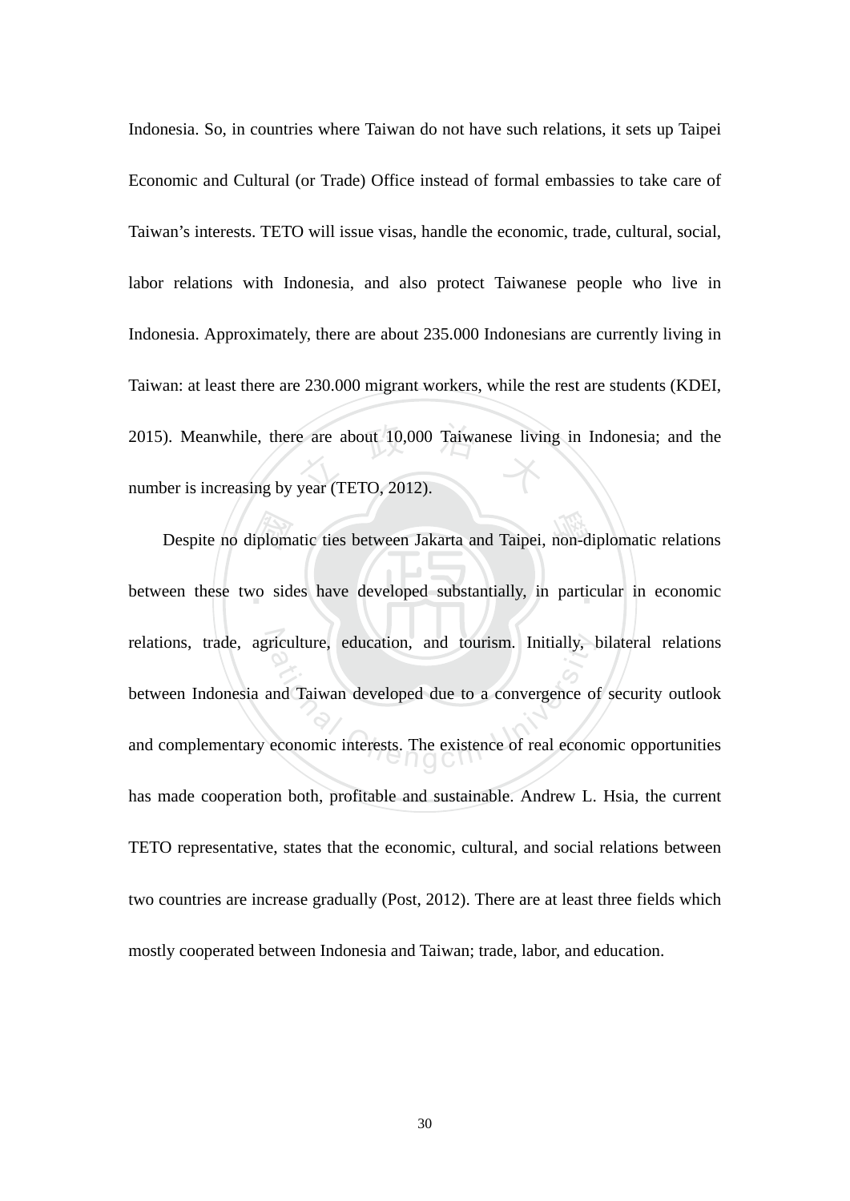Indonesia. So, in countries where Taiwan do not have such relations, it sets up Taipei Economic and Cultural (or Trade) Office instead of formal embassies to take care of Taiwan's interests. TETO will issue visas, handle the economic, trade, cultural, social, labor relations with Indonesia, and also protect Taiwanese people who live in Indonesia. Approximately, there are about 235.000 Indonesians are currently living in Taiwan: at least there are 230.000 migrant workers, while the rest are students (KDEI, 2015). Meanwhile, there are about 10,000 Taiwanese living in Indonesia; and the number is increasing by year (TETO, 2012).

Despite no diplomatic ties between Jakarta and Taipei, non-diplomatic relations between these two sides have developed substantially, in particular in economic relations, trade, agriculture, education, and tourism. Initially, bilateral relations between Indonesia and Taiwan developed due to a convergence of security outlook and complementary economic interests. The existence of real economic opportunities has made cooperation both, profitable and sustainable. Andrew L. Hsia, the current TETO representative, states that the economic, cultural, and social relations between two countries are increase gradually (Post, 2012). There are at least three fields which mostly cooperated between Indonesia and Taiwan; trade, labor, and education.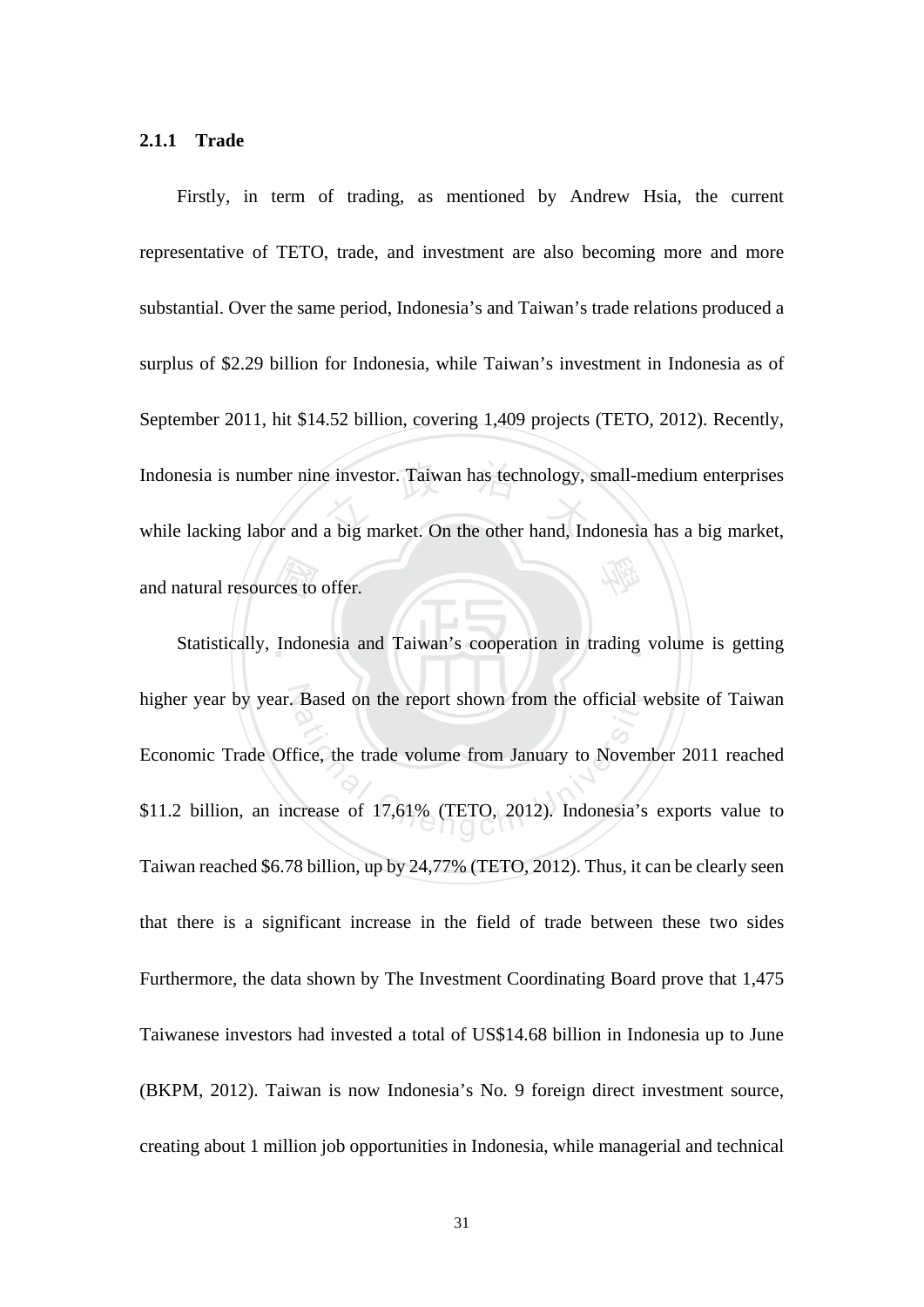### 2.1.1 Trade

Firstly, in term of trading, as mentioned by Andrew Hsia, the current representative of TETO, trade, and investment are also becoming more and more substantial. Over the same period, Indonesia's and Taiwan's trade relations produced a surplus of $2.29 billion for Indonesia, while Taiwan's investment in Indonesia as of September 2011, hit $14.52 billion, covering 1,409 projects (TETO, 2012). Recently, Indonesia is number nine investor. Taiwan has technology, small-medium enterprises while lacking labor and a big market. On the other hand, Indonesia has a big market, and natural resources to offer.

Statistically, Indonesia and Taiwan's cooperation in trading volume is getting higher year by year. Based on the report shown from the official website of Taiwan Economic Trade Office, the trade volume from January to November 2011 reached $11.2 billion, an increase of 17,61% (TETO, 2012). Indonesia's exports value to Taiwan reached $6.78 billion, up by 24,77% (TETO, 2012). Thus, it can be clearly seen that there is a significant increase in the field of trade between these two sides Furthermore, the data shown by The Investment Coordinating Board prove that 1,475 Taiwanese investors had invested a total of US$14.68 billion in Indonesia up to June (BKPM, 2012). Taiwan is now Indonesia's No. 9 foreign direct investment source, creating about 1 million job opportunities in Indonesia, while managerial and technical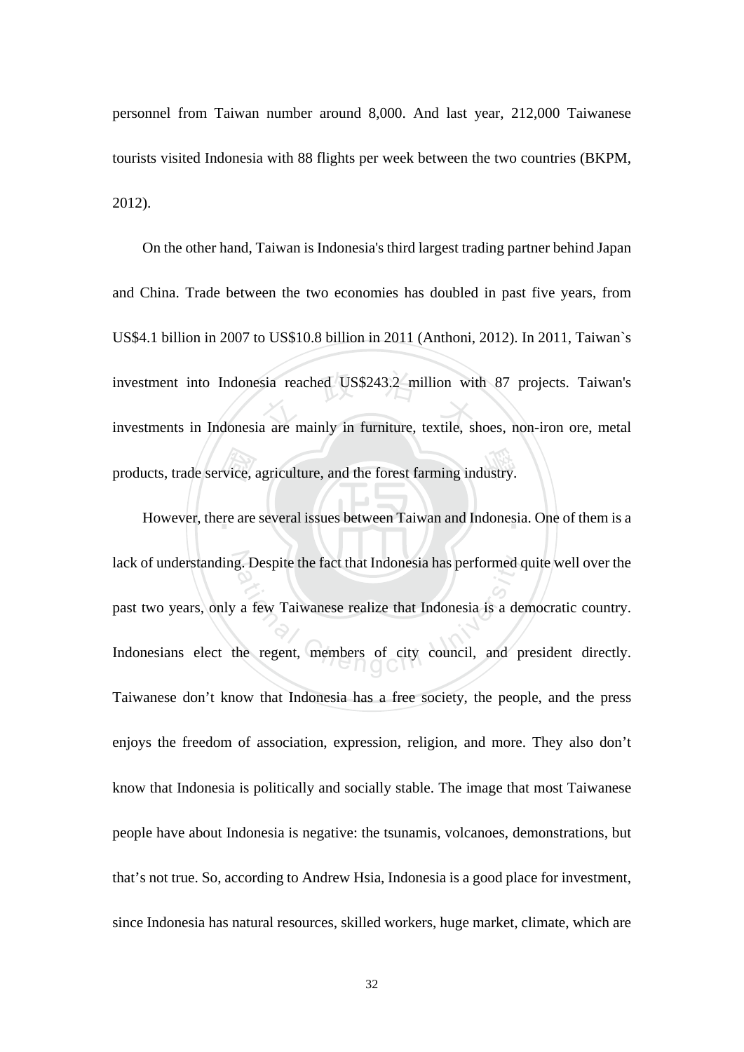personnel from Taiwan number around 8,000. And last year, 212,000 Taiwanese tourists visited Indonesia with 88 flights per week between the two countries (BKPM, 2012).

On the other hand, Taiwan is Indonesia's third largest trading partner behind Japan and China. Trade between the two economies has doubled in past five years, from US$4.1 billion in 2007 to US$10.8 billion in 2011 (Anthoni, 2012). In 2011, Taiwan`s investment into Indonesia reached US$243.2 million with 87 projects. Taiwan's investments in Indonesia are mainly in furniture, textile, shoes, non-iron ore, metal products, trade service, agriculture, and the forest farming industry.

However, there are several issues between Taiwan and Indonesia. One of them is a lack of understanding. Despite the fact that Indonesia has performed quite well over the past two years, only a few Taiwanese realize that Indonesia is a democratic country. Indonesians elect the regent, members of city council, and president directly. Taiwanese don't know that Indonesia has a free society, the people, and the press enjoys the freedom of association, expression, religion, and more. They also don't know that Indonesia is politically and socially stable. The image that most Taiwanese people have about Indonesia is negative: the tsunamis, volcanoes, demonstrations, but that's not true. So, according to Andrew Hsia, Indonesia is a good place for investment, since Indonesia has natural resources, skilled workers, huge market, climate, which are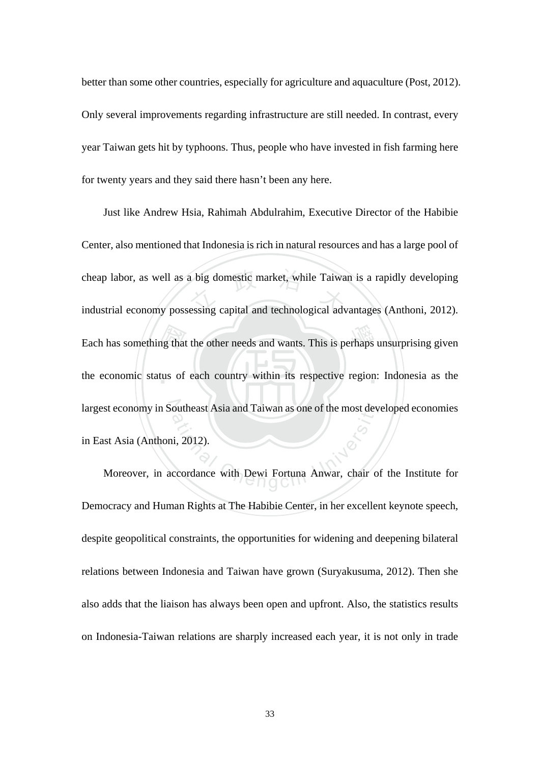better than some other countries, especially for agriculture and aquaculture (Post, 2012). Only several improvements regarding infrastructure are still needed. In contrast, every year Taiwan gets hit by typhoons. Thus, people who have invested in fish farming here for twenty years and they said there hasn't been any here.

Just like Andrew Hsia, Rahimah Abdulrahim, Executive Director of the Habibie Center, also mentioned that Indonesia is rich in natural resources and has a large pool of cheap labor, as well as a big domestic market, while Taiwan is a rapidly developing industrial economy possessing capital and technological advantages (Anthoni, 2012). Each has something that the other needs and wants. This is perhaps unsurprising given the economic status of each country within its respective region: Indonesia as the largest economy in Southeast Asia and Taiwan as one of the most developed economies in East Asia (Anthoni, 2012).

Moreover, in accordance with Dewi Fortuna Anwar, chair of the Institute for Democracy and Human Rights at The Habibie Center, in her excellent keynote speech, despite geopolitical constraints, the opportunities for widening and deepening bilateral relations between Indonesia and Taiwan have grown (Suryakusuma, 2012). Then she also adds that the liaison has always been open and upfront. Also, the statistics results on Indonesia-Taiwan relations are sharply increased each year, it is not only in trade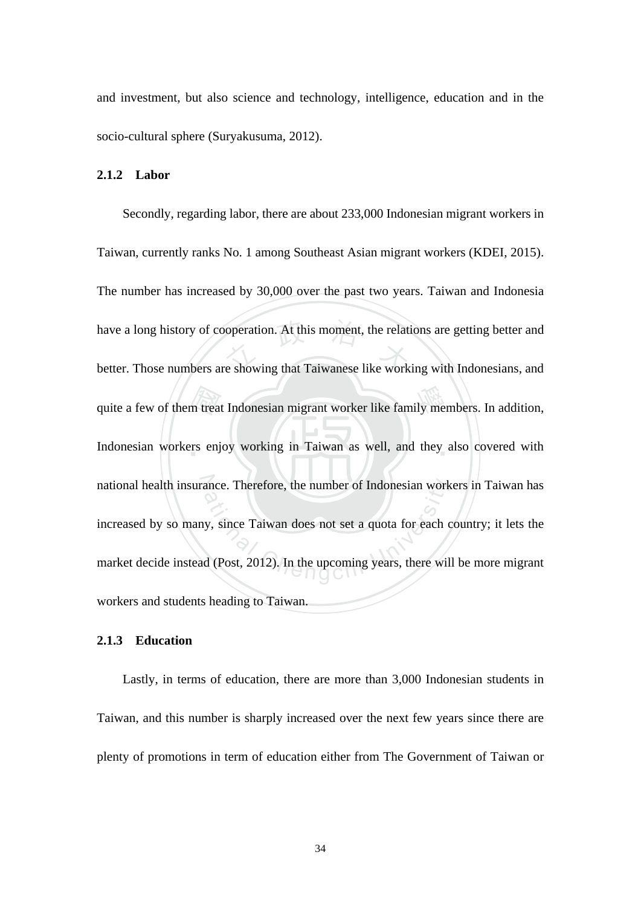and investment, but also science and technology, intelligence, education and in the socio-cultural sphere (Suryakusuma, 2012).

### 2.1.2 Labor

Secondly, regarding labor, there are about 233,000 Indonesian migrant workers in Taiwan, currently ranks No. 1 among Southeast Asian migrant workers (KDEI, 2015). The number has increased by 30,000 over the past two years. Taiwan and Indonesia have a long history of cooperation. At this moment, the relations are getting better and better. Those numbers are showing that Taiwanese like working with Indonesians, and quite a few of them treat Indonesian migrant worker like family members. In addition, Indonesian workers enjoy working in Taiwan as well, and they also covered with national health insurance. Therefore, the number of Indonesian workers in Taiwan has increased by so many, since Taiwan does not set a quota for each country; it lets the market decide instead (Post, 2012). In the upcoming years, there will be more migrant workers and students heading to Taiwan.

### 2.1.3 Education

Lastly, in terms of education, there are more than 3,000 Indonesian students in Taiwan, and this number is sharply increased over the next few years since there are plenty of promotions in term of education either from The Government of Taiwan or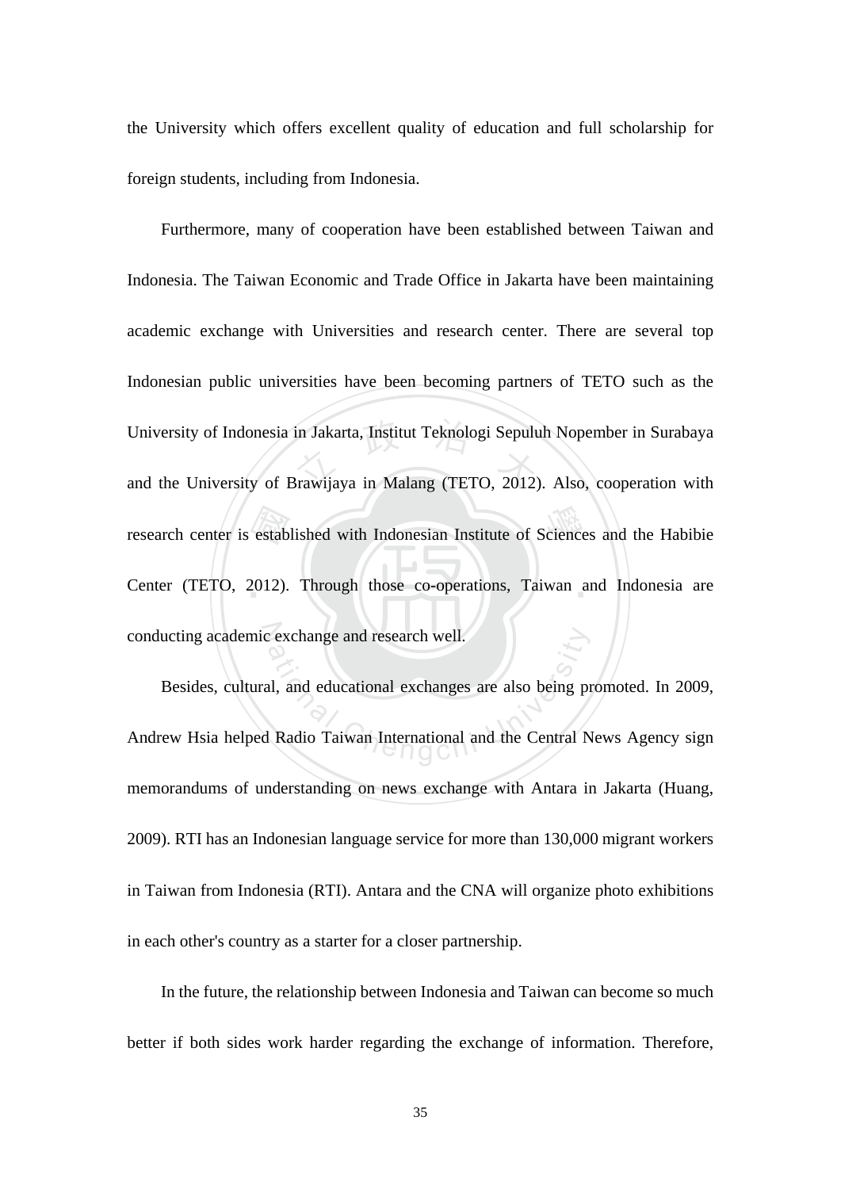the University which offers excellent quality of education and full scholarship for foreign students, including from Indonesia.

Furthermore, many of cooperation have been established between Taiwan and Indonesia. The Taiwan Economic and Trade Office in Jakarta have been maintaining academic exchange with Universities and research center. There are several top Indonesian public universities have been becoming partners of TETO such as the University of Indonesia in Jakarta, Institut Teknologi Sepuluh Nopember in Surabaya and the University of Brawijaya in Malang (TETO, 2012). Also, cooperation with research center is established with Indonesian Institute of Sciences and the Habibie Center (TETO, 2012). Through those co-operations, Taiwan and Indonesia are conducting academic exchange and research well.

Besides, cultural, and educational exchanges are also being promoted. In 2009, Andrew Hsia helped Radio Taiwan International and the Central News Agency sign memorandums of understanding on news exchange with Antara in Jakarta (Huang, 2009). RTI has an Indonesian language service for more than 130,000 migrant workers in Taiwan from Indonesia (RTI). Antara and the CNA will organize photo exhibitions in each other's country as a starter for a closer partnership.

In the future, the relationship between Indonesia and Taiwan can become so much better if both sides work harder regarding the exchange of information. Therefore,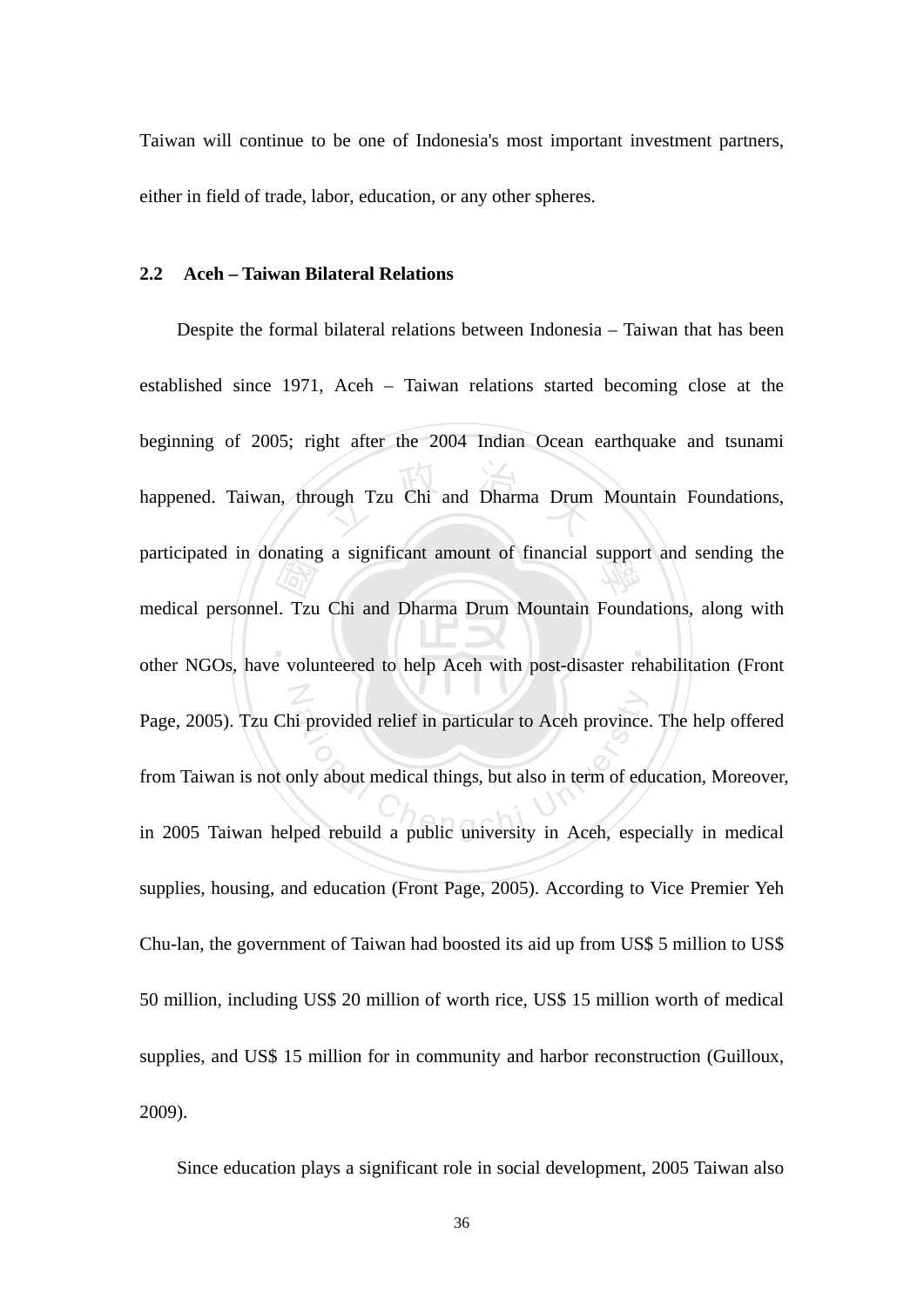Taiwan will continue to be one of Indonesia's most important investment partners, either in field of trade, labor, education, or any other spheres.

## 2.2 Aceh – Taiwan Bilateral Relations

Despite the formal bilateral relations between Indonesia – Taiwan that has been established since 1971, Aceh – Taiwan relations started becoming close at the beginning of 2005; right after the 2004 Indian Ocean earthquake and tsunami happened. Taiwan, through Tzu Chi and Dharma Drum Mountain Foundations, participated in donating a significant amount of financial support and sending the medical personnel. Tzu Chi and Dharma Drum Mountain Foundations, along with other NGOs, have volunteered to help Aceh with post-disaster rehabilitation (Front Page, 2005). Tzu Chi provided relief in particular to Aceh province. The help offered from Taiwan is not only about medical things, but also in term of education, Moreover, in 2005 Taiwan helped rebuild a public university in Aceh, especially in medical supplies, housing, and education (Front Page, 2005). According to Vice Premier Yeh Chu-lan, the government of Taiwan had boosted its aid up from US$ 5 million to US$ 50 million, including US$ 20 million of worth rice, US$ 15 million worth of medical supplies, and US$ 15 million for in community and harbor reconstruction (Guilloux, 2009).

Since education plays a significant role in social development, 2005 Taiwan also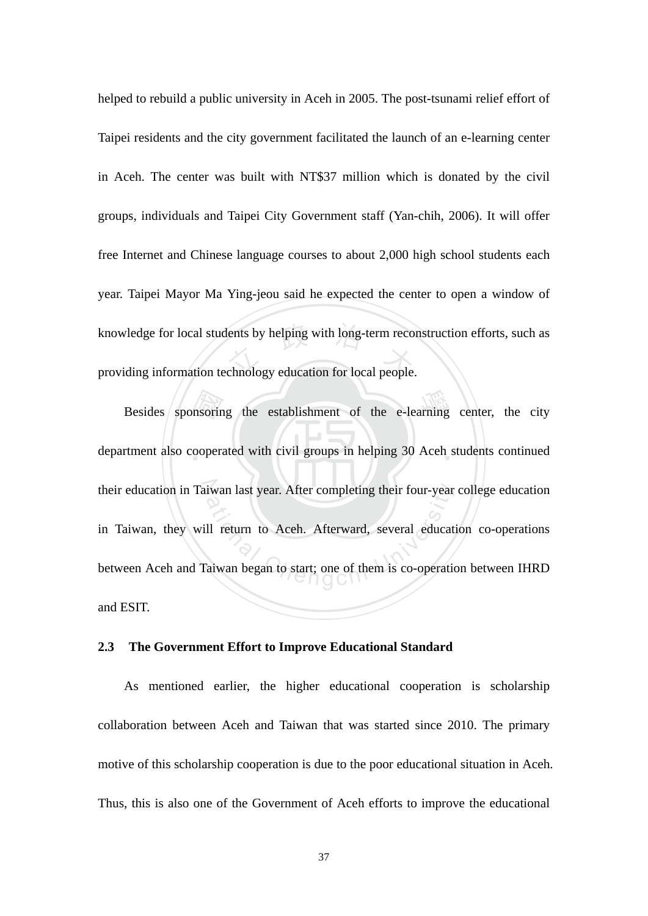helped to rebuild a public university in Aceh in 2005. The post-tsunami relief effort of Taipei residents and the city government facilitated the launch of an e-learning center in Aceh. The center was built with NT$37 million which is donated by the civil groups, individuals and Taipei City Government staff (Yan-chih, 2006). It will offer free Internet and Chinese language courses to about 2,000 high school students each year. Taipei Mayor Ma Ying-jeou said he expected the center to open a window of knowledge for local students by helping with long-term reconstruction efforts, such as providing information technology education for local people.

Besides sponsoring the establishment of the e-learning center, the city department also cooperated with civil groups in helping 30 Aceh students continued their education in Taiwan last year. After completing their four-year college education in Taiwan, they will return to Aceh. Afterward, several education co-operations between Aceh and Taiwan began to start; one of them is co-operation between IHRD and ESIT.

### 2.3 The Government Effort to Improve Educational Standard

As mentioned earlier, the higher educational cooperation is scholarship collaboration between Aceh and Taiwan that was started since 2010. The primary motive of this scholarship cooperation is due to the poor educational situation in Aceh. Thus, this is also one of the Government of Aceh efforts to improve the educational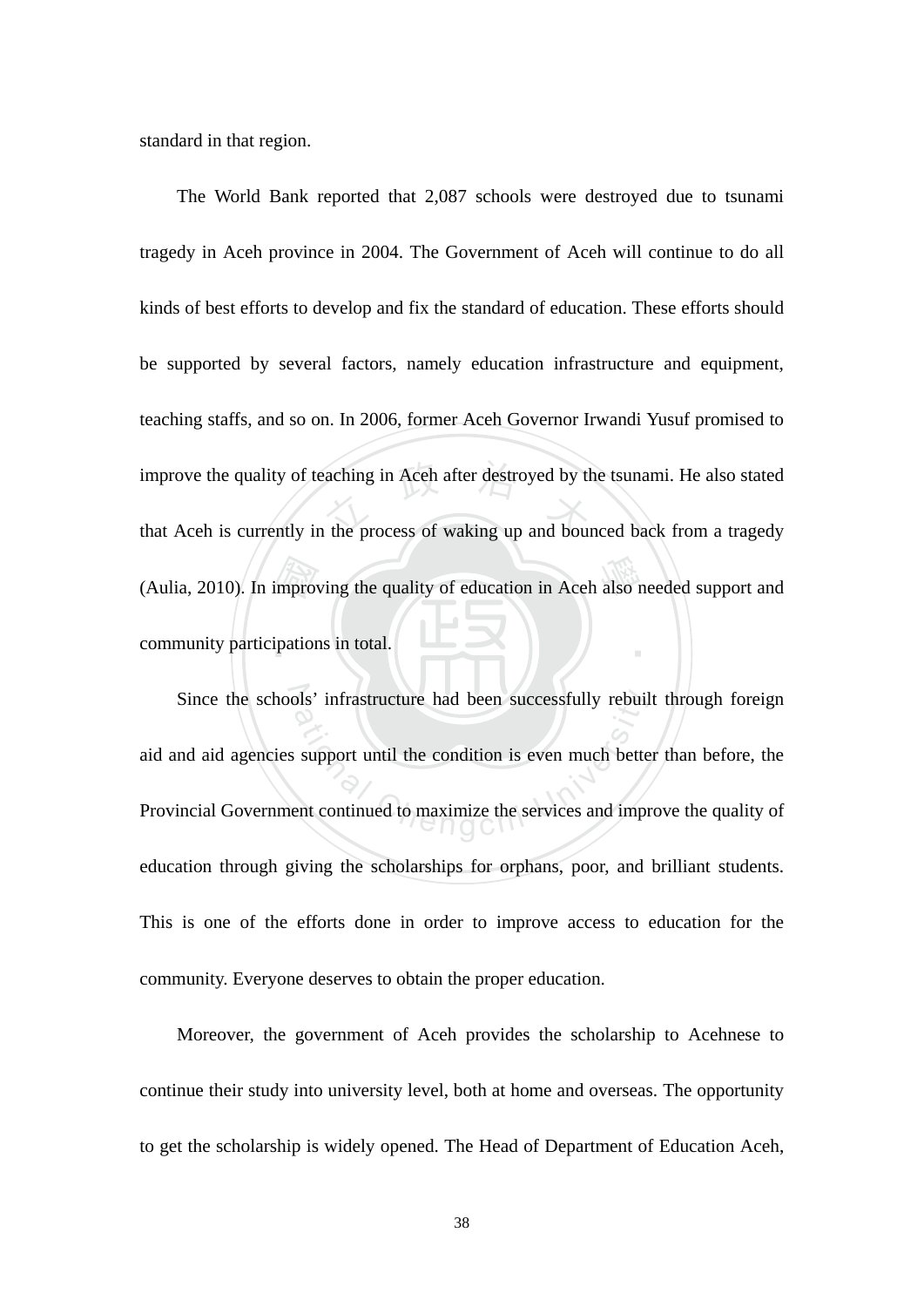standard in that region.

The World Bank reported that 2,087 schools were destroyed due to tsunami tragedy in Aceh province in 2004. The Government of Aceh will continue to do all kinds of best efforts to develop and fix the standard of education. These efforts should be supported by several factors, namely education infrastructure and equipment, teaching staffs, and so on. In 2006, former Aceh Governor Irwandi Yusuf promised to improve the quality of teaching in Aceh after destroyed by the tsunami. He also stated that Aceh is currently in the process of waking up and bounced back from a tragedy (Aulia, 2010). In improving the quality of education in Aceh also needed support and community participations in total.

Since the schools' infrastructure had been successfully rebuilt through foreign aid and aid agencies support until the condition is even much better than before, the Provincial Government continued to maximize the services and improve the quality of education through giving the scholarships for orphans, poor, and brilliant students. This is one of the efforts done in order to improve access to education for the community. Everyone deserves to obtain the proper education.

Moreover, the government of Aceh provides the scholarship to Acehnese to continue their study into university level, both at home and overseas. The opportunity to get the scholarship is widely opened. The Head of Department of Education Aceh,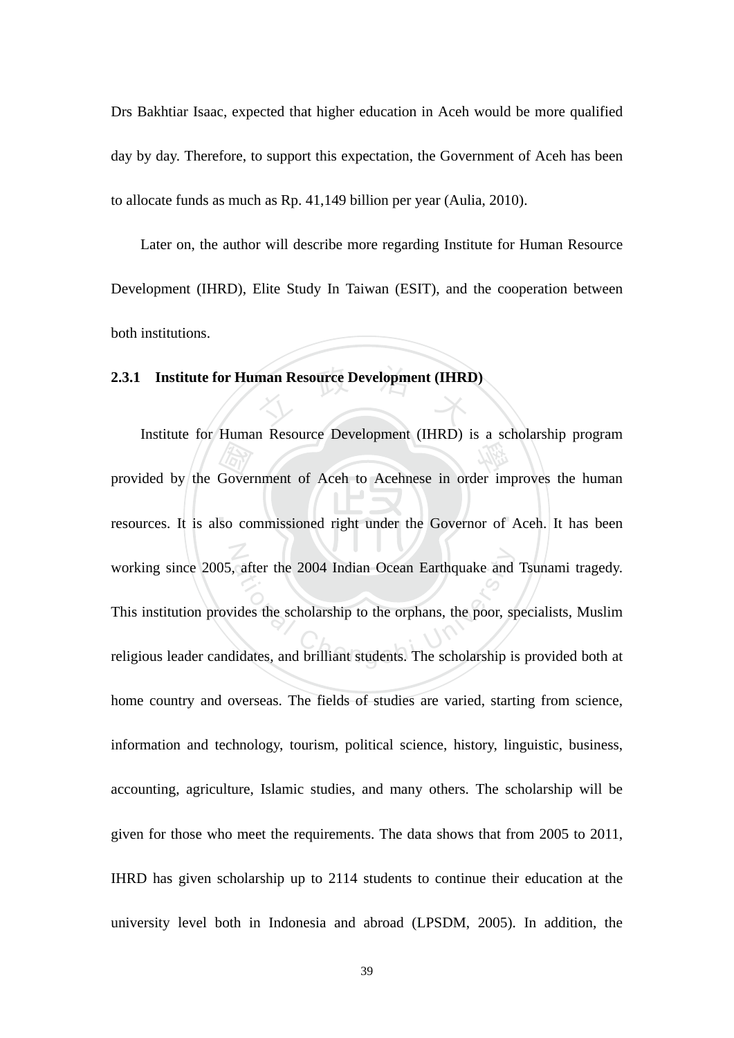Drs Bakhtiar Isaac, expected that higher education in Aceh would be more qualified day by day. Therefore, to support this expectation, the Government of Aceh has been to allocate funds as much as Rp. 41,149 billion per year (Aulia, 2010).

Later on, the author will describe more regarding Institute for Human Resource Development (IHRD), Elite Study In Taiwan (ESIT), and the cooperation between both institutions.

### 2.3.1 Institute for Human Resource Development (IHRD)

Institute for Human Resource Development (IHRD) is a scholarship program provided by the Government of Aceh to Acehnese in order improves the human resources. It is also commissioned right under the Governor of Aceh. It has been working since 2005, after the 2004 Indian Ocean Earthquake and Tsunami tragedy. This institution provides the scholarship to the orphans, the poor, specialists, Muslim religious leader candidates, and brilliant students. The scholarship is provided both at home country and overseas. The fields of studies are varied, starting from science, information and technology, tourism, political science, history, linguistic, business, accounting, agriculture, Islamic studies, and many others. The scholarship will be given for those who meet the requirements. The data shows that from 2005 to 2011, IHRD has given scholarship up to 2114 students to continue their education at the university level both in Indonesia and abroad (LPSDM, 2005). In addition, the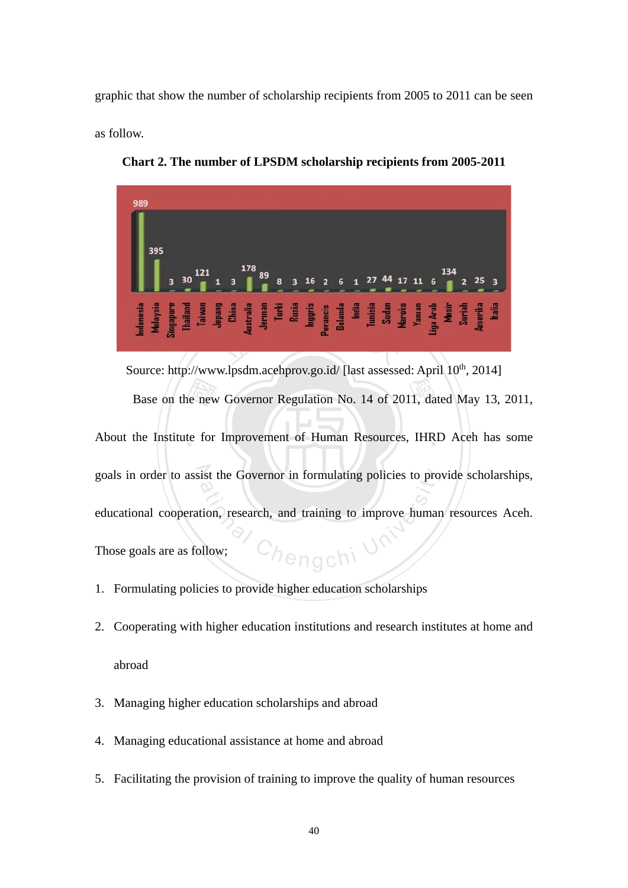graphic that show the number of scholarship recipients from 2005 to 2011 can be seen as follow.

**Chart 2. The number of LPSDM scholarship recipients from 2005-2011**

| Country | Number |
|---|---|
| Indonesia | 989 |
| Malaysia | 395 |
| Singapore | 3 |
| Thailand | 30 |
| Taiwan | 121 |
| Jepang | 1 |
| China | 3 |
| Australia | 178 |
| Jerman | 89 |
| Turki | 8 |
| Rusia | 3 |
| Inggris | 16 |
| Perancis | 2 |
| Belanda | 6 |
| India | 1 |
| Tunisia | 27 |
| Sudan | 44 |
| Maroko | 17 |
| Yaman | 11 |
| Liga Arab | 6 |
| Mesir | 134 |
| Suriah | 2 |
| Amerika | 25 |
| Italia | 3 |

Source: http://www.lpsdm.acehprov.go.id/ [last assessed: April 10th, 2014]

Base on the new Governor Regulation No. 14 of 2011, dated May 13, 2011, About the Institute for Improvement of Human Resources, IHRD Aceh has some goals in order to assist the Governor in formulating policies to provide scholarships, educational cooperation, research, and training to improve human resources Aceh. Those goals are as follow;

1. Formulating policies to provide higher education scholarships
2. Cooperating with higher education institutions and research institutes at home and abroad
3. Managing higher education scholarships and abroad
4. Managing educational assistance at home and abroad
5. Facilitating the provision of training to improve the quality of human resources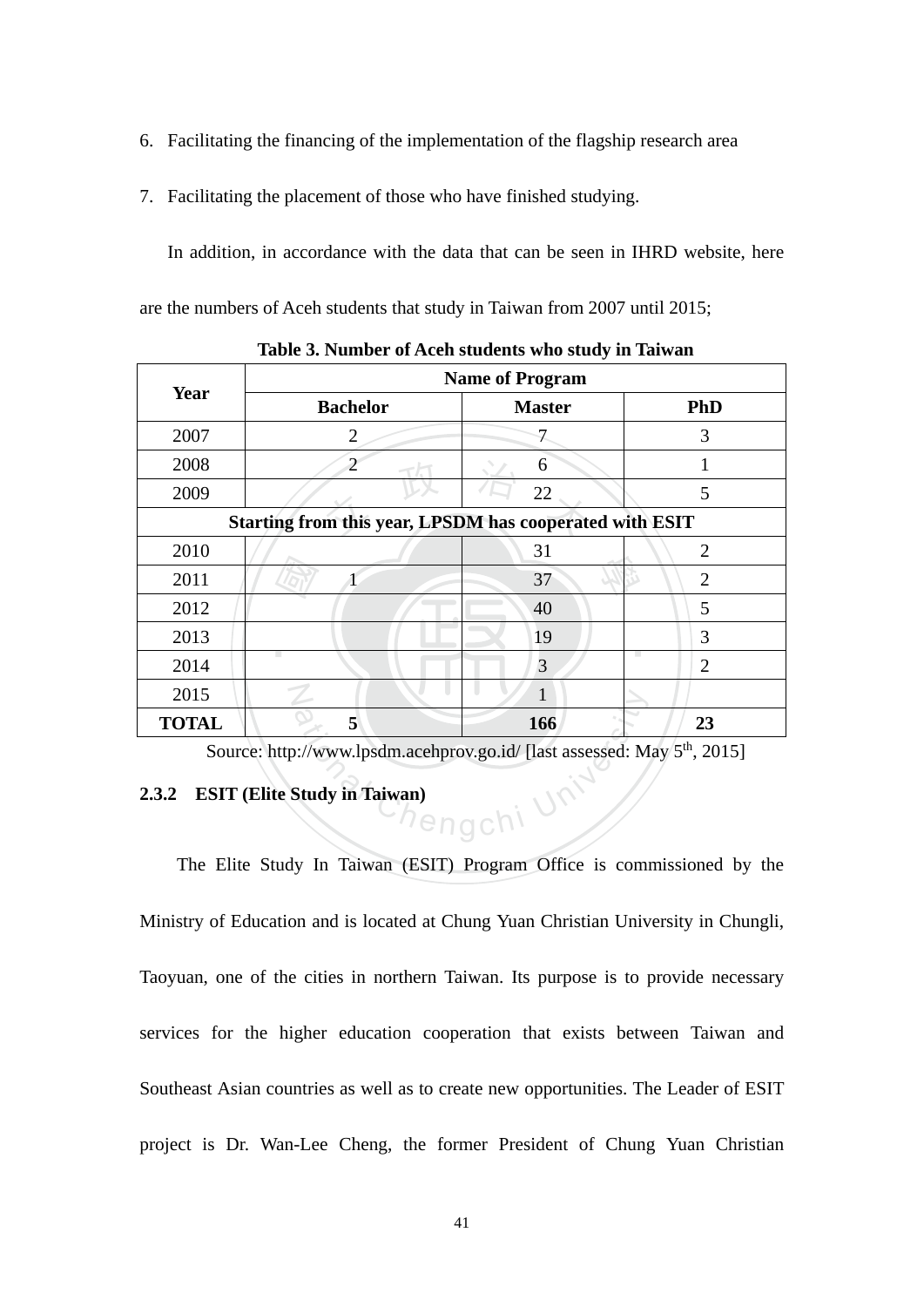6. Facilitating the financing of the implementation of the flagship research area

7. Facilitating the placement of those who have finished studying.

In addition, in accordance with the data that can be seen in IHRD website, here are the numbers of Aceh students that study in Taiwan from 2007 until 2015;

**Table 3. Number of Aceh students who study in Taiwan**

| Year | Name of Program | | |
|---|---|---|---|
| | **Bachelor** | **Master** | **PhD** |
| 2007 | 2 | 7 | 3 |
| 2008 | 2 | 6 | 1 |
| 2009 | | 22 | 5 |
| **Starting from this year, LPSDM has cooperated with ESIT** | | | |
| 2010 | | 31 | 2 |
| 2011 | 1 | 37 | 2 |
| 2012 | | 40 | 5 |
| 2013 | | 19 | 3 |
| 2014 | | 3 | 2 |
| 2015 | | 1 | |
| **TOTAL** | **5** | **166** | **23** |

Source: http://www.lpsdm.acehprov.go.id/ [last assessed: May 5th, 2015]

### 2.3.2 ESIT (Elite Study in Taiwan)

The Elite Study In Taiwan (ESIT) Program Office is commissioned by the Ministry of Education and is located at Chung Yuan Christian University in Chungli, Taoyuan, one of the cities in northern Taiwan. Its purpose is to provide necessary services for the higher education cooperation that exists between Taiwan and Southeast Asian countries as well as to create new opportunities. The Leader of ESIT project is Dr. Wan-Lee Cheng, the former President of Chung Yuan Christian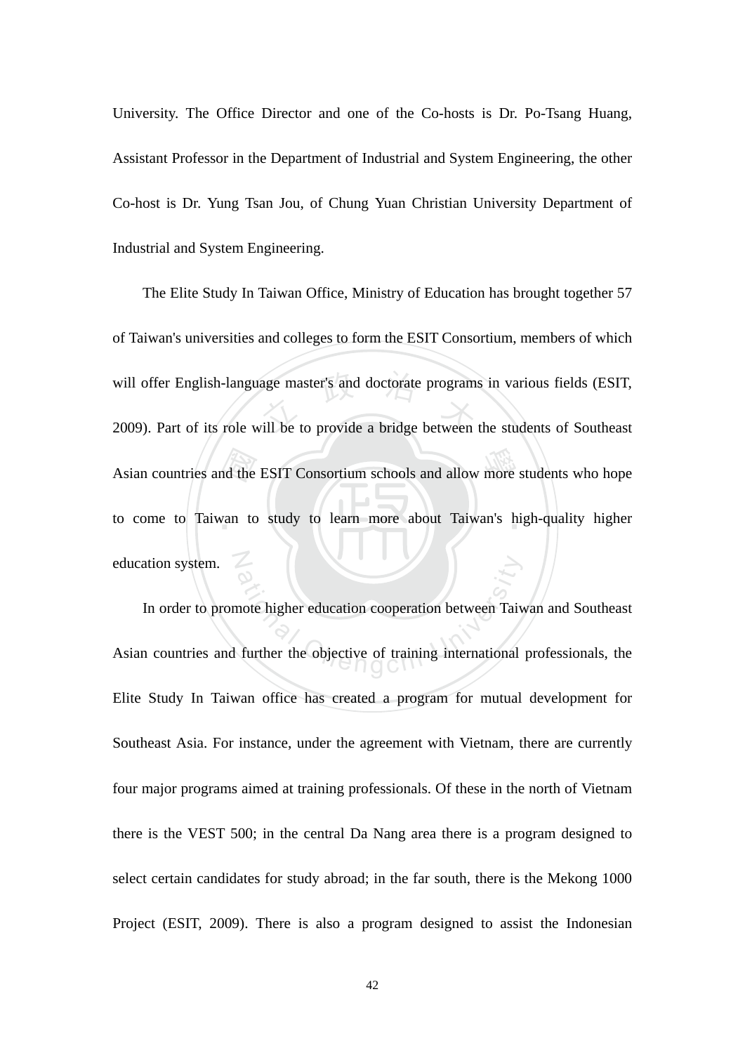University. The Office Director and one of the Co-hosts is Dr. Po-Tsang Huang, Assistant Professor in the Department of Industrial and System Engineering, the other Co-host is Dr. Yung Tsan Jou, of Chung Yuan Christian University Department of Industrial and System Engineering.

The Elite Study In Taiwan Office, Ministry of Education has brought together 57 of Taiwan's universities and colleges to form the ESIT Consortium, members of which will offer English-language master's and doctorate programs in various fields (ESIT, 2009). Part of its role will be to provide a bridge between the students of Southeast Asian countries and the ESIT Consortium schools and allow more students who hope to come to Taiwan to study to learn more about Taiwan's high-quality higher education system.

In order to promote higher education cooperation between Taiwan and Southeast Asian countries and further the objective of training international professionals, the Elite Study In Taiwan office has created a program for mutual development for Southeast Asia. For instance, under the agreement with Vietnam, there are currently four major programs aimed at training professionals. Of these in the north of Vietnam there is the VEST 500; in the central Da Nang area there is a program designed to select certain candidates for study abroad; in the far south, there is the Mekong 1000 Project (ESIT, 2009). There is also a program designed to assist the Indonesian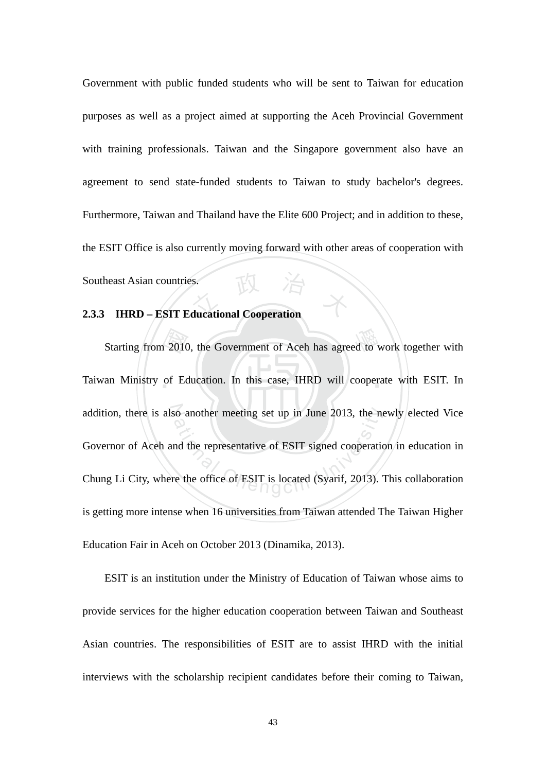Government with public funded students who will be sent to Taiwan for education purposes as well as a project aimed at supporting the Aceh Provincial Government with training professionals. Taiwan and the Singapore government also have an agreement to send state-funded students to Taiwan to study bachelor's degrees. Furthermore, Taiwan and Thailand have the Elite 600 Project; and in addition to these, the ESIT Office is also currently moving forward with other areas of cooperation with Southeast Asian countries.

### 2.3.3 IHRD – ESIT Educational Cooperation

Starting from 2010, the Government of Aceh has agreed to work together with Taiwan Ministry of Education. In this case, IHRD will cooperate with ESIT. In addition, there is also another meeting set up in June 2013, the newly elected Vice Governor of Aceh and the representative of ESIT signed cooperation in education in Chung Li City, where the office of ESIT is located (Syarif, 2013). This collaboration is getting more intense when 16 universities from Taiwan attended The Taiwan Higher Education Fair in Aceh on October 2013 (Dinamika, 2013).

ESIT is an institution under the Ministry of Education of Taiwan whose aims to provide services for the higher education cooperation between Taiwan and Southeast Asian countries. The responsibilities of ESIT are to assist IHRD with the initial interviews with the scholarship recipient candidates before their coming to Taiwan,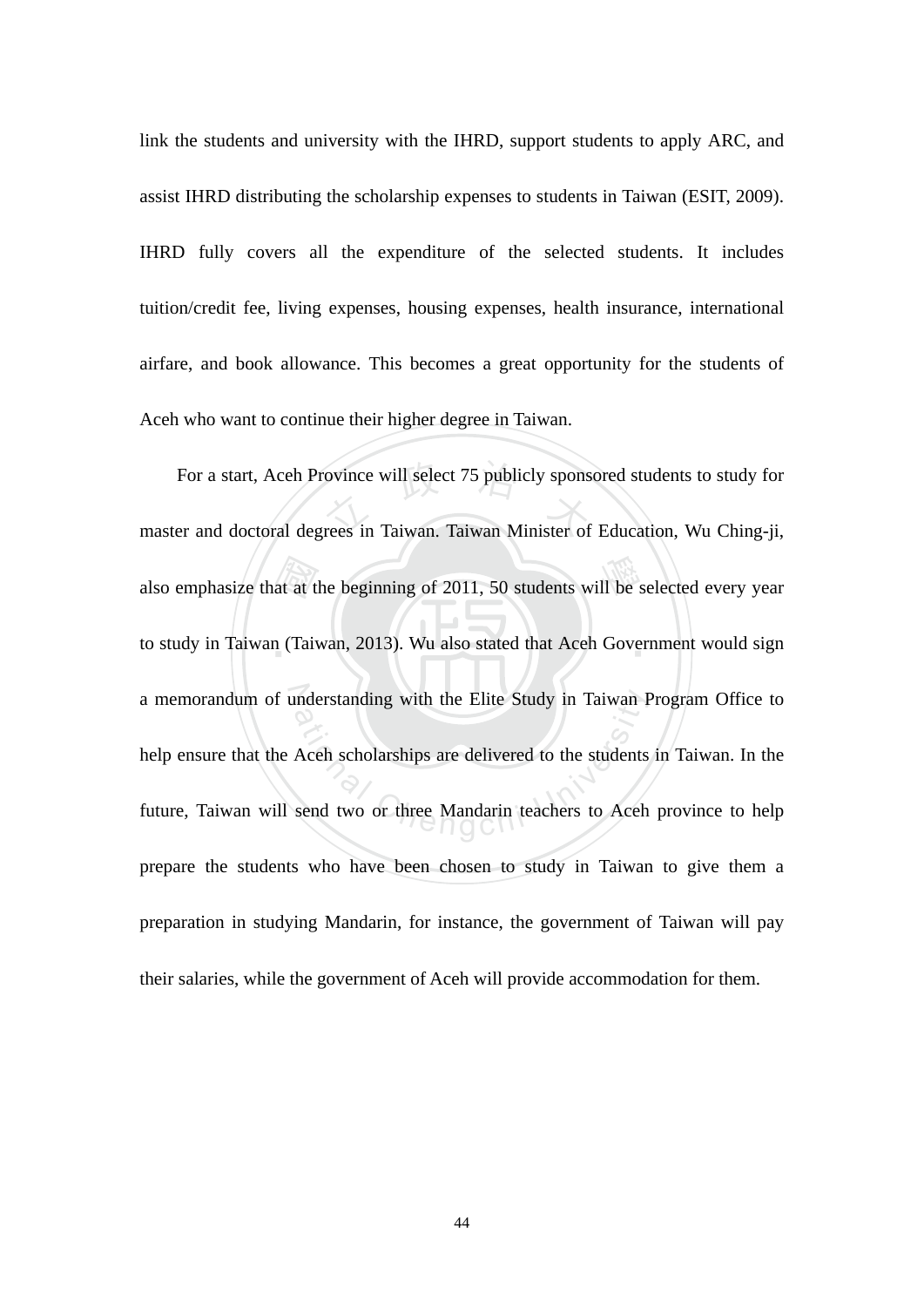link the students and university with the IHRD, support students to apply ARC, and assist IHRD distributing the scholarship expenses to students in Taiwan (ESIT, 2009). IHRD fully covers all the expenditure of the selected students. It includes tuition/credit fee, living expenses, housing expenses, health insurance, international airfare, and book allowance. This becomes a great opportunity for the students of Aceh who want to continue their higher degree in Taiwan.

For a start, Aceh Province will select 75 publicly sponsored students to study for master and doctoral degrees in Taiwan. Taiwan Minister of Education, Wu Ching-ji, also emphasize that at the beginning of 2011, 50 students will be selected every year to study in Taiwan (Taiwan, 2013). Wu also stated that Aceh Government would sign a memorandum of understanding with the Elite Study in Taiwan Program Office to help ensure that the Aceh scholarships are delivered to the students in Taiwan. In the future, Taiwan will send two or three Mandarin teachers to Aceh province to help prepare the students who have been chosen to study in Taiwan to give them a preparation in studying Mandarin, for instance, the government of Taiwan will pay their salaries, while the government of Aceh will provide accommodation for them.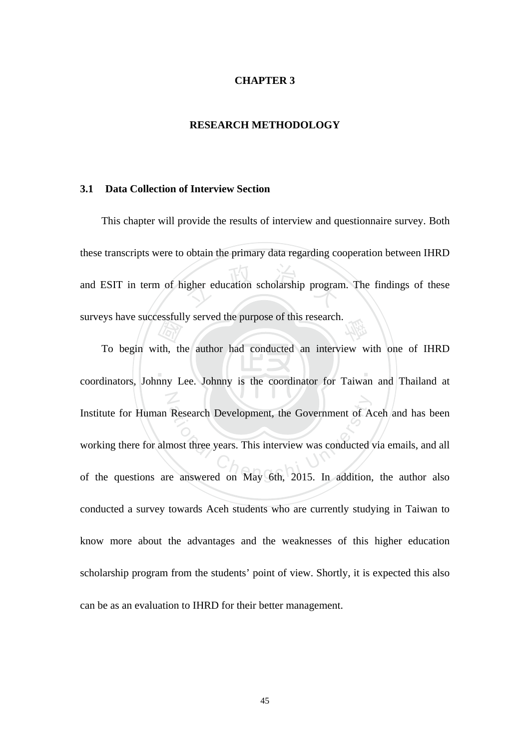# CHAPTER 3

# RESEARCH METHODOLOGY

## 3.1 Data Collection of Interview Section

This chapter will provide the results of interview and questionnaire survey. Both these transcripts were to obtain the primary data regarding cooperation between IHRD and ESIT in term of higher education scholarship program. The findings of these surveys have successfully served the purpose of this research.

To begin with, the author had conducted an interview with one of IHRD coordinators, Johnny Lee. Johnny is the coordinator for Taiwan and Thailand at Institute for Human Research Development, the Government of Aceh and has been working there for almost three years. This interview was conducted via emails, and all of the questions are answered on May 6th, 2015. In addition, the author also conducted a survey towards Aceh students who are currently studying in Taiwan to know more about the advantages and the weaknesses of this higher education scholarship program from the students' point of view. Shortly, it is expected this also can be as an evaluation to IHRD for their better management.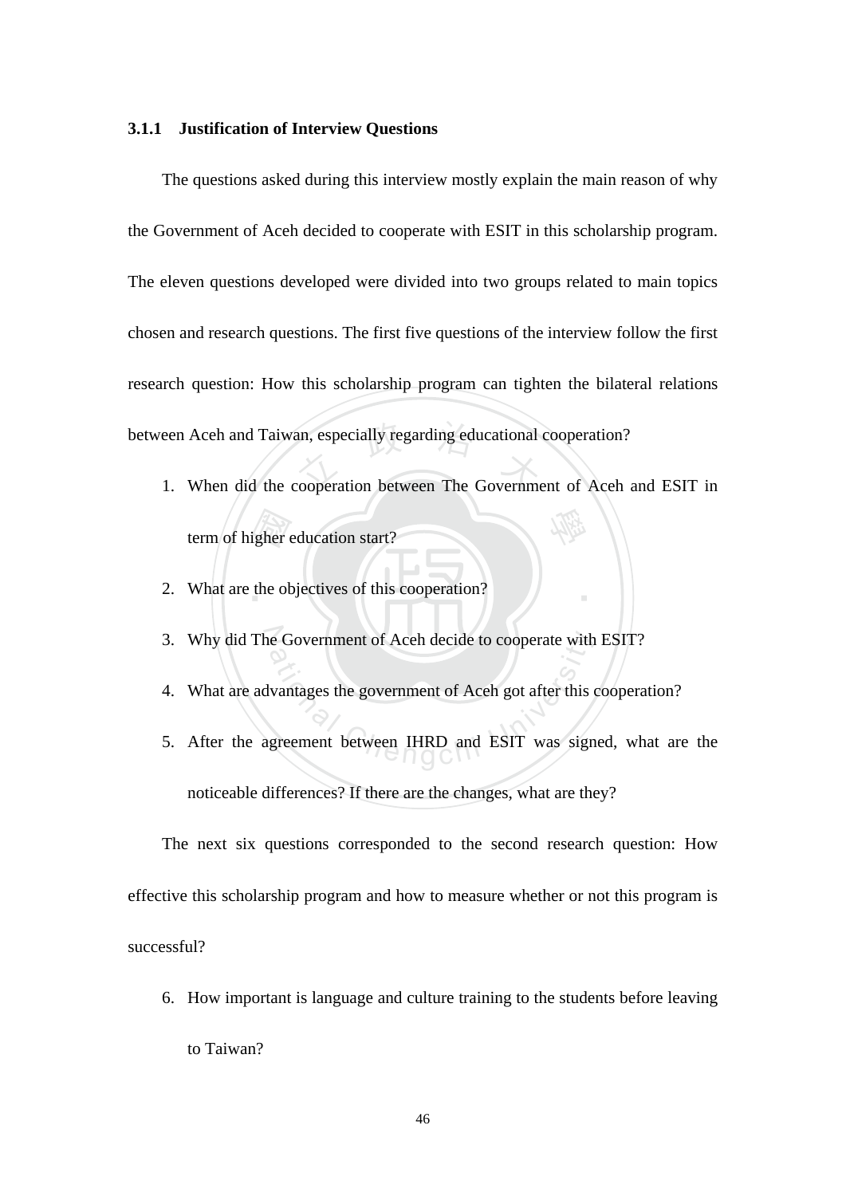### 3.1.1 Justification of Interview Questions

The questions asked during this interview mostly explain the main reason of why the Government of Aceh decided to cooperate with ESIT in this scholarship program. The eleven questions developed were divided into two groups related to main topics chosen and research questions. The first five questions of the interview follow the first research question: How this scholarship program can tighten the bilateral relations between Aceh and Taiwan, especially regarding educational cooperation?

1. When did the cooperation between The Government of Aceh and ESIT in term of higher education start?
2. What are the objectives of this cooperation?
3. Why did The Government of Aceh decide to cooperate with ESIT?
4. What are advantages the government of Aceh got after this cooperation?
5. After the agreement between IHRD and ESIT was signed, what are the noticeable differences? If there are the changes, what are they?

The next six questions corresponded to the second research question: How effective this scholarship program and how to measure whether or not this program is successful?

6. How important is language and culture training to the students before leaving to Taiwan?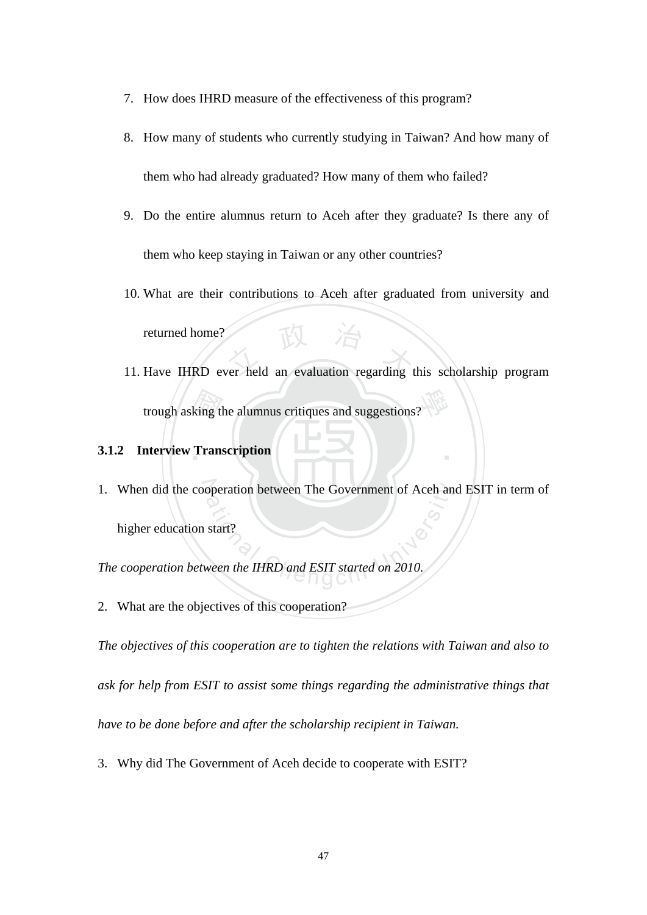7. How does IHRD measure of the effectiveness of this program?

8. How many of students who currently studying in Taiwan? And how many of them who had already graduated? How many of them who failed?

9. Do the entire alumnus return to Aceh after they graduate? Is there any of them who keep staying in Taiwan or any other countries?

10. What are their contributions to Aceh after graduated from university and returned home?

11. Have IHRD ever held an evaluation regarding this scholarship program trough asking the alumnus critiques and suggestions?

### 3.1.2 Interview Transcription

1. When did the cooperation between The Government of Aceh and ESIT in term of higher education start?

*The cooperation between the IHRD and ESIT started on 2010.*

2. What are the objectives of this cooperation?

*The objectives of this cooperation are to tighten the relations with Taiwan and also to ask for help from ESIT to assist some things regarding the administrative things that have to be done before and after the scholarship recipient in Taiwan.*

3. Why did The Government of Aceh decide to cooperate with ESIT?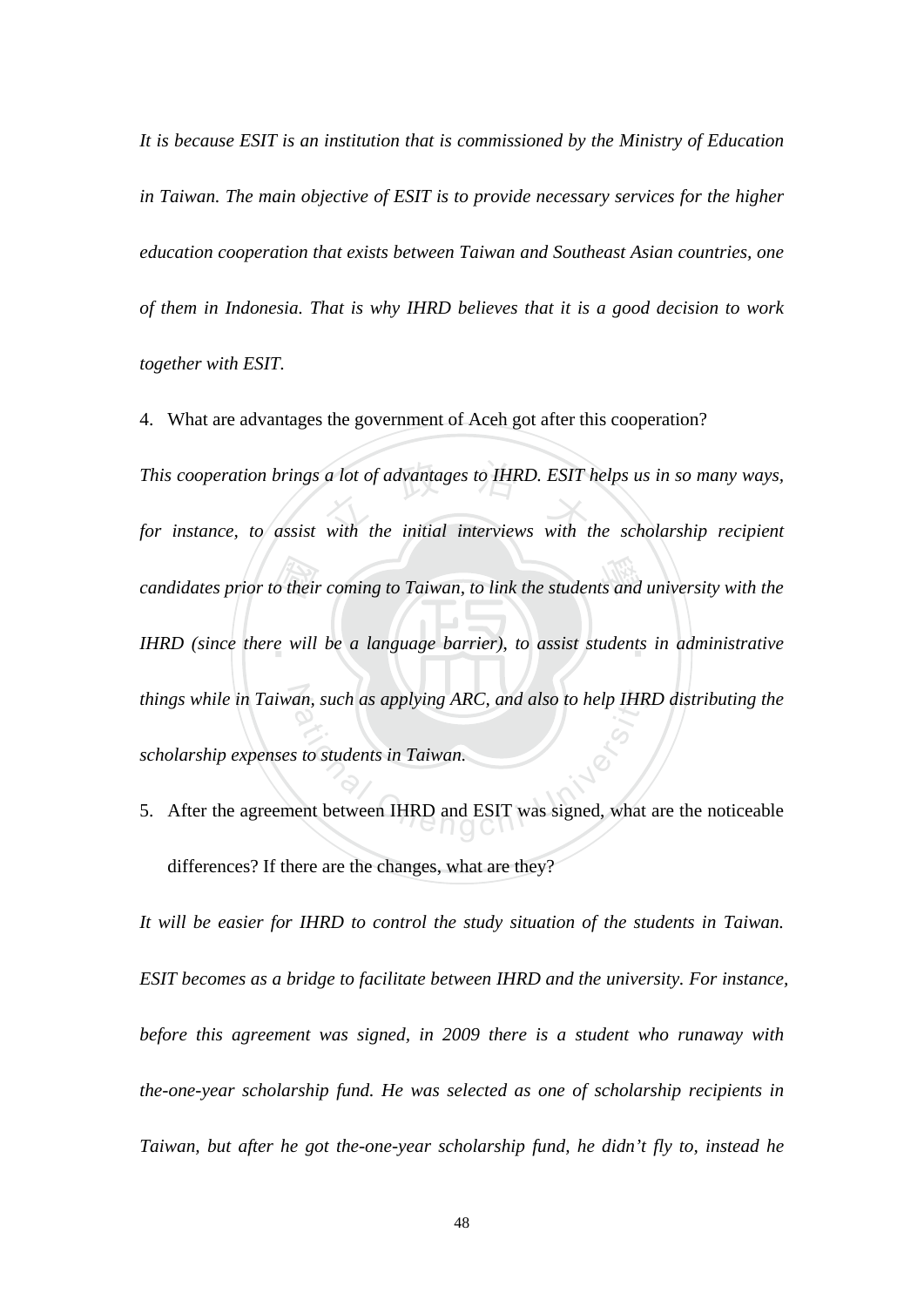*It is because ESIT is an institution that is commissioned by the Ministry of Education in Taiwan. The main objective of ESIT is to provide necessary services for the higher education cooperation that exists between Taiwan and Southeast Asian countries, one of them in Indonesia. That is why IHRD believes that it is a good decision to work together with ESIT.*

4. What are advantages the government of Aceh got after this cooperation?

*This cooperation brings a lot of advantages to IHRD. ESIT helps us in so many ways, for instance, to assist with the initial interviews with the scholarship recipient candidates prior to their coming to Taiwan, to link the students and university with the IHRD (since there will be a language barrier), to assist students in administrative things while in Taiwan, such as applying ARC, and also to help IHRD distributing the scholarship expenses to students in Taiwan.*

5. After the agreement between IHRD and ESIT was signed, what are the noticeable differences? If there are the changes, what are they?

*It will be easier for IHRD to control the study situation of the students in Taiwan. ESIT becomes as a bridge to facilitate between IHRD and the university. For instance, before this agreement was signed, in 2009 there is a student who runaway with the-one-year scholarship fund. He was selected as one of scholarship recipients in Taiwan, but after he got the-one-year scholarship fund, he didn't fly to, instead he*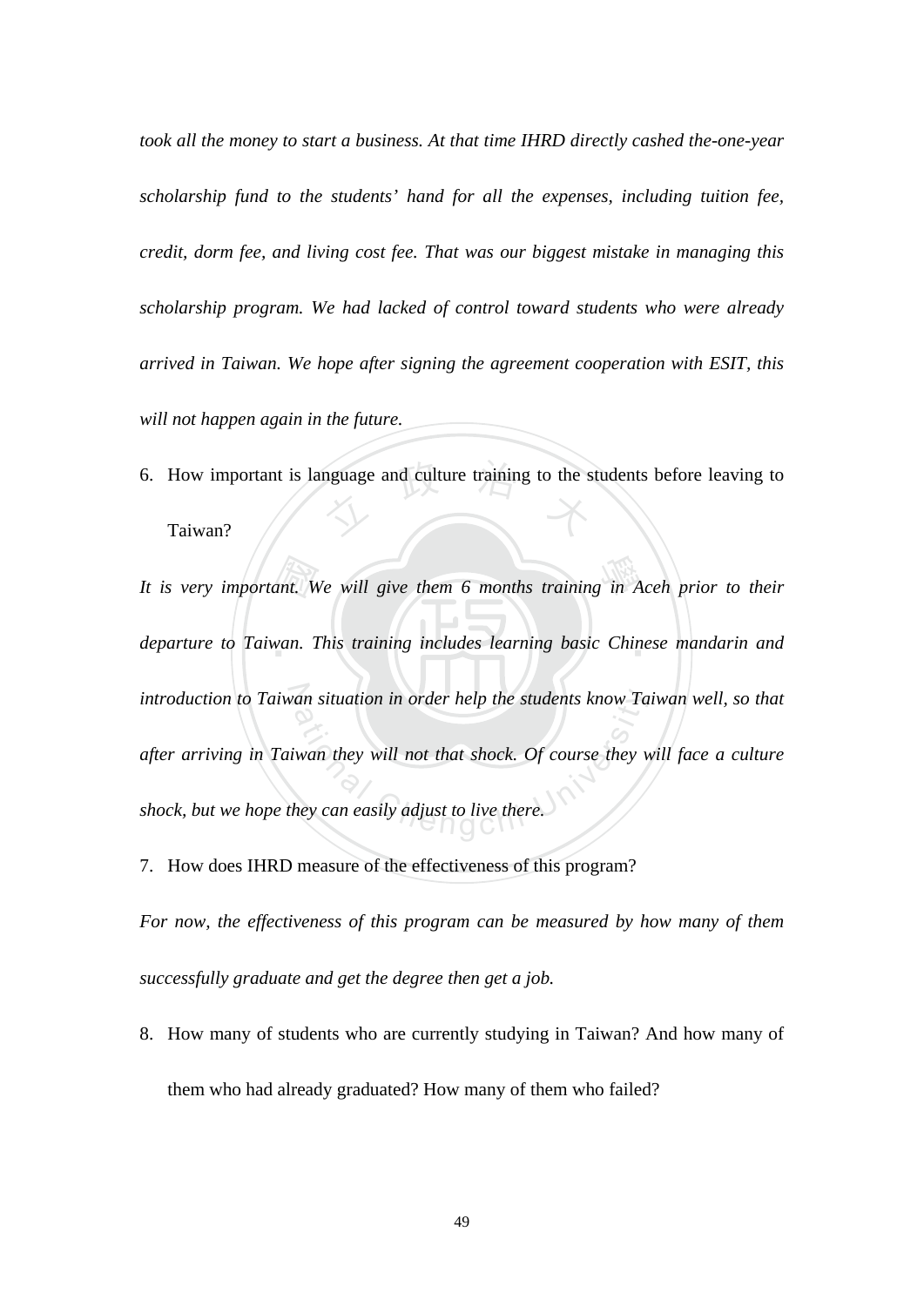*took all the money to start a business. At that time IHRD directly cashed the-one-year scholarship fund to the students' hand for all the expenses, including tuition fee, credit, dorm fee, and living cost fee. That was our biggest mistake in managing this scholarship program. We had lacked of control toward students who were already arrived in Taiwan. We hope after signing the agreement cooperation with ESIT, this will not happen again in the future.*

6. How important is language and culture training to the students before leaving to Taiwan?

*It is very important. We will give them 6 months training in Aceh prior to their departure to Taiwan. This training includes learning basic Chinese mandarin and introduction to Taiwan situation in order help the students know Taiwan well, so that after arriving in Taiwan they will not that shock. Of course they will face a culture shock, but we hope they can easily adjust to live there.*

7. How does IHRD measure of the effectiveness of this program?

*For now, the effectiveness of this program can be measured by how many of them successfully graduate and get the degree then get a job.*

8. How many of students who are currently studying in Taiwan? And how many of them who had already graduated? How many of them who failed?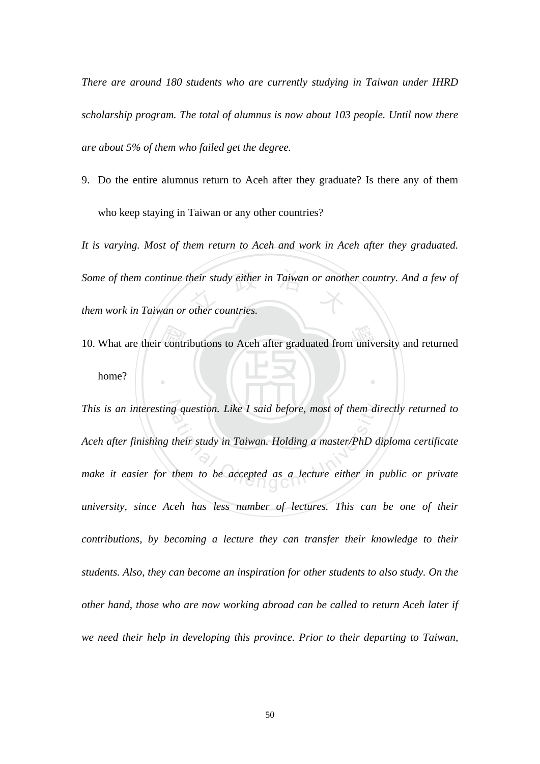*There are around 180 students who are currently studying in Taiwan under IHRD scholarship program. The total of alumnus is now about 103 people. Until now there are about 5% of them who failed get the degree.*

9. Do the entire alumnus return to Aceh after they graduate? Is there any of them who keep staying in Taiwan or any other countries?

*It is varying. Most of them return to Aceh and work in Aceh after they graduated. Some of them continue their study either in Taiwan or another country. And a few of them work in Taiwan or other countries.*

10. What are their contributions to Aceh after graduated from university and returned home?

*This is an interesting question. Like I said before, most of them directly returned to Aceh after finishing their study in Taiwan. Holding a master/PhD diploma certificate make it easier for them to be accepted as a lecture either in public or private university, since Aceh has less number of lectures. This can be one of their contributions, by becoming a lecture they can transfer their knowledge to their students. Also, they can become an inspiration for other students to also study. On the other hand, those who are now working abroad can be called to return Aceh later if we need their help in developing this province. Prior to their departing to Taiwan,*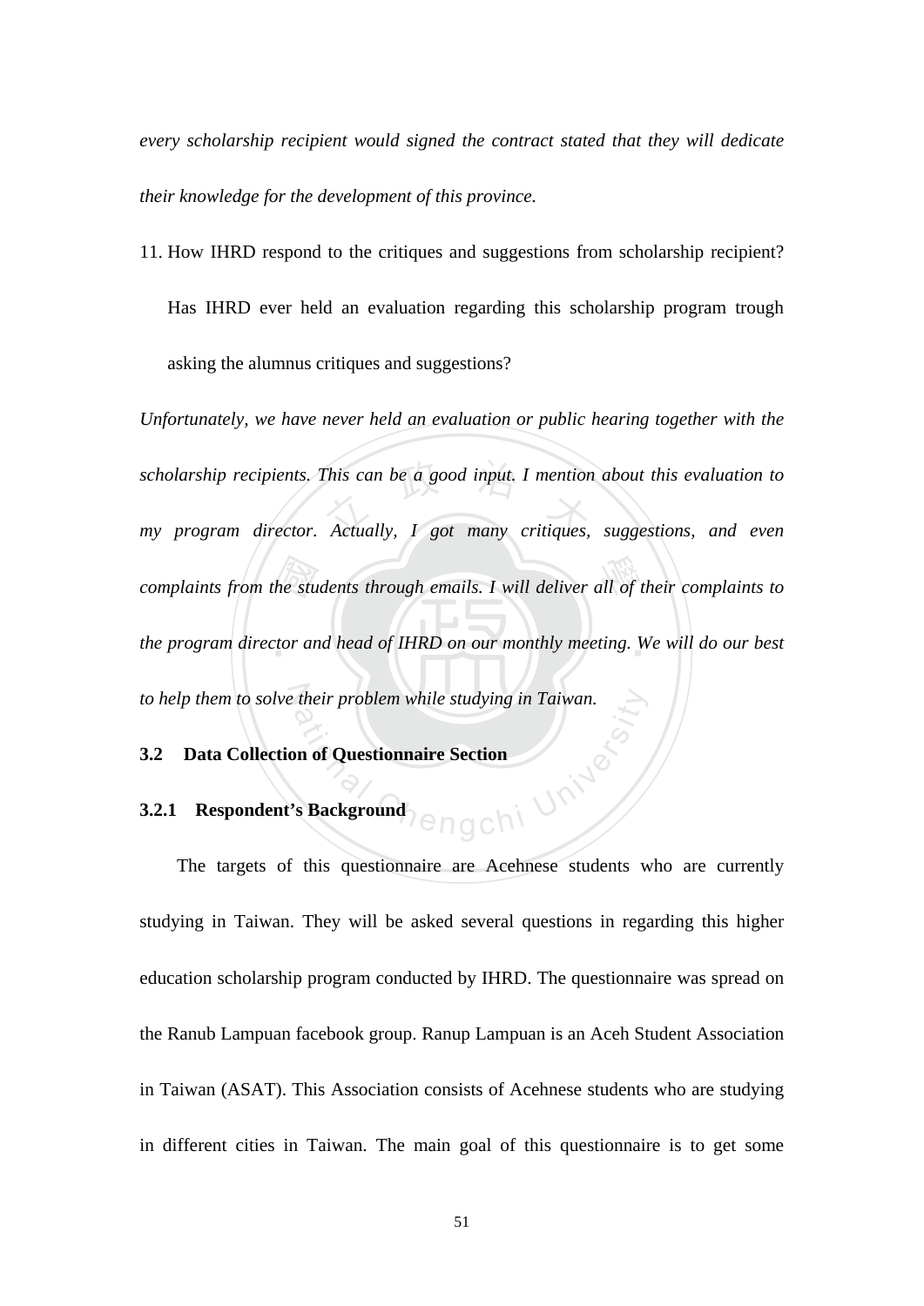*every scholarship recipient would signed the contract stated that they will dedicate their knowledge for the development of this province.*

11. How IHRD respond to the critiques and suggestions from scholarship recipient? Has IHRD ever held an evaluation regarding this scholarship program trough asking the alumnus critiques and suggestions?

*Unfortunately, we have never held an evaluation or public hearing together with the scholarship recipients. This can be a good input. I mention about this evaluation to my program director. Actually, I got many critiques, suggestions, and even complaints from the students through emails. I will deliver all of their complaints to the program director and head of IHRD on our monthly meeting. We will do our best to help them to solve their problem while studying in Taiwan.*

## 3.2 Data Collection of Questionnaire Section

### 3.2.1 Respondent's Background

The targets of this questionnaire are Acehnese students who are currently studying in Taiwan. They will be asked several questions in regarding this higher education scholarship program conducted by IHRD. The questionnaire was spread on the Ranub Lampuan facebook group. Ranup Lampuan is an Aceh Student Association in Taiwan (ASAT). This Association consists of Acehnese students who are studying in different cities in Taiwan. The main goal of this questionnaire is to get some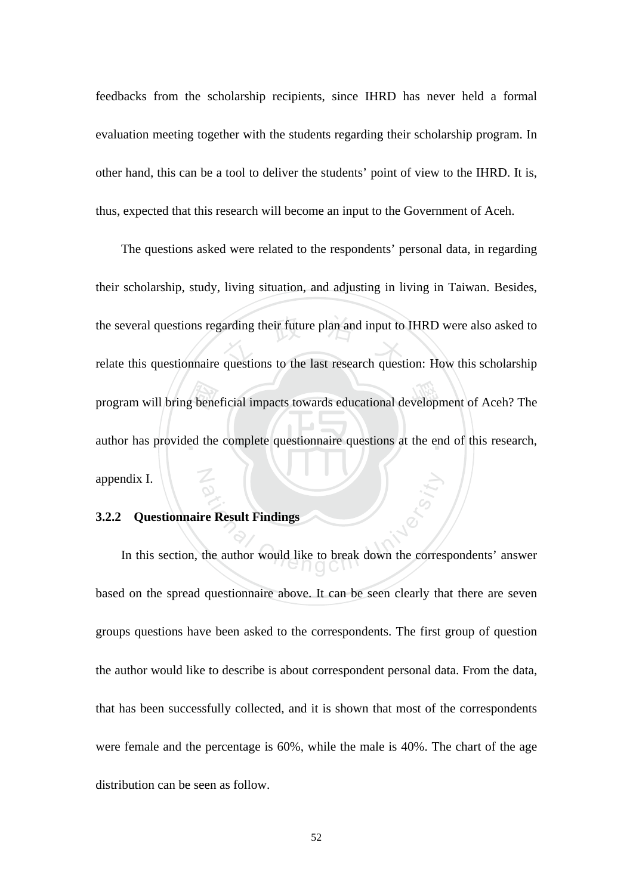feedbacks from the scholarship recipients, since IHRD has never held a formal evaluation meeting together with the students regarding their scholarship program. In other hand, this can be a tool to deliver the students' point of view to the IHRD. It is, thus, expected that this research will become an input to the Government of Aceh.

The questions asked were related to the respondents' personal data, in regarding their scholarship, study, living situation, and adjusting in living in Taiwan. Besides, the several questions regarding their future plan and input to IHRD were also asked to relate this questionnaire questions to the last research question: How this scholarship program will bring beneficial impacts towards educational development of Aceh? The author has provided the complete questionnaire questions at the end of this research, appendix I.

### 3.2.2 Questionnaire Result Findings

In this section, the author would like to break down the correspondents' answer based on the spread questionnaire above. It can be seen clearly that there are seven groups questions have been asked to the correspondents. The first group of question the author would like to describe is about correspondent personal data. From the data, that has been successfully collected, and it is shown that most of the correspondents were female and the percentage is 60%, while the male is 40%. The chart of the age distribution can be seen as follow.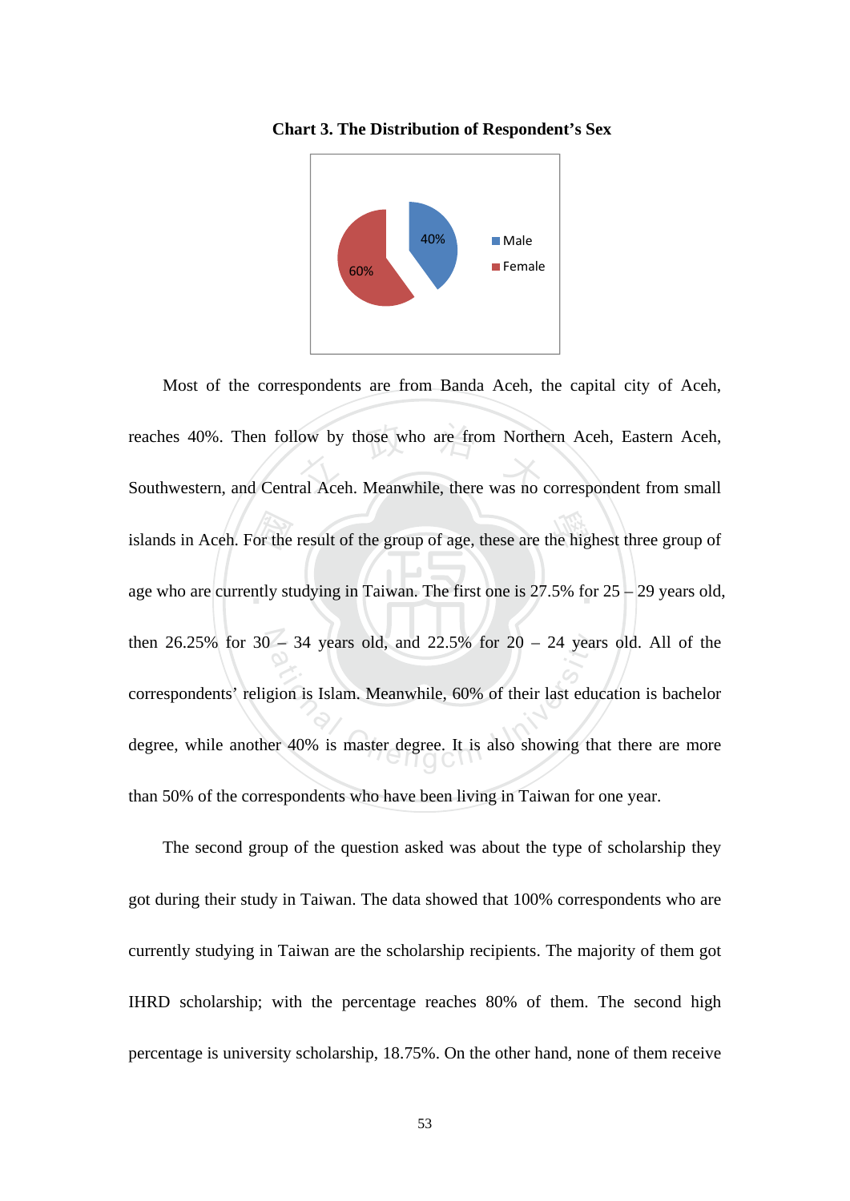**Chart 3. The Distribution of Respondent's Sex**

Most of the correspondents are from Banda Aceh, the capital city of Aceh, reaches 40%. Then follow by those who are from Northern Aceh, Eastern Aceh, Southwestern, and Central Aceh. Meanwhile, there was no correspondent from small islands in Aceh. For the result of the group of age, these are the highest three group of age who are currently studying in Taiwan. The first one is 27.5% for 25 – 29 years old, then 26.25% for 30 – 34 years old, and 22.5% for 20 – 24 years old. All of the correspondents' religion is Islam. Meanwhile, 60% of their last education is bachelor degree, while another 40% is master degree. It is also showing that there are more than 50% of the correspondents who have been living in Taiwan for one year.

The second group of the question asked was about the type of scholarship they got during their study in Taiwan. The data showed that 100% correspondents who are currently studying in Taiwan are the scholarship recipients. The majority of them got IHRD scholarship; with the percentage reaches 80% of them. The second high percentage is university scholarship, 18.75%. On the other hand, none of them receive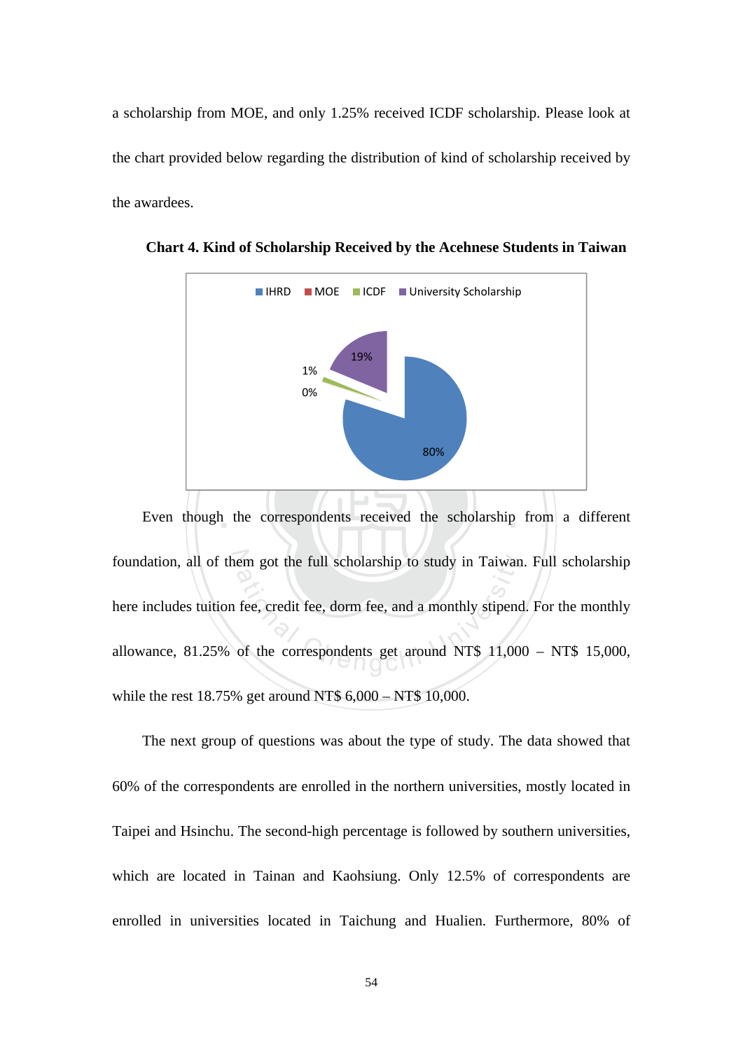a scholarship from MOE, and only 1.25% received ICDF scholarship. Please look at the chart provided below regarding the distribution of kind of scholarship received by the awardees.

**Chart 4. Kind of Scholarship Received by the Acehnese Students in Taiwan**

Even though the correspondents received the scholarship from a different foundation, all of them got the full scholarship to study in Taiwan. Full scholarship here includes tuition fee, credit fee, dorm fee, and a monthly stipend. For the monthly allowance, 81.25% of the correspondents get around NT$ 11,000 – NT$ 15,000, while the rest 18.75% get around NT$ 6,000 – NT$ 10,000.

The next group of questions was about the type of study. The data showed that 60% of the correspondents are enrolled in the northern universities, mostly located in Taipei and Hsinchu. The second-high percentage is followed by southern universities, which are located in Tainan and Kaohsiung. Only 12.5% of correspondents are enrolled in universities located in Taichung and Hualien. Furthermore, 80% of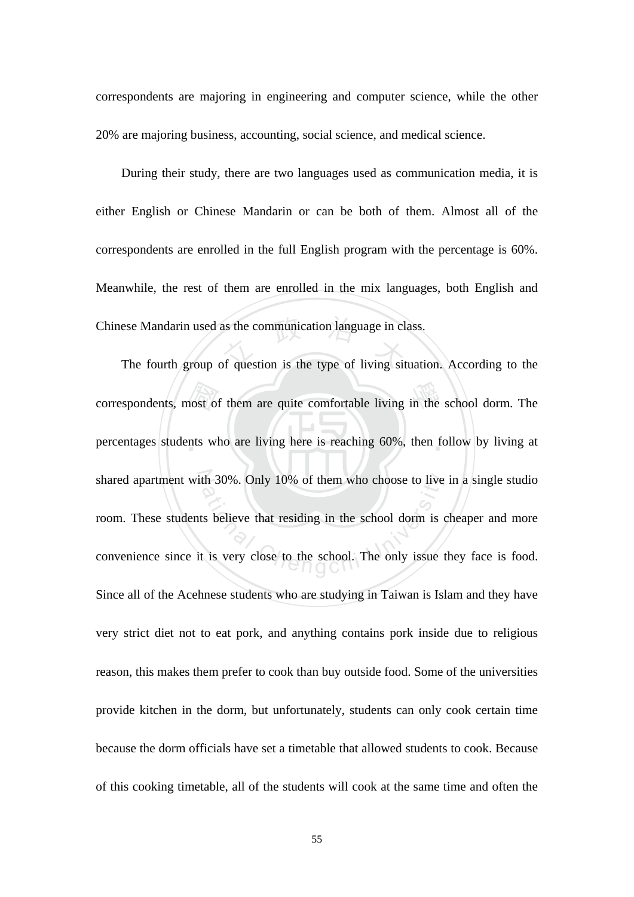correspondents are majoring in engineering and computer science, while the other 20% are majoring business, accounting, social science, and medical science.

During their study, there are two languages used as communication media, it is either English or Chinese Mandarin or can be both of them. Almost all of the correspondents are enrolled in the full English program with the percentage is 60%. Meanwhile, the rest of them are enrolled in the mix languages, both English and Chinese Mandarin used as the communication language in class.

The fourth group of question is the type of living situation. According to the correspondents, most of them are quite comfortable living in the school dorm. The percentages students who are living here is reaching 60%, then follow by living at shared apartment with 30%. Only 10% of them who choose to live in a single studio room. These students believe that residing in the school dorm is cheaper and more convenience since it is very close to the school. The only issue they face is food. Since all of the Acehnese students who are studying in Taiwan is Islam and they have very strict diet not to eat pork, and anything contains pork inside due to religious reason, this makes them prefer to cook than buy outside food. Some of the universities provide kitchen in the dorm, but unfortunately, students can only cook certain time because the dorm officials have set a timetable that allowed students to cook. Because of this cooking timetable, all of the students will cook at the same time and often the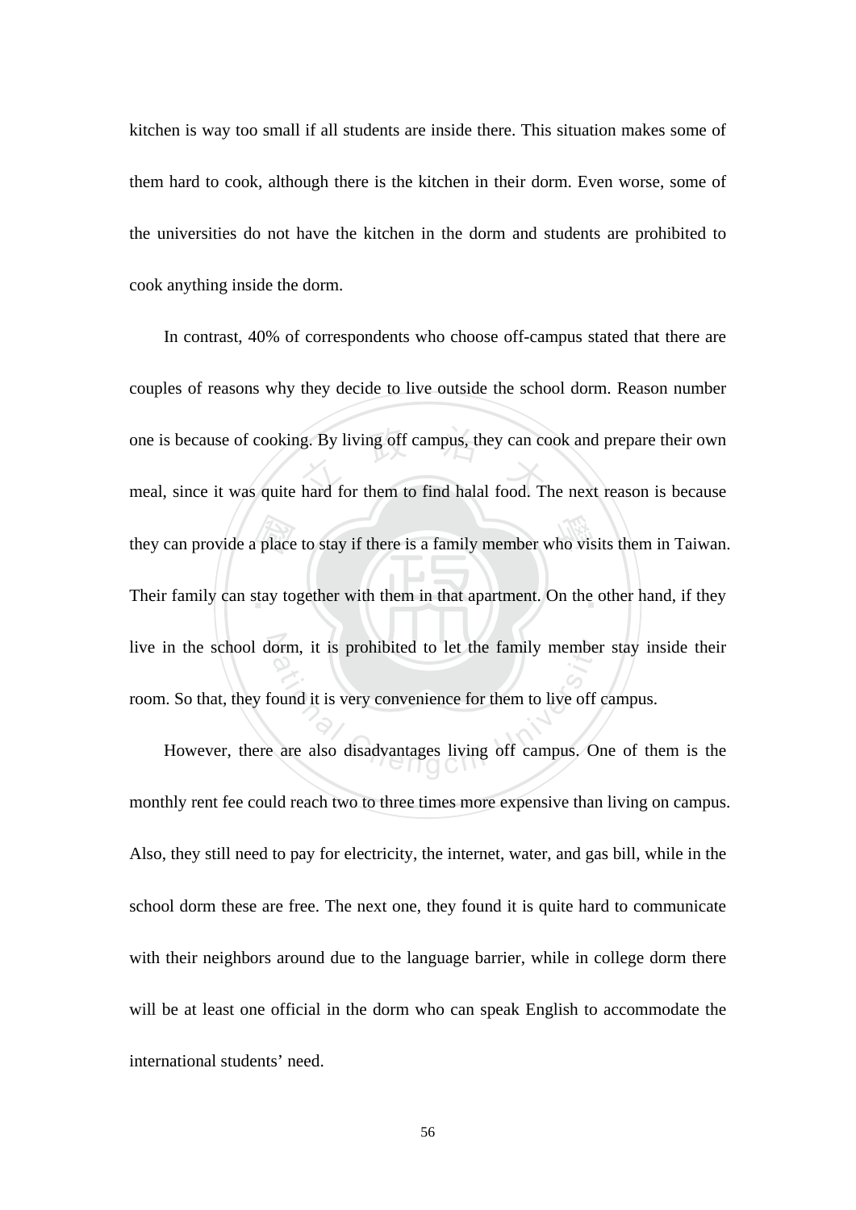kitchen is way too small if all students are inside there. This situation makes some of them hard to cook, although there is the kitchen in their dorm. Even worse, some of the universities do not have the kitchen in the dorm and students are prohibited to cook anything inside the dorm.

In contrast, 40% of correspondents who choose off-campus stated that there are couples of reasons why they decide to live outside the school dorm. Reason number one is because of cooking. By living off campus, they can cook and prepare their own meal, since it was quite hard for them to find halal food. The next reason is because they can provide a place to stay if there is a family member who visits them in Taiwan. Their family can stay together with them in that apartment. On the other hand, if they live in the school dorm, it is prohibited to let the family member stay inside their room. So that, they found it is very convenience for them to live off campus.

However, there are also disadvantages living off campus. One of them is the monthly rent fee could reach two to three times more expensive than living on campus. Also, they still need to pay for electricity, the internet, water, and gas bill, while in the school dorm these are free. The next one, they found it is quite hard to communicate with their neighbors around due to the language barrier, while in college dorm there will be at least one official in the dorm who can speak English to accommodate the international students' need.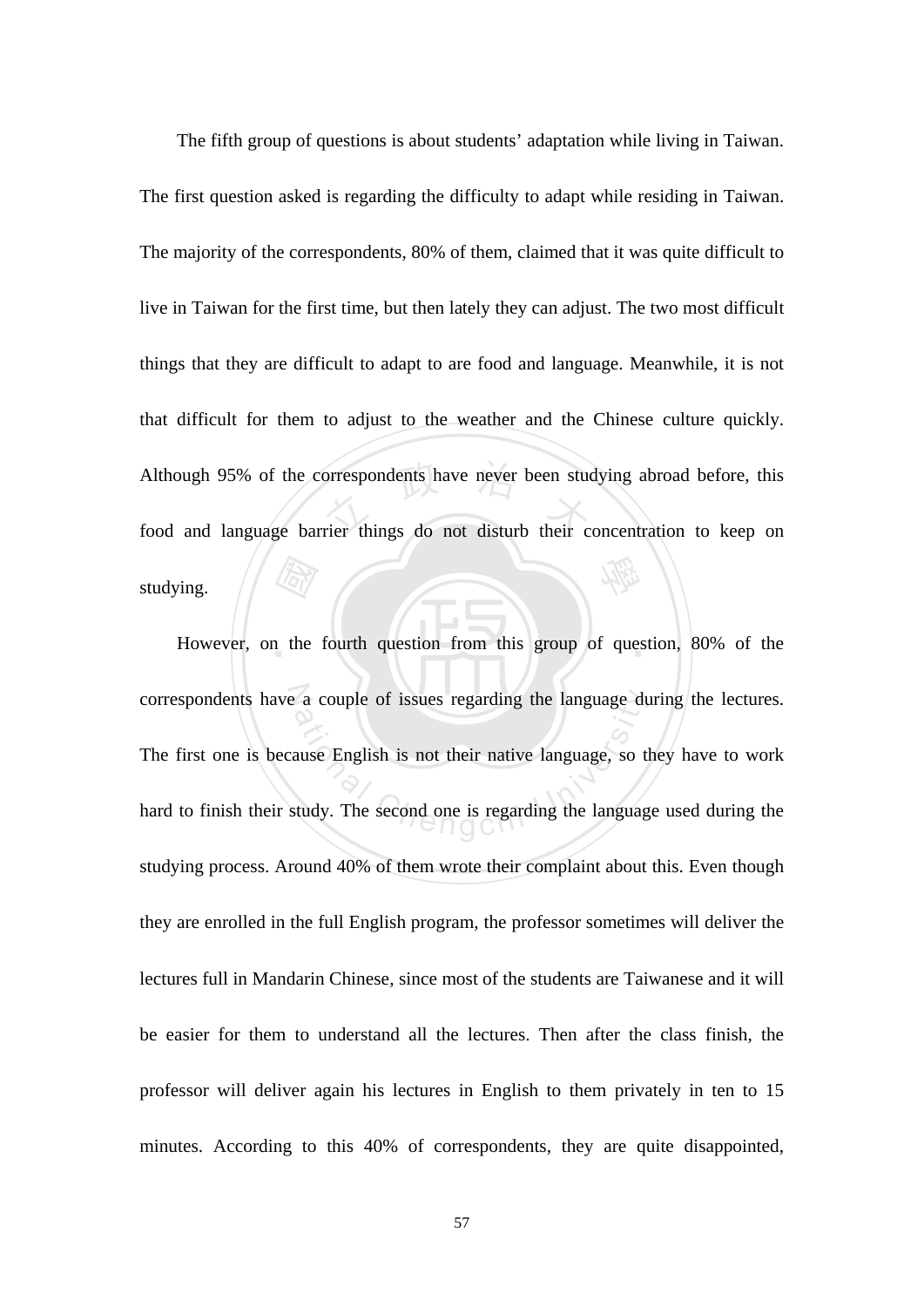The fifth group of questions is about students' adaptation while living in Taiwan. The first question asked is regarding the difficulty to adapt while residing in Taiwan. The majority of the correspondents, 80% of them, claimed that it was quite difficult to live in Taiwan for the first time, but then lately they can adjust. The two most difficult things that they are difficult to adapt to are food and language. Meanwhile, it is not that difficult for them to adjust to the weather and the Chinese culture quickly. Although 95% of the correspondents have never been studying abroad before, this food and language barrier things do not disturb their concentration to keep on studying.

However, on the fourth question from this group of question, 80% of the correspondents have a couple of issues regarding the language during the lectures. The first one is because English is not their native language, so they have to work hard to finish their study. The second one is regarding the language used during the studying process. Around 40% of them wrote their complaint about this. Even though they are enrolled in the full English program, the professor sometimes will deliver the lectures full in Mandarin Chinese, since most of the students are Taiwanese and it will be easier for them to understand all the lectures. Then after the class finish, the professor will deliver again his lectures in English to them privately in ten to 15 minutes. According to this 40% of correspondents, they are quite disappointed,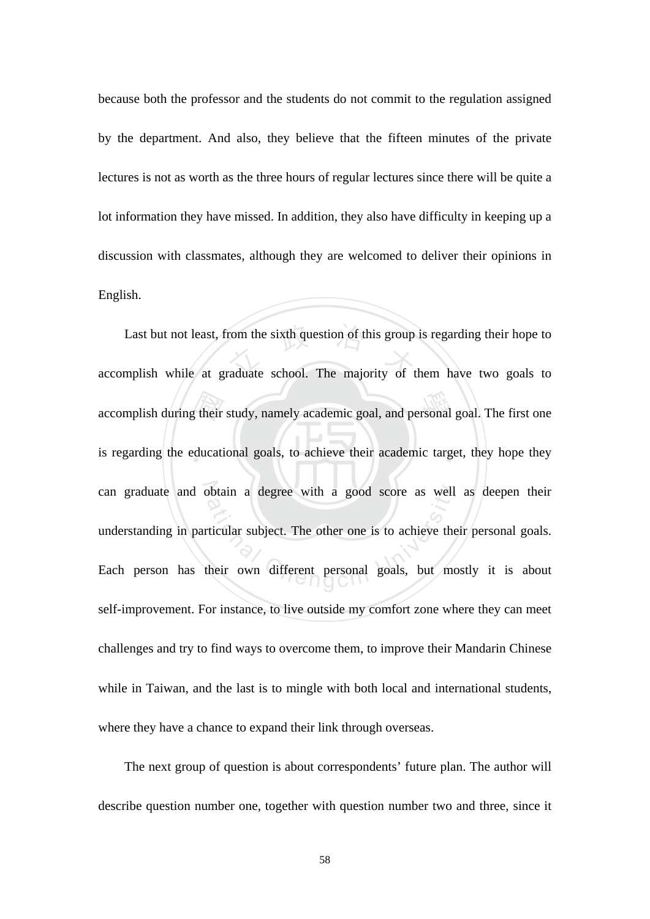because both the professor and the students do not commit to the regulation assigned by the department. And also, they believe that the fifteen minutes of the private lectures is not as worth as the three hours of regular lectures since there will be quite a lot information they have missed. In addition, they also have difficulty in keeping up a discussion with classmates, although they are welcomed to deliver their opinions in English.

Last but not least, from the sixth question of this group is regarding their hope to accomplish while at graduate school. The majority of them have two goals to accomplish during their study, namely academic goal, and personal goal. The first one is regarding the educational goals, to achieve their academic target, they hope they can graduate and obtain a degree with a good score as well as deepen their understanding in particular subject. The other one is to achieve their personal goals. Each person has their own different personal goals, but mostly it is about self-improvement. For instance, to live outside my comfort zone where they can meet challenges and try to find ways to overcome them, to improve their Mandarin Chinese while in Taiwan, and the last is to mingle with both local and international students, where they have a chance to expand their link through overseas.

The next group of question is about correspondents' future plan. The author will describe question number one, together with question number two and three, since it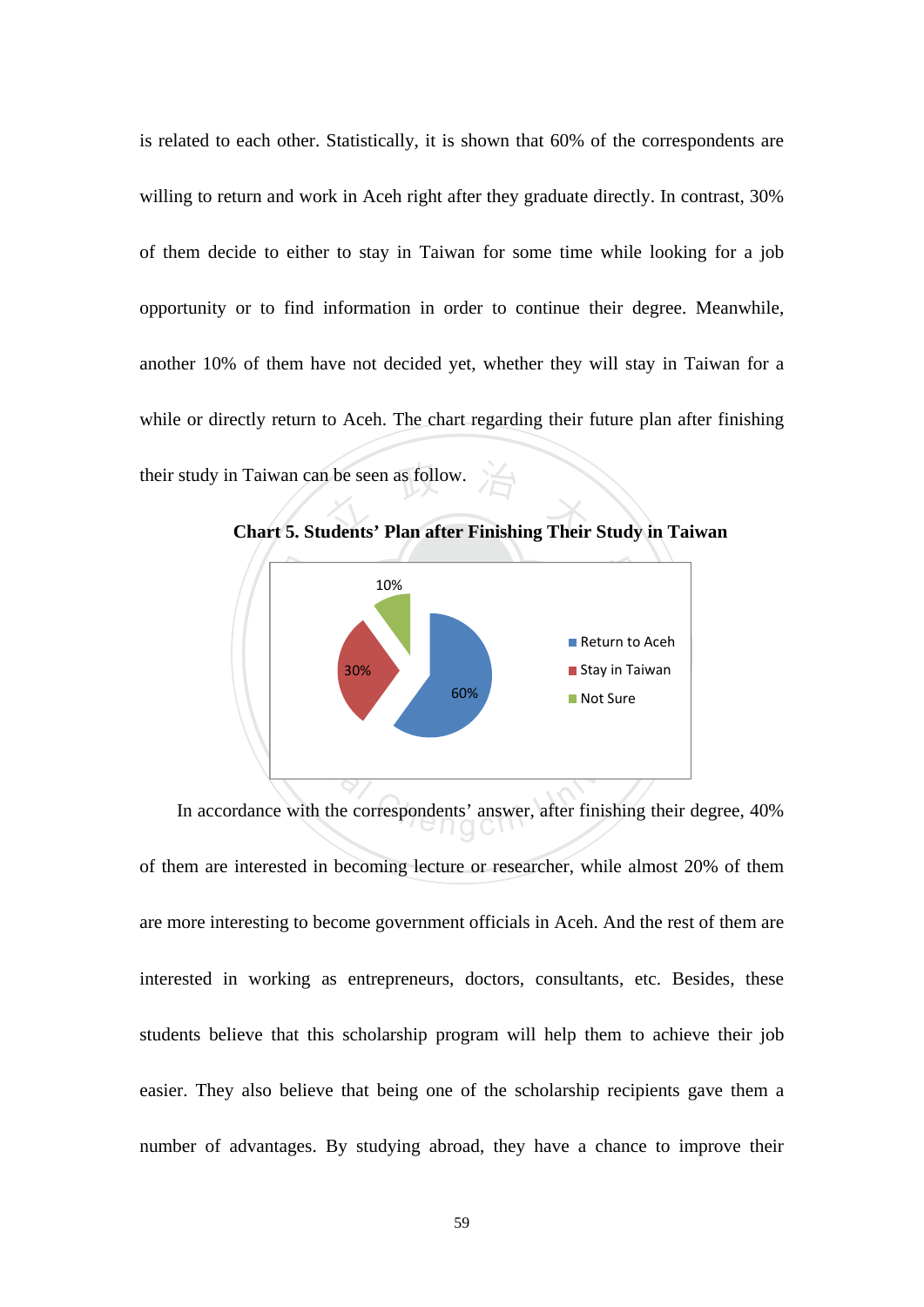is related to each other. Statistically, it is shown that 60% of the correspondents are willing to return and work in Aceh right after they graduate directly. In contrast, 30% of them decide to either to stay in Taiwan for some time while looking for a job opportunity or to find information in order to continue their degree. Meanwhile, another 10% of them have not decided yet, whether they will stay in Taiwan for a while or directly return to Aceh. The chart regarding their future plan after finishing their study in Taiwan can be seen as follow.

**Chart 5. Students' Plan after Finishing Their Study in Taiwan**

| Plan | Percentage |
|---|---|
| Return to Aceh | 60% |
| Stay in Taiwan | 30% |
| Not Sure | 10% |

In accordance with the correspondents' answer, after finishing their degree, 40% of them are interested in becoming lecture or researcher, while almost 20% of them are more interesting to become government officials in Aceh. And the rest of them are interested in working as entrepreneurs, doctors, consultants, etc. Besides, these students believe that this scholarship program will help them to achieve their job easier. They also believe that being one of the scholarship recipients gave them a number of advantages. By studying abroad, they have a chance to improve their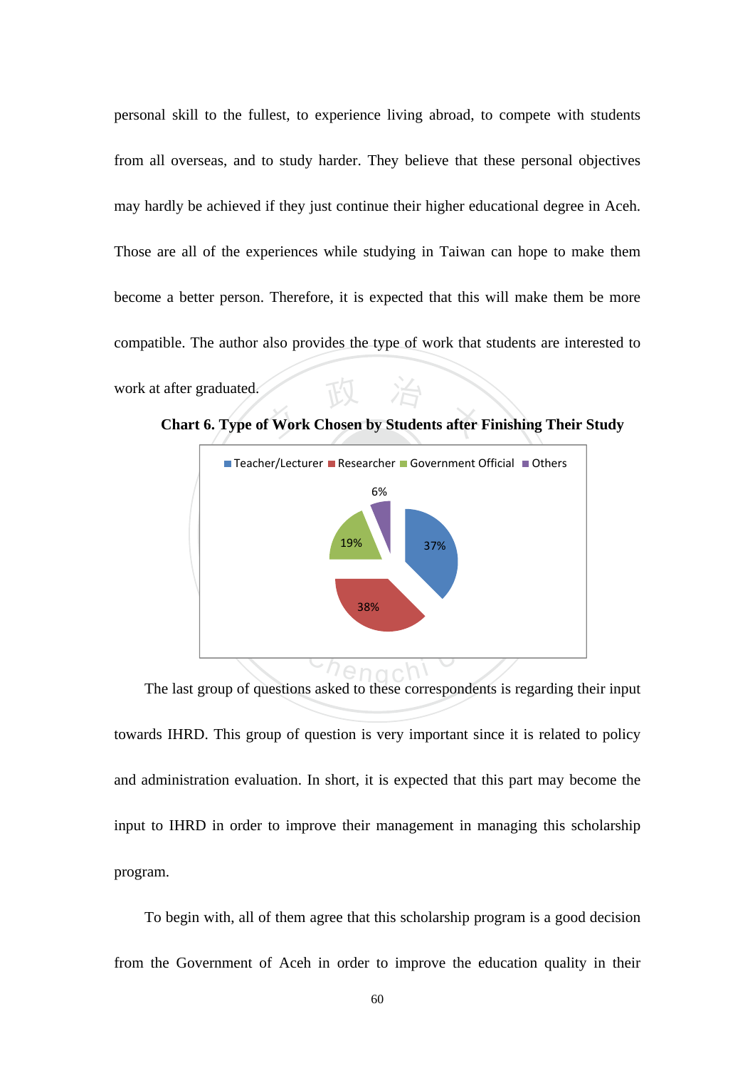personal skill to the fullest, to experience living abroad, to compete with students from all overseas, and to study harder. They believe that these personal objectives may hardly be achieved if they just continue their higher educational degree in Aceh. Those are all of the experiences while studying in Taiwan can hope to make them become a better person. Therefore, it is expected that this will make them be more compatible. The author also provides the type of work that students are interested to work at after graduated.

**Chart 6. Type of Work Chosen by Students after Finishing Their Study**

| Type of Work | Percentage |
|---|---|
| Teacher/Lecturer | 37% |
| Researcher | 38% |
| Government Official | 19% |
| Others | 6% |

The last group of questions asked to these correspondents is regarding their input towards IHRD. This group of question is very important since it is related to policy and administration evaluation. In short, it is expected that this part may become the input to IHRD in order to improve their management in managing this scholarship program.

To begin with, all of them agree that this scholarship program is a good decision from the Government of Aceh in order to improve the education quality in their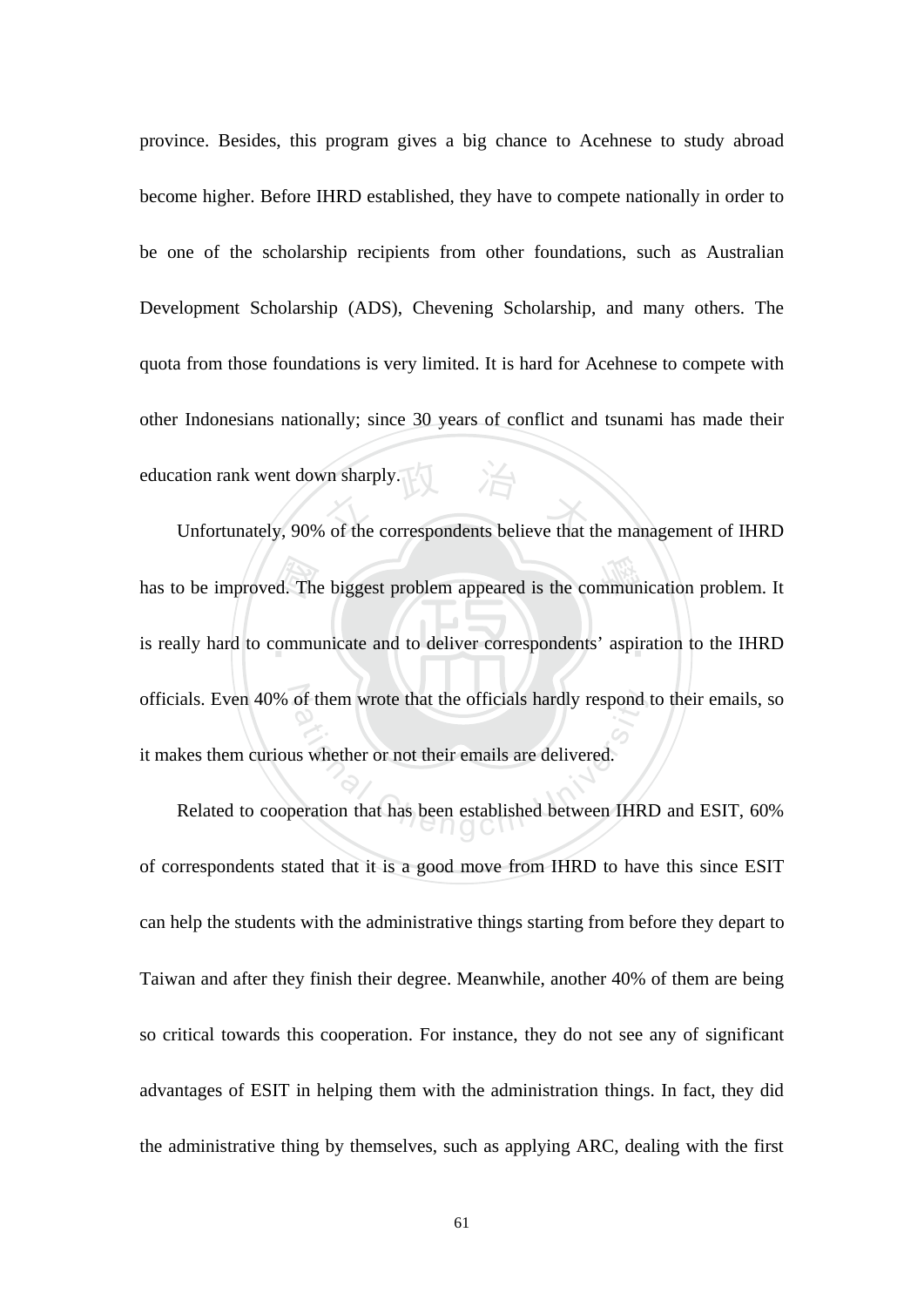province. Besides, this program gives a big chance to Acehnese to study abroad become higher. Before IHRD established, they have to compete nationally in order to be one of the scholarship recipients from other foundations, such as Australian Development Scholarship (ADS), Chevening Scholarship, and many others. The quota from those foundations is very limited. It is hard for Acehnese to compete with other Indonesians nationally; since 30 years of conflict and tsunami has made their education rank went down sharply.

Unfortunately, 90% of the correspondents believe that the management of IHRD has to be improved. The biggest problem appeared is the communication problem. It is really hard to communicate and to deliver correspondents' aspiration to the IHRD officials. Even 40% of them wrote that the officials hardly respond to their emails, so it makes them curious whether or not their emails are delivered.

Related to cooperation that has been established between IHRD and ESIT, 60% of correspondents stated that it is a good move from IHRD to have this since ESIT can help the students with the administrative things starting from before they depart to Taiwan and after they finish their degree. Meanwhile, another 40% of them are being so critical towards this cooperation. For instance, they do not see any of significant advantages of ESIT in helping them with the administration things. In fact, they did the administrative thing by themselves, such as applying ARC, dealing with the first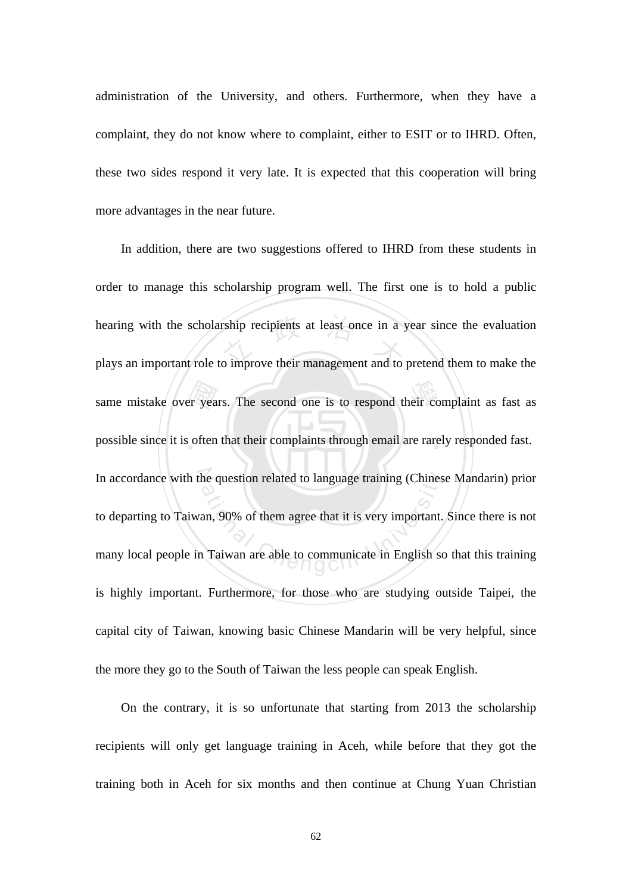administration of the University, and others. Furthermore, when they have a complaint, they do not know where to complaint, either to ESIT or to IHRD. Often, these two sides respond it very late. It is expected that this cooperation will bring more advantages in the near future.

In addition, there are two suggestions offered to IHRD from these students in order to manage this scholarship program well. The first one is to hold a public hearing with the scholarship recipients at least once in a year since the evaluation plays an important role to improve their management and to pretend them to make the same mistake over years. The second one is to respond their complaint as fast as possible since it is often that their complaints through email are rarely responded fast. In accordance with the question related to language training (Chinese Mandarin) prior to departing to Taiwan, 90% of them agree that it is very important. Since there is not many local people in Taiwan are able to communicate in English so that this training is highly important. Furthermore, for those who are studying outside Taipei, the capital city of Taiwan, knowing basic Chinese Mandarin will be very helpful, since the more they go to the South of Taiwan the less people can speak English.

On the contrary, it is so unfortunate that starting from 2013 the scholarship recipients will only get language training in Aceh, while before that they got the training both in Aceh for six months and then continue at Chung Yuan Christian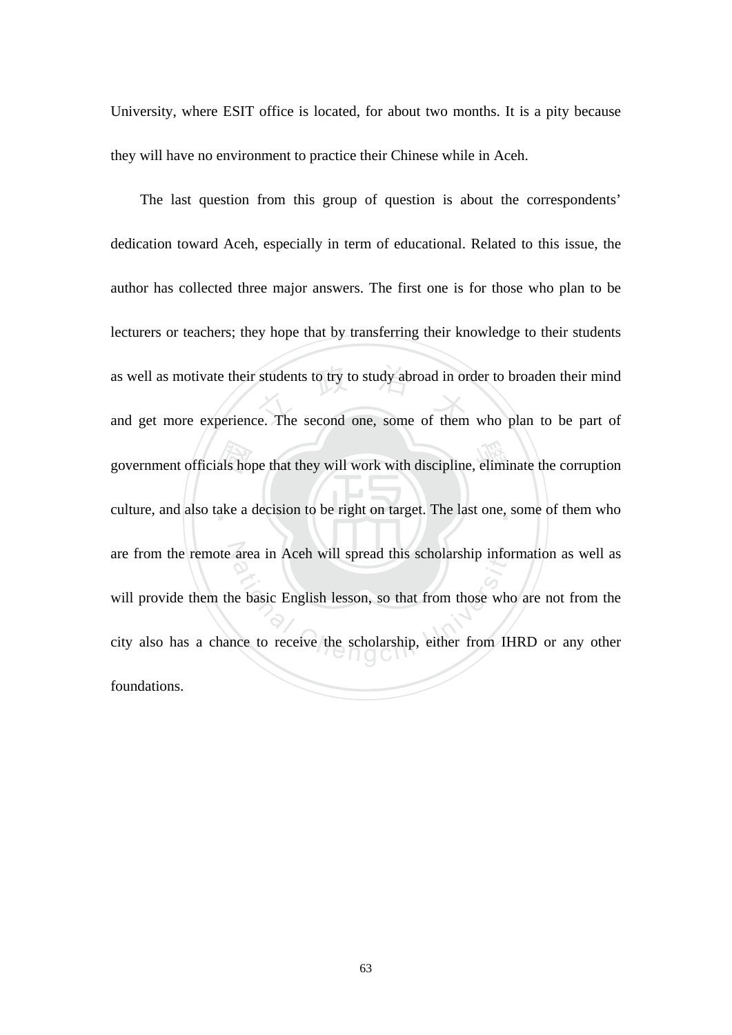University, where ESIT office is located, for about two months. It is a pity because they will have no environment to practice their Chinese while in Aceh.

The last question from this group of question is about the correspondents' dedication toward Aceh, especially in term of educational. Related to this issue, the author has collected three major answers. The first one is for those who plan to be lecturers or teachers; they hope that by transferring their knowledge to their students as well as motivate their students to try to study abroad in order to broaden their mind and get more experience. The second one, some of them who plan to be part of government officials hope that they will work with discipline, eliminate the corruption culture, and also take a decision to be right on target. The last one, some of them who are from the remote area in Aceh will spread this scholarship information as well as will provide them the basic English lesson, so that from those who are not from the city also has a chance to receive the scholarship, either from IHRD or any other foundations.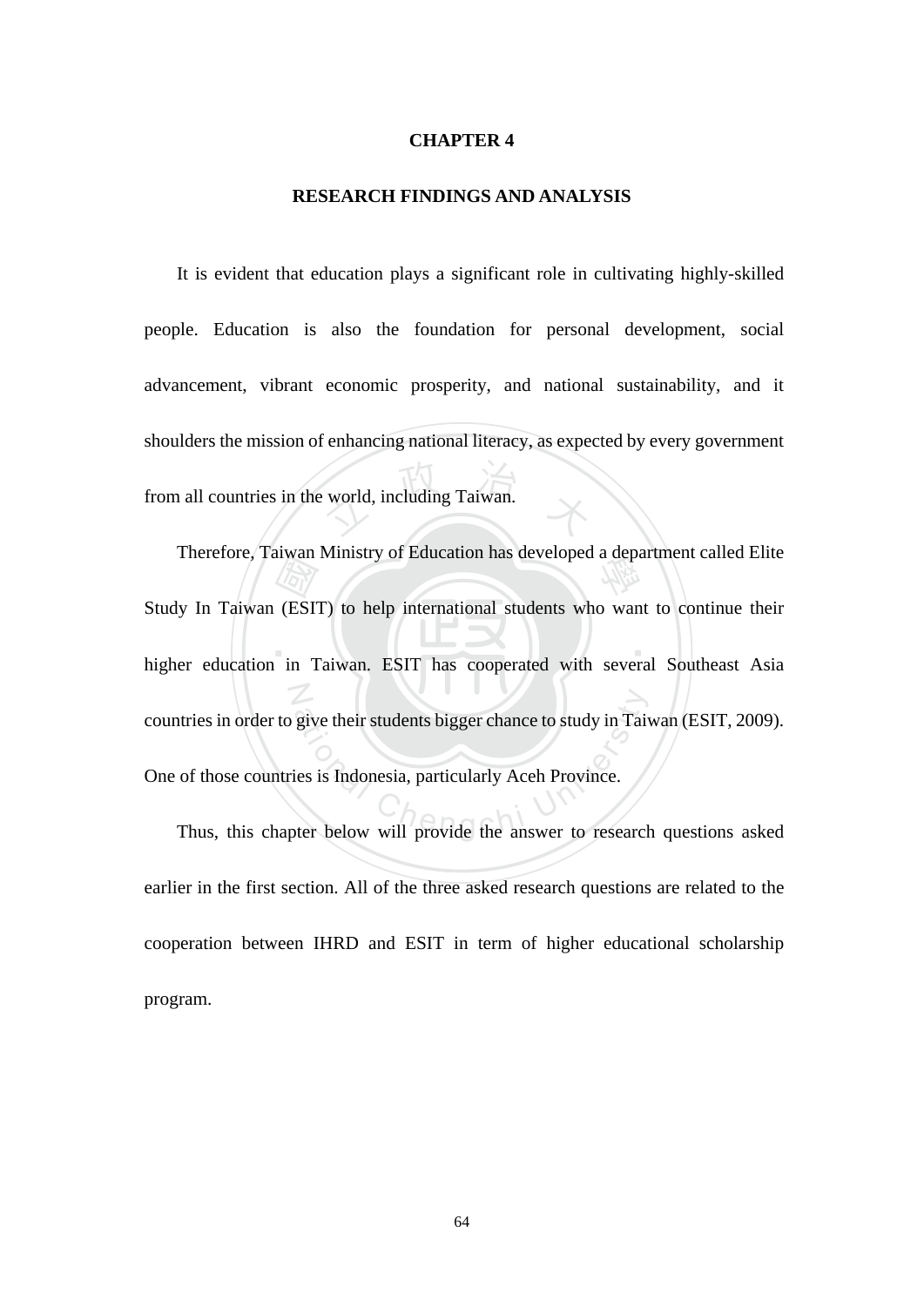# CHAPTER 4

## RESEARCH FINDINGS AND ANALYSIS

It is evident that education plays a significant role in cultivating highly-skilled people. Education is also the foundation for personal development, social advancement, vibrant economic prosperity, and national sustainability, and it shoulders the mission of enhancing national literacy, as expected by every government from all countries in the world, including Taiwan.

Therefore, Taiwan Ministry of Education has developed a department called Elite Study In Taiwan (ESIT) to help international students who want to continue their higher education in Taiwan. ESIT has cooperated with several Southeast Asia countries in order to give their students bigger chance to study in Taiwan (ESIT, 2009). One of those countries is Indonesia, particularly Aceh Province.

Thus, this chapter below will provide the answer to research questions asked earlier in the first section. All of the three asked research questions are related to the cooperation between IHRD and ESIT in term of higher educational scholarship program.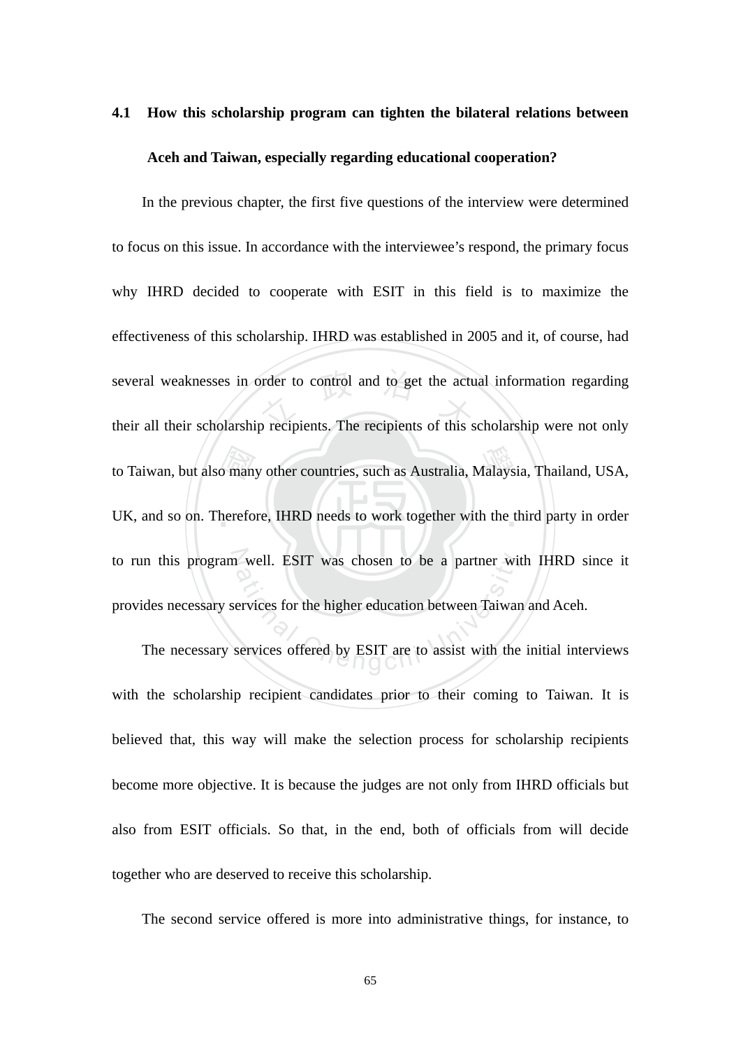## 4.1 How this scholarship program can tighten the bilateral relations between Aceh and Taiwan, especially regarding educational cooperation?

In the previous chapter, the first five questions of the interview were determined to focus on this issue. In accordance with the interviewee's respond, the primary focus why IHRD decided to cooperate with ESIT in this field is to maximize the effectiveness of this scholarship. IHRD was established in 2005 and it, of course, had several weaknesses in order to control and to get the actual information regarding their all their scholarship recipients. The recipients of this scholarship were not only to Taiwan, but also many other countries, such as Australia, Malaysia, Thailand, USA, UK, and so on. Therefore, IHRD needs to work together with the third party in order to run this program well. ESIT was chosen to be a partner with IHRD since it provides necessary services for the higher education between Taiwan and Aceh.

The necessary services offered by ESIT are to assist with the initial interviews with the scholarship recipient candidates prior to their coming to Taiwan. It is believed that, this way will make the selection process for scholarship recipients become more objective. It is because the judges are not only from IHRD officials but also from ESIT officials. So that, in the end, both of officials from will decide together who are deserved to receive this scholarship.

The second service offered is more into administrative things, for instance, to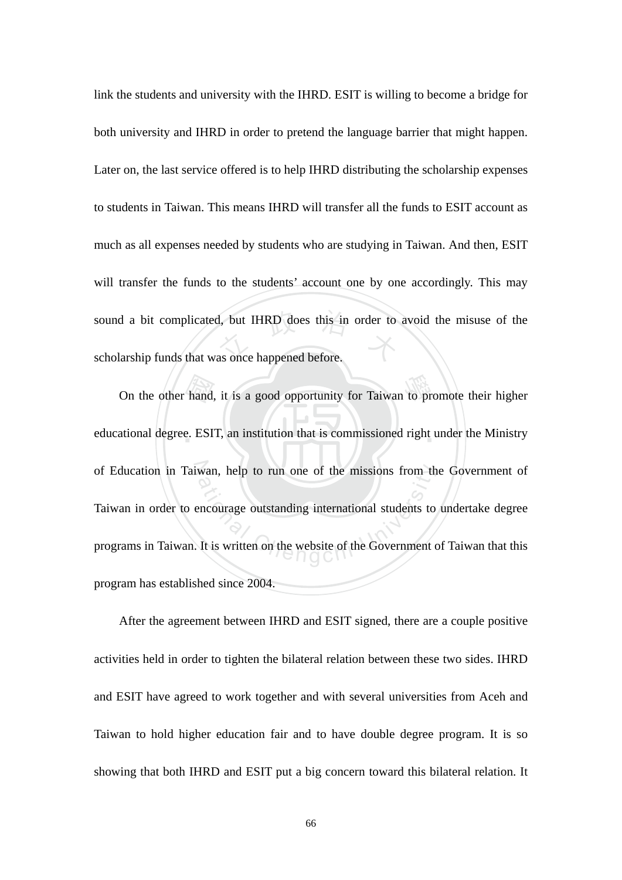link the students and university with the IHRD. ESIT is willing to become a bridge for both university and IHRD in order to pretend the language barrier that might happen. Later on, the last service offered is to help IHRD distributing the scholarship expenses to students in Taiwan. This means IHRD will transfer all the funds to ESIT account as much as all expenses needed by students who are studying in Taiwan. And then, ESIT will transfer the funds to the students' account one by one accordingly. This may sound a bit complicated, but IHRD does this in order to avoid the misuse of the scholarship funds that was once happened before.

On the other hand, it is a good opportunity for Taiwan to promote their higher educational degree. ESIT, an institution that is commissioned right under the Ministry of Education in Taiwan, help to run one of the missions from the Government of Taiwan in order to encourage outstanding international students to undertake degree programs in Taiwan. It is written on the website of the Government of Taiwan that this program has established since 2004.

After the agreement between IHRD and ESIT signed, there are a couple positive activities held in order to tighten the bilateral relation between these two sides. IHRD and ESIT have agreed to work together and with several universities from Aceh and Taiwan to hold higher education fair and to have double degree program. It is so showing that both IHRD and ESIT put a big concern toward this bilateral relation. It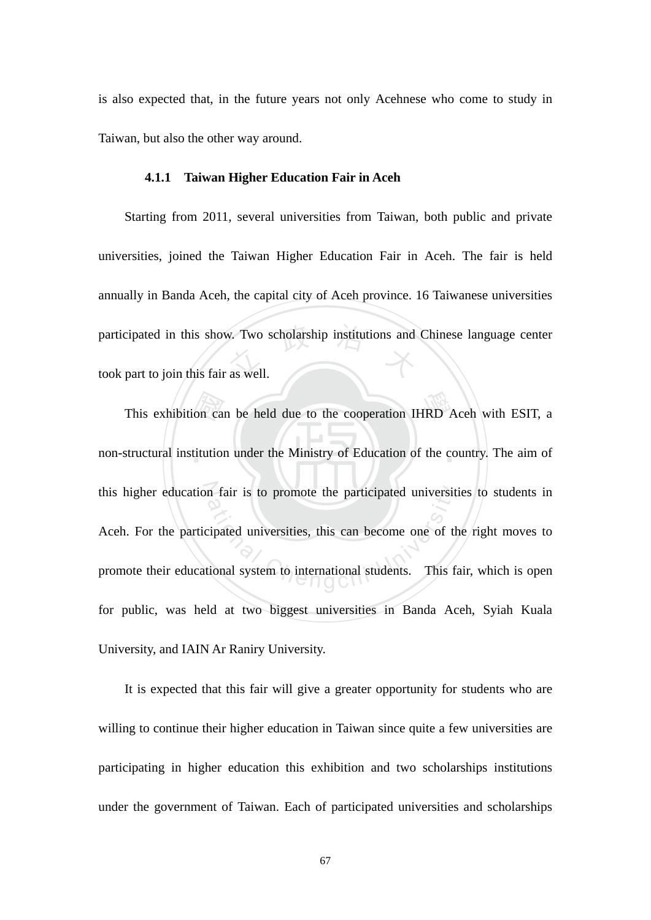is also expected that, in the future years not only Acehnese who come to study in Taiwan, but also the other way around.

#### 4.1.1 Taiwan Higher Education Fair in Aceh

Starting from 2011, several universities from Taiwan, both public and private universities, joined the Taiwan Higher Education Fair in Aceh. The fair is held annually in Banda Aceh, the capital city of Aceh province. 16 Taiwanese universities participated in this show. Two scholarship institutions and Chinese language center took part to join this fair as well.

This exhibition can be held due to the cooperation IHRD Aceh with ESIT, a non-structural institution under the Ministry of Education of the country. The aim of this higher education fair is to promote the participated universities to students in Aceh. For the participated universities, this can become one of the right moves to promote their educational system to international students. This fair, which is open for public, was held at two biggest universities in Banda Aceh, Syiah Kuala University, and IAIN Ar Raniry University.

It is expected that this fair will give a greater opportunity for students who are willing to continue their higher education in Taiwan since quite a few universities are participating in higher education this exhibition and two scholarships institutions under the government of Taiwan. Each of participated universities and scholarships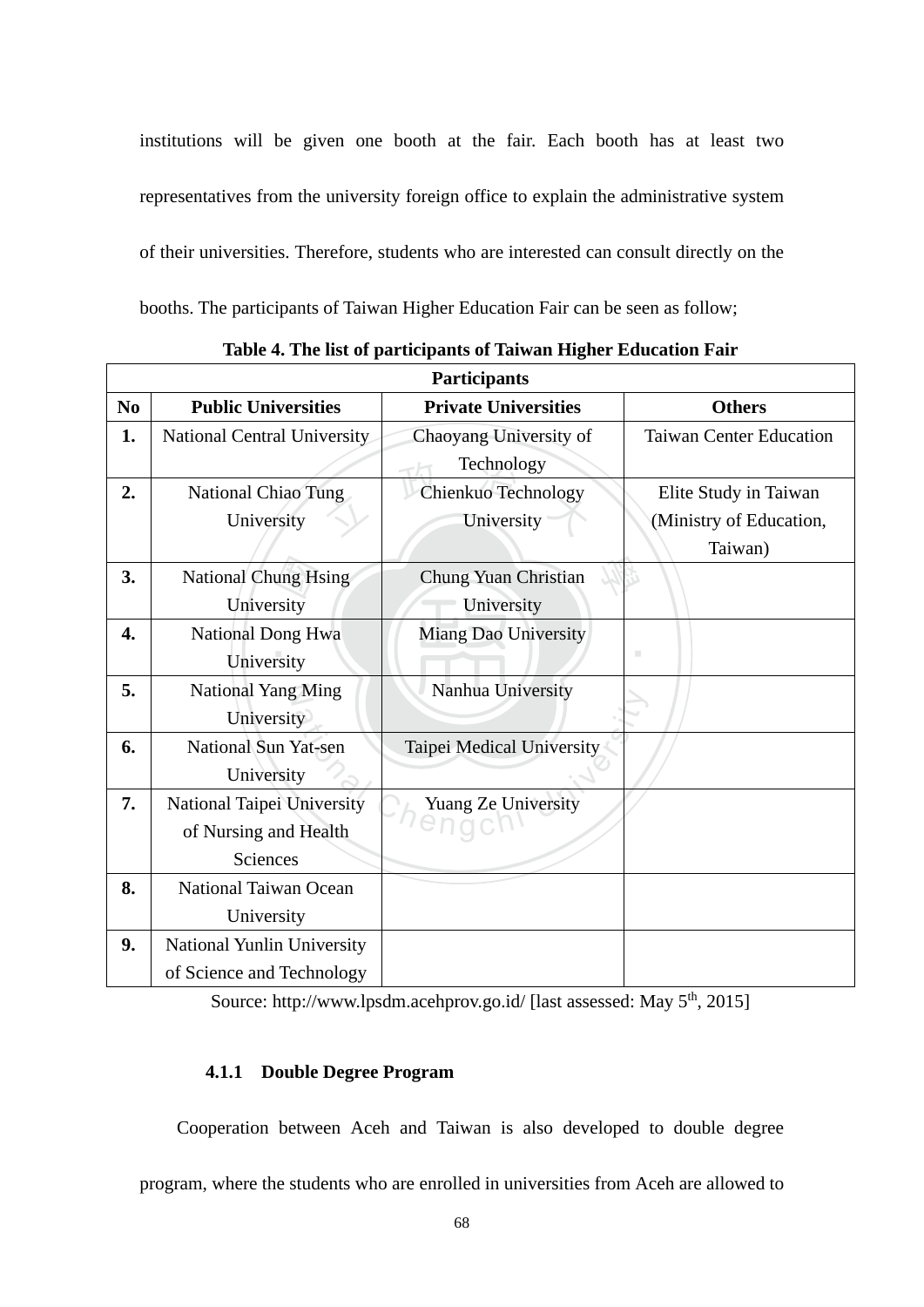institutions will be given one booth at the fair. Each booth has at least two representatives from the university foreign office to explain the administrative system of their universities. Therefore, students who are interested can consult directly on the booths. The participants of Taiwan Higher Education Fair can be seen as follow;

**Table 4. The list of participants of Taiwan Higher Education Fair**

| Participants | | | |
|---|---|---|---|
| **No** | **Public Universities** | **Private Universities** | **Others** |
| **1.** | National Central University | Chaoyang University of Technology | Taiwan Center Education |
| **2.** | National Chiao Tung University | Chienkuo Technology University | Elite Study in Taiwan (Ministry of Education, Taiwan) |
| **3.** | National Chung Hsing University | Chung Yuan Christian University | |
| **4.** | National Dong Hwa University | Miang Dao University | |
| **5.** | National Yang Ming University | Nanhua University | |
| **6.** | National Sun Yat-sen University | Taipei Medical University | |
| **7.** | National Taipei University of Nursing and Health Sciences | Yuang Ze University | |
| **8.** | National Taiwan Ocean University | | |
| **9.** | National Yunlin University of Science and Technology | | |

Source: http://www.lpsdm.acehprov.go.id/ [last assessed: May 5th, 2015]

### 4.1.1 Double Degree Program

Cooperation between Aceh and Taiwan is also developed to double degree program, where the students who are enrolled in universities from Aceh are allowed to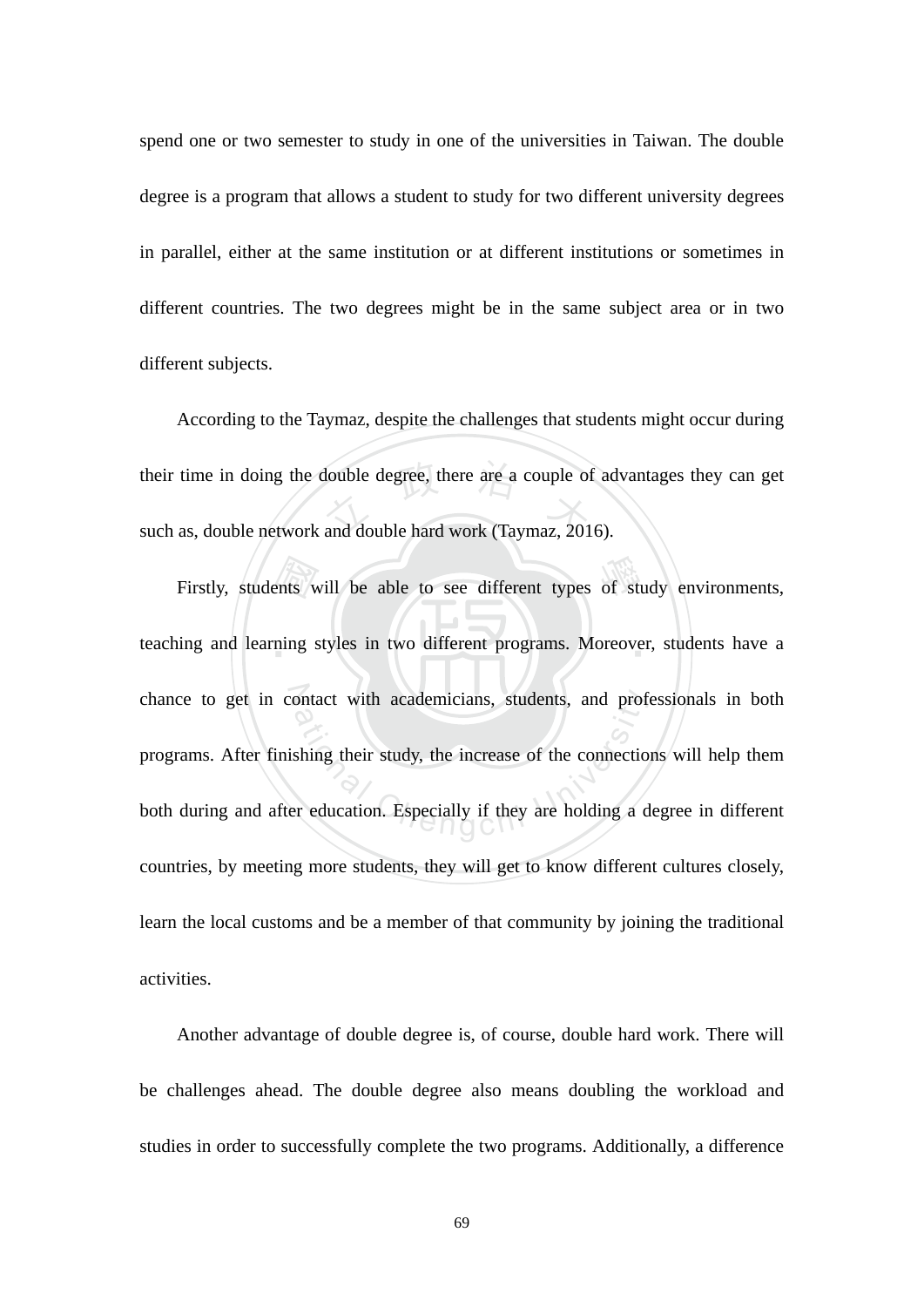spend one or two semester to study in one of the universities in Taiwan. The double degree is a program that allows a student to study for two different university degrees in parallel, either at the same institution or at different institutions or sometimes in different countries. The two degrees might be in the same subject area or in two different subjects.

According to the Taymaz, despite the challenges that students might occur during their time in doing the double degree, there are a couple of advantages they can get such as, double network and double hard work (Taymaz, 2016).

Firstly, students will be able to see different types of study environments, teaching and learning styles in two different programs. Moreover, students have a chance to get in contact with academicians, students, and professionals in both programs. After finishing their study, the increase of the connections will help them both during and after education. Especially if they are holding a degree in different countries, by meeting more students, they will get to know different cultures closely, learn the local customs and be a member of that community by joining the traditional activities.

Another advantage of double degree is, of course, double hard work. There will be challenges ahead. The double degree also means doubling the workload and studies in order to successfully complete the two programs. Additionally, a difference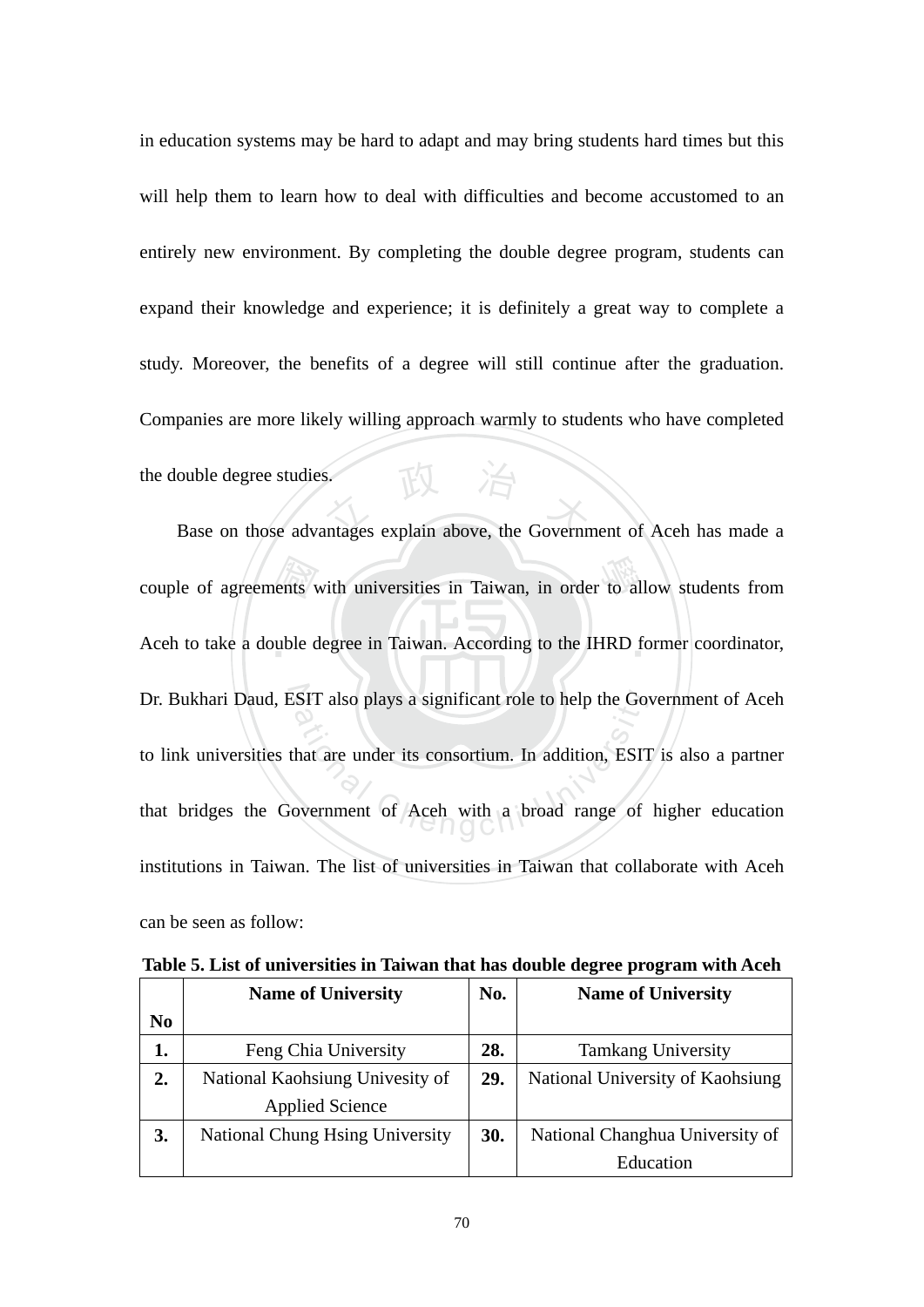in education systems may be hard to adapt and may bring students hard times but this will help them to learn how to deal with difficulties and become accustomed to an entirely new environment. By completing the double degree program, students can expand their knowledge and experience; it is definitely a great way to complete a study. Moreover, the benefits of a degree will still continue after the graduation. Companies are more likely willing approach warmly to students who have completed the double degree studies.

Base on those advantages explain above, the Government of Aceh has made a couple of agreements with universities in Taiwan, in order to allow students from Aceh to take a double degree in Taiwan. According to the IHRD former coordinator, Dr. Bukhari Daud, ESIT also plays a significant role to help the Government of Aceh to link universities that are under its consortium. In addition, ESIT is also a partner that bridges the Government of Aceh with a broad range of higher education institutions in Taiwan. The list of universities in Taiwan that collaborate with Aceh can be seen as follow:

**Table 5. List of universities in Taiwan that has double degree program with Aceh**

| No | Name of University | No. | Name of University |
|---|---|---|---|
| **1.** | Feng Chia University | **28.** | Tamkang University |
| **2.** | National Kaohsiung Univesity of Applied Science | **29.** | National University of Kaohsiung |
| **3.** | National Chung Hsing University | **30.** | National Changhua University of Education |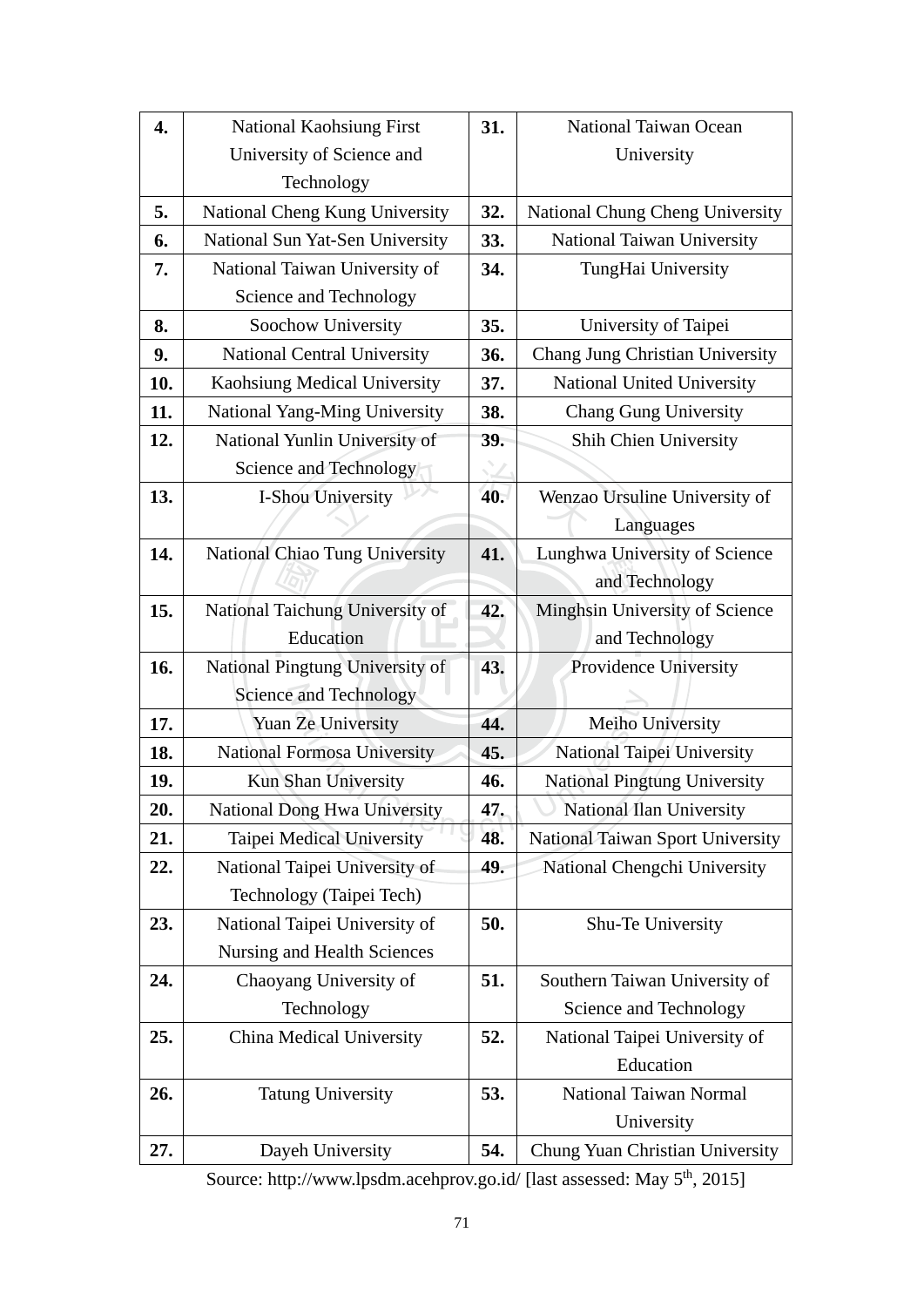| **4.** | National Kaohsiung First University of Science and Technology | **31.** | National Taiwan Ocean University |
|---|---|---|---|
| **5.** | National Cheng Kung University | **32.** | National Chung Cheng University |
| **6.** | National Sun Yat-Sen University | **33.** | National Taiwan University |
| **7.** | National Taiwan University of Science and Technology | **34.** | TungHai University |
| **8.** | Soochow University | **35.** | University of Taipei |
| **9.** | National Central University | **36.** | Chang Jung Christian University |
| **10.** | Kaohsiung Medical University | **37.** | National United University |
| **11.** | National Yang-Ming University | **38.** | Chang Gung University |
| **12.** | National Yunlin University of Science and Technology | **39.** | Shih Chien University |
| **13.** | I-Shou University | **40.** | Wenzao Ursuline University of Languages |
| **14.** | National Chiao Tung University | **41.** | Lunghwa University of Science and Technology |
| **15.** | National Taichung University of Education | **42.** | Minghsin University of Science and Technology |
| **16.** | National Pingtung University of Science and Technology | **43.** | Providence University |
| **17.** | Yuan Ze University | **44.** | Meiho University |
| **18.** | National Formosa University | **45.** | National Taipei University |
| **19.** | Kun Shan University | **46.** | National Pingtung University |
| **20.** | National Dong Hwa University | **47.** | National Ilan University |
| **21.** | Taipei Medical University | **48.** | National Taiwan Sport University |
| **22.** | National Taipei University of Technology (Taipei Tech) | **49.** | National Chengchi University |
| **23.** | National Taipei University of Nursing and Health Sciences | **50.** | Shu-Te University |
| **24.** | Chaoyang University of Technology | **51.** | Southern Taiwan University of Science and Technology |
| **25.** | China Medical University | **52.** | National Taipei University of Education |
| **26.** | Tatung University | **53.** | National Taiwan Normal University |
| **27.** | Dayeh University | **54.** | Chung Yuan Christian University |

Source: http://www.lpsdm.acehprov.go.id/ [last assessed: May 5th, 2015]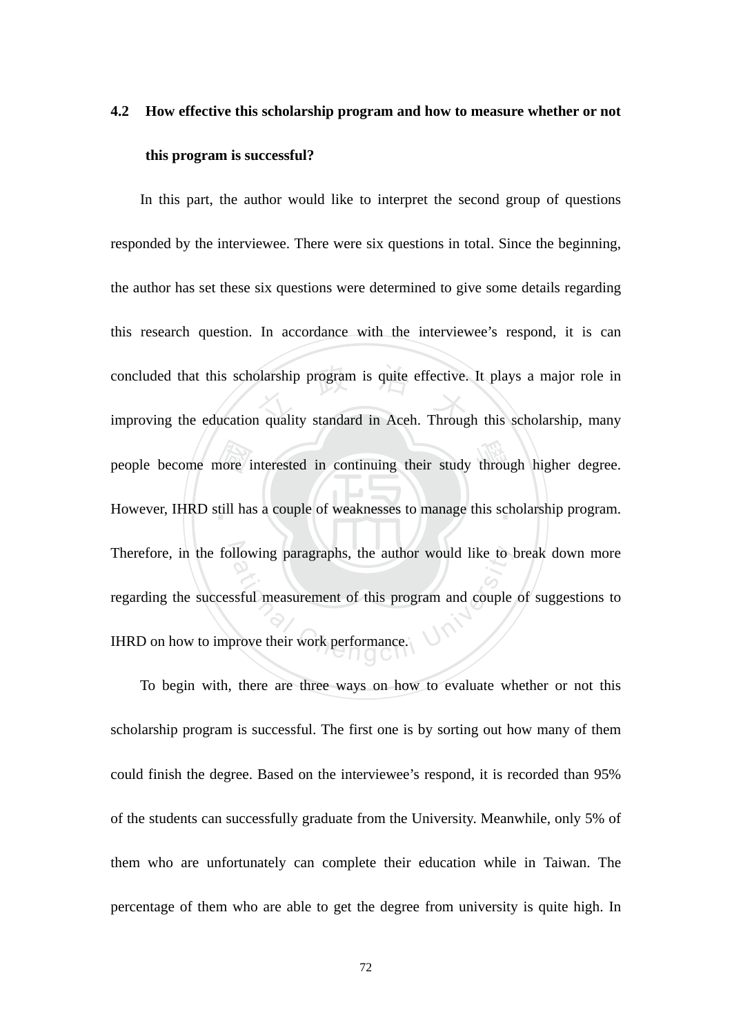## 4.2 How effective this scholarship program and how to measure whether or not this program is successful?

In this part, the author would like to interpret the second group of questions responded by the interviewee. There were six questions in total. Since the beginning, the author has set these six questions were determined to give some details regarding this research question. In accordance with the interviewee's respond, it is can concluded that this scholarship program is quite effective. It plays a major role in improving the education quality standard in Aceh. Through this scholarship, many people become more interested in continuing their study through higher degree. However, IHRD still has a couple of weaknesses to manage this scholarship program. Therefore, in the following paragraphs, the author would like to break down more regarding the successful measurement of this program and couple of suggestions to IHRD on how to improve their work performance.

To begin with, there are three ways on how to evaluate whether or not this scholarship program is successful. The first one is by sorting out how many of them could finish the degree. Based on the interviewee's respond, it is recorded than 95% of the students can successfully graduate from the University. Meanwhile, only 5% of them who are unfortunately can complete their education while in Taiwan. The percentage of them who are able to get the degree from university is quite high. In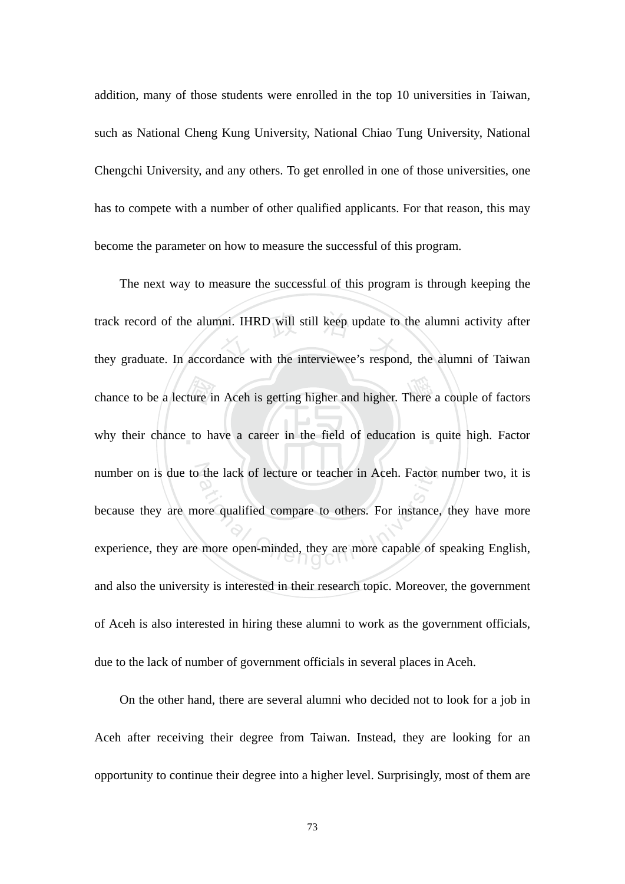addition, many of those students were enrolled in the top 10 universities in Taiwan, such as National Cheng Kung University, National Chiao Tung University, National Chengchi University, and any others. To get enrolled in one of those universities, one has to compete with a number of other qualified applicants. For that reason, this may become the parameter on how to measure the successful of this program.

The next way to measure the successful of this program is through keeping the track record of the alumni. IHRD will still keep update to the alumni activity after they graduate. In accordance with the interviewee's respond, the alumni of Taiwan chance to be a lecture in Aceh is getting higher and higher. There a couple of factors why their chance to have a career in the field of education is quite high. Factor number on is due to the lack of lecture or teacher in Aceh. Factor number two, it is because they are more qualified compare to others. For instance, they have more experience, they are more open-minded, they are more capable of speaking English, and also the university is interested in their research topic. Moreover, the government of Aceh is also interested in hiring these alumni to work as the government officials, due to the lack of number of government officials in several places in Aceh.

On the other hand, there are several alumni who decided not to look for a job in Aceh after receiving their degree from Taiwan. Instead, they are looking for an opportunity to continue their degree into a higher level. Surprisingly, most of them are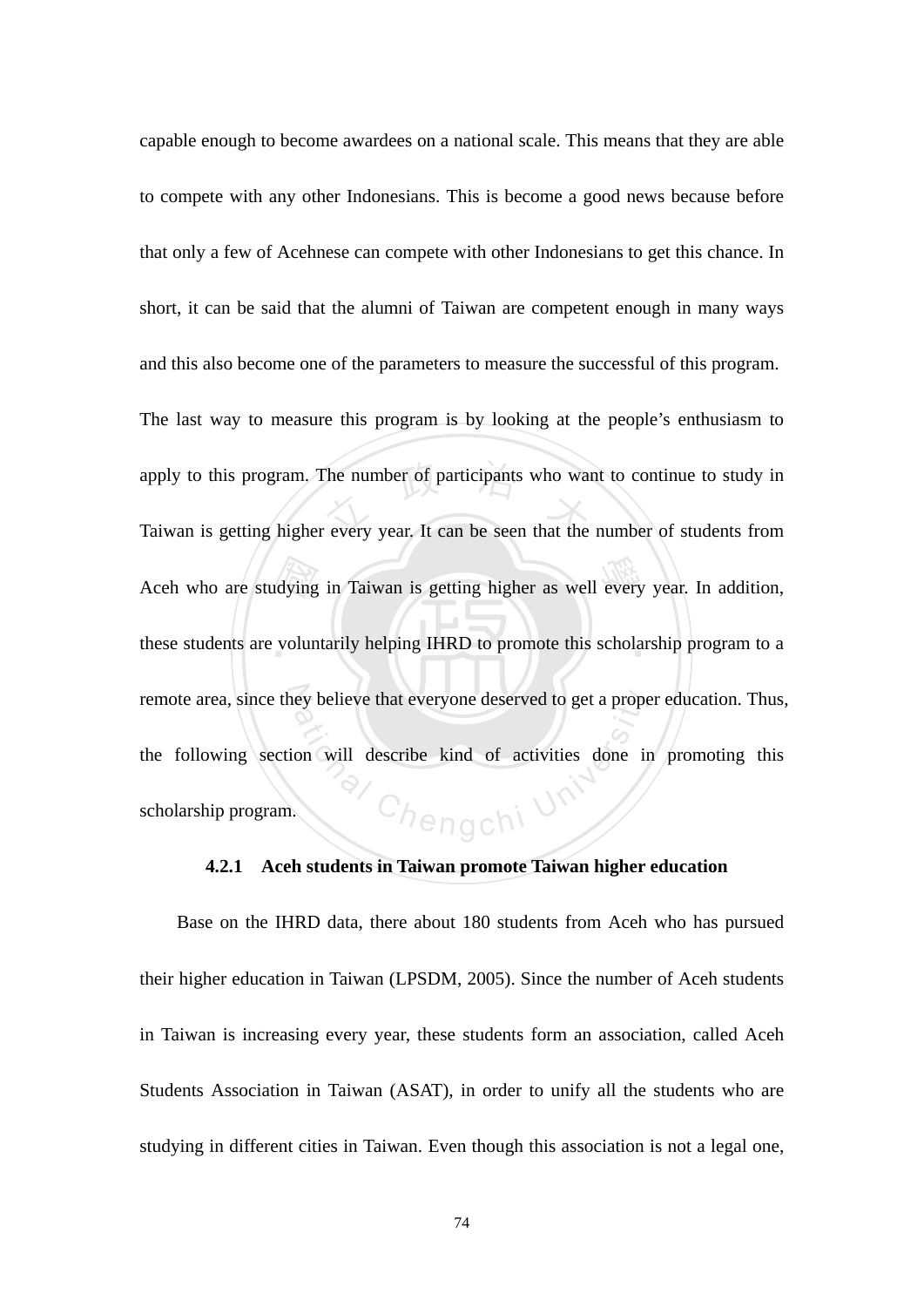capable enough to become awardees on a national scale. This means that they are able to compete with any other Indonesians. This is become a good news because before that only a few of Acehnese can compete with other Indonesians to get this chance. In short, it can be said that the alumni of Taiwan are competent enough in many ways and this also become one of the parameters to measure the successful of this program. The last way to measure this program is by looking at the people's enthusiasm to apply to this program. The number of participants who want to continue to study in Taiwan is getting higher every year. It can be seen that the number of students from Aceh who are studying in Taiwan is getting higher as well every year. In addition, these students are voluntarily helping IHRD to promote this scholarship program to a remote area, since they believe that everyone deserved to get a proper education. Thus, the following section will describe kind of activities done in promoting this scholarship program.

### 4.2.1 Aceh students in Taiwan promote Taiwan higher education

Base on the IHRD data, there about 180 students from Aceh who has pursued their higher education in Taiwan (LPSDM, 2005). Since the number of Aceh students in Taiwan is increasing every year, these students form an association, called Aceh Students Association in Taiwan (ASAT), in order to unify all the students who are studying in different cities in Taiwan. Even though this association is not a legal one,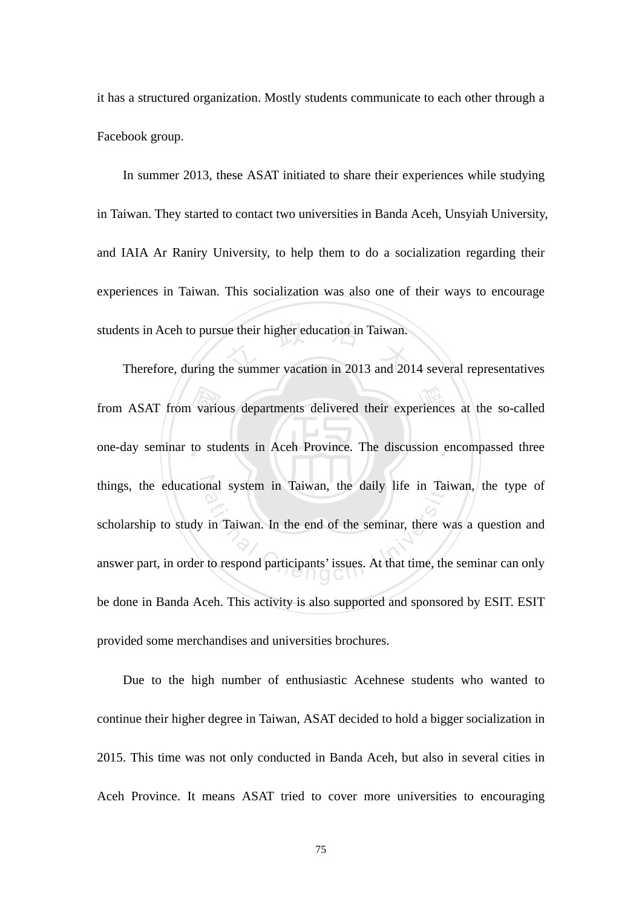it has a structured organization. Mostly students communicate to each other through a Facebook group.

In summer 2013, these ASAT initiated to share their experiences while studying in Taiwan. They started to contact two universities in Banda Aceh, Unsyiah University, and IAIA Ar Raniry University, to help them to do a socialization regarding their experiences in Taiwan. This socialization was also one of their ways to encourage students in Aceh to pursue their higher education in Taiwan.

Therefore, during the summer vacation in 2013 and 2014 several representatives from ASAT from various departments delivered their experiences at the so-called one-day seminar to students in Aceh Province. The discussion encompassed three things, the educational system in Taiwan, the daily life in Taiwan, the type of scholarship to study in Taiwan. In the end of the seminar, there was a question and answer part, in order to respond participants' issues. At that time, the seminar can only be done in Banda Aceh. This activity is also supported and sponsored by ESIT. ESIT provided some merchandises and universities brochures.

Due to the high number of enthusiastic Acehnese students who wanted to continue their higher degree in Taiwan, ASAT decided to hold a bigger socialization in 2015. This time was not only conducted in Banda Aceh, but also in several cities in Aceh Province. It means ASAT tried to cover more universities to encouraging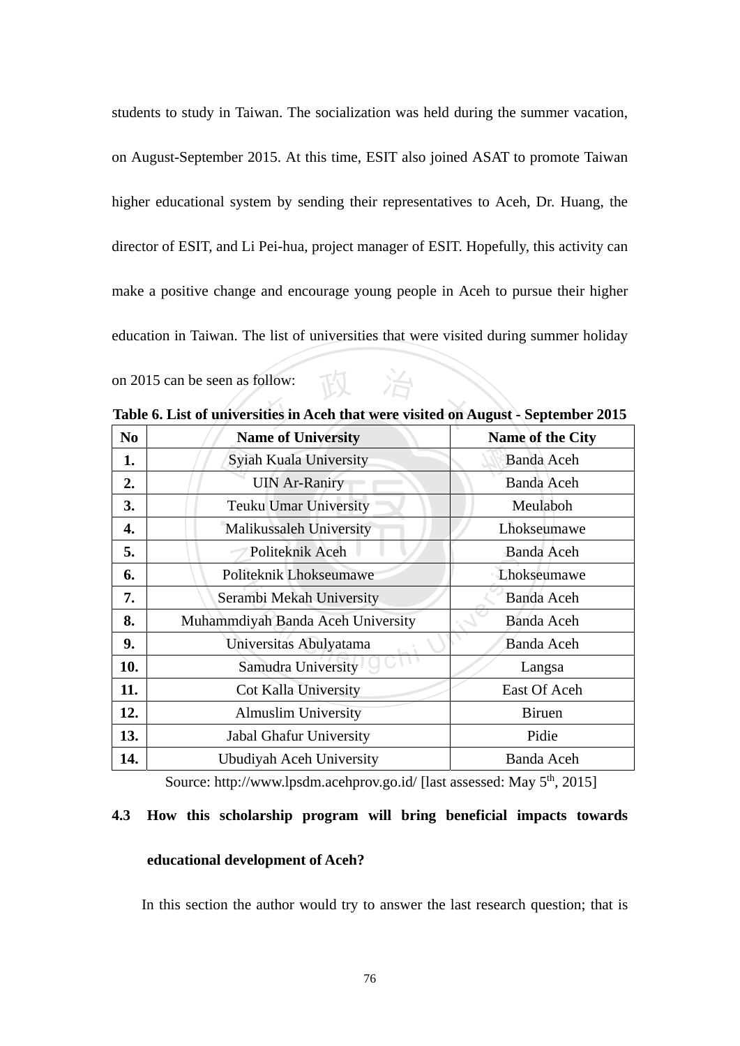students to study in Taiwan. The socialization was held during the summer vacation, on August-September 2015. At this time, ESIT also joined ASAT to promote Taiwan higher educational system by sending their representatives to Aceh, Dr. Huang, the director of ESIT, and Li Pei-hua, project manager of ESIT. Hopefully, this activity can make a positive change and encourage young people in Aceh to pursue their higher education in Taiwan. The list of universities that were visited during summer holiday on 2015 can be seen as follow:

**Table 6. List of universities in Aceh that were visited on August - September 2015**

| No | Name of University | Name of the City |
|---|---|---|
| **1.** | Syiah Kuala University | Banda Aceh |
| **2.** | UIN Ar-Raniry | Banda Aceh |
| **3.** | Teuku Umar University | Meulaboh |
| **4.** | Malikussaleh University | Lhokseumawe |
| **5.** | Politeknik Aceh | Banda Aceh |
| **6.** | Politeknik Lhokseumawe | Lhokseumawe |
| **7.** | Serambi Mekah University | Banda Aceh |
| **8.** | Muhammdiyah Banda Aceh University | Banda Aceh |
| **9.** | Universitas Abulyatama | Banda Aceh |
| **10.** | Samudra University | Langsa |
| **11.** | Cot Kalla University | East Of Aceh |
| **12.** | Almuslim University | Biruen |
| **13.** | Jabal Ghafur University | Pidie |
| **14.** | Ubudiyah Aceh University | Banda Aceh |

Source: http://www.lpsdm.acehprov.go.id/ [last assessed: May 5th, 2015]

### 4.3 How this scholarship program will bring beneficial impacts towards educational development of Aceh?

In this section the author would try to answer the last research question; that is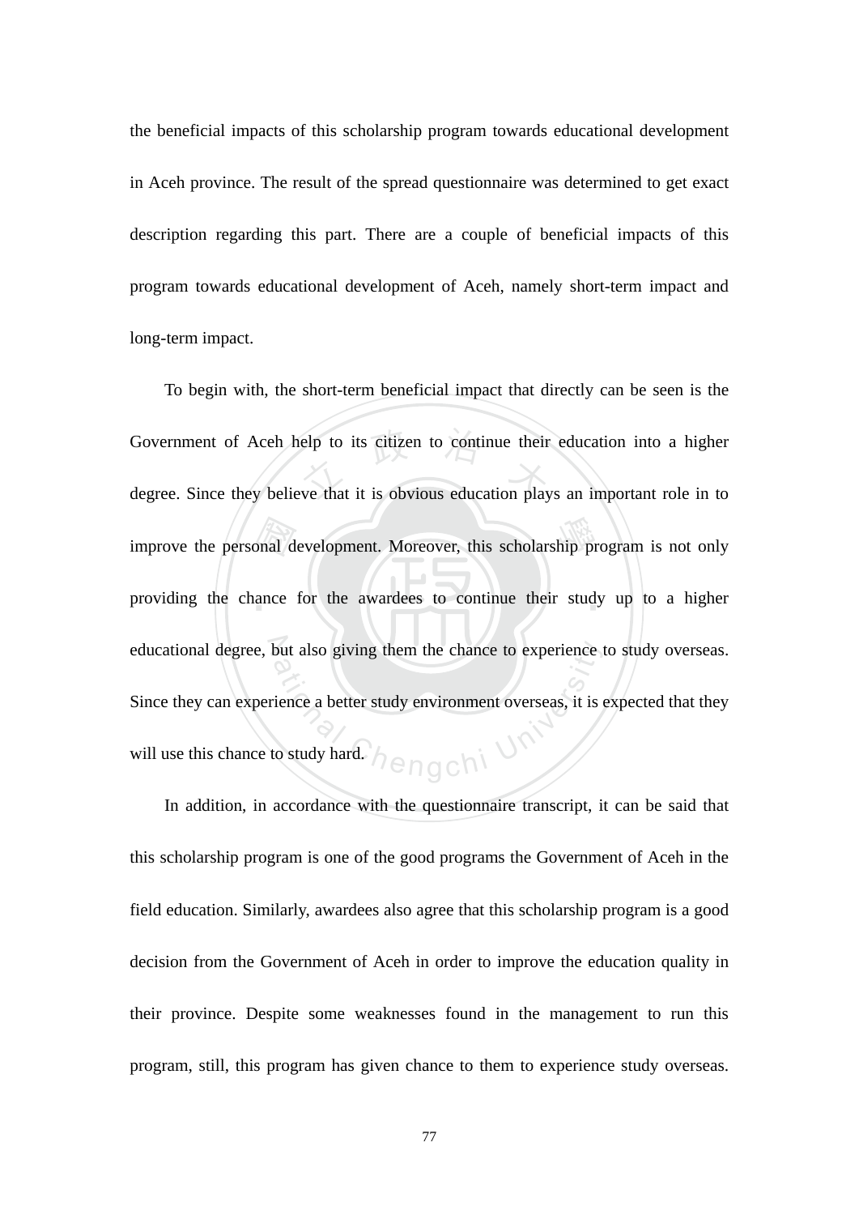the beneficial impacts of this scholarship program towards educational development in Aceh province. The result of the spread questionnaire was determined to get exact description regarding this part. There are a couple of beneficial impacts of this program towards educational development of Aceh, namely short-term impact and long-term impact.

To begin with, the short-term beneficial impact that directly can be seen is the Government of Aceh help to its citizen to continue their education into a higher degree. Since they believe that it is obvious education plays an important role in to improve the personal development. Moreover, this scholarship program is not only providing the chance for the awardees to continue their study up to a higher educational degree, but also giving them the chance to experience to study overseas. Since they can experience a better study environment overseas, it is expected that they will use this chance to study hard.

In addition, in accordance with the questionnaire transcript, it can be said that this scholarship program is one of the good programs the Government of Aceh in the field education. Similarly, awardees also agree that this scholarship program is a good decision from the Government of Aceh in order to improve the education quality in their province. Despite some weaknesses found in the management to run this program, still, this program has given chance to them to experience study overseas.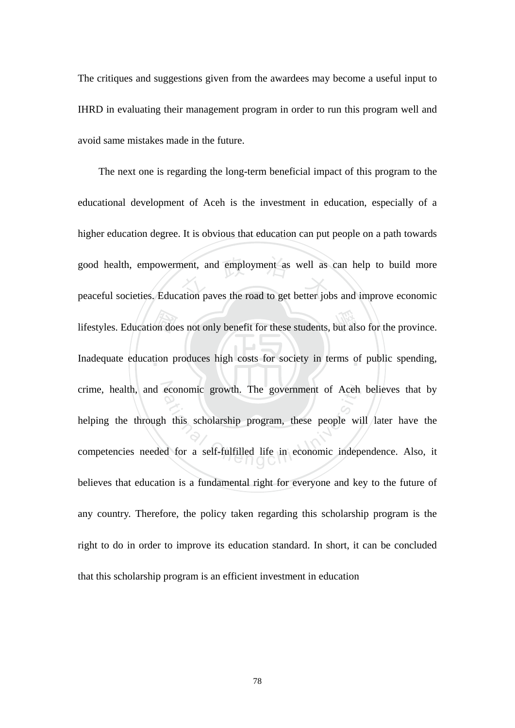The critiques and suggestions given from the awardees may become a useful input to IHRD in evaluating their management program in order to run this program well and avoid same mistakes made in the future.

The next one is regarding the long-term beneficial impact of this program to the educational development of Aceh is the investment in education, especially of a higher education degree. It is obvious that education can put people on a path towards good health, empowerment, and employment as well as can help to build more peaceful societies. Education paves the road to get better jobs and improve economic lifestyles. Education does not only benefit for these students, but also for the province. Inadequate education produces high costs for society in terms of public spending, crime, health, and economic growth. The government of Aceh believes that by helping the through this scholarship program, these people will later have the competencies needed for a self-fulfilled life in economic independence. Also, it believes that education is a fundamental right for everyone and key to the future of any country. Therefore, the policy taken regarding this scholarship program is the right to do in order to improve its education standard. In short, it can be concluded that this scholarship program is an efficient investment in education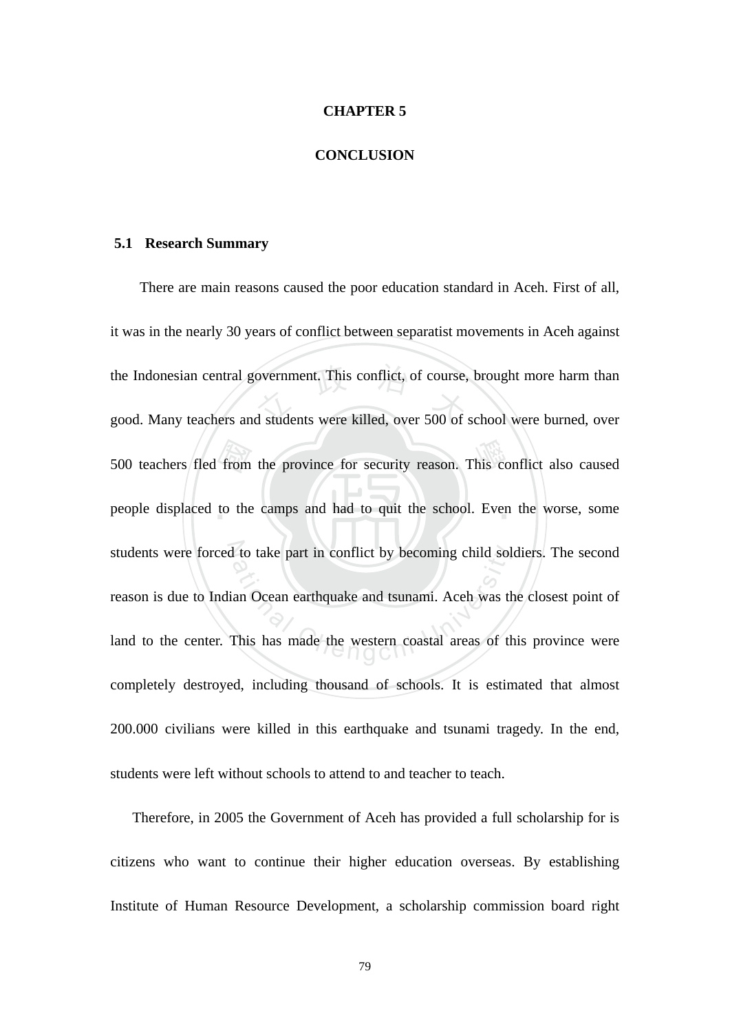# CHAPTER 5

# CONCLUSION

## 5.1 Research Summary

There are main reasons caused the poor education standard in Aceh. First of all, it was in the nearly 30 years of conflict between separatist movements in Aceh against the Indonesian central government. This conflict, of course, brought more harm than good. Many teachers and students were killed, over 500 of school were burned, over 500 teachers fled from the province for security reason. This conflict also caused people displaced to the camps and had to quit the school. Even the worse, some students were forced to take part in conflict by becoming child soldiers. The second reason is due to Indian Ocean earthquake and tsunami. Aceh was the closest point of land to the center. This has made the western coastal areas of this province were completely destroyed, including thousand of schools. It is estimated that almost 200.000 civilians were killed in this earthquake and tsunami tragedy. In the end, students were left without schools to attend to and teacher to teach.

Therefore, in 2005 the Government of Aceh has provided a full scholarship for is citizens who want to continue their higher education overseas. By establishing Institute of Human Resource Development, a scholarship commission board right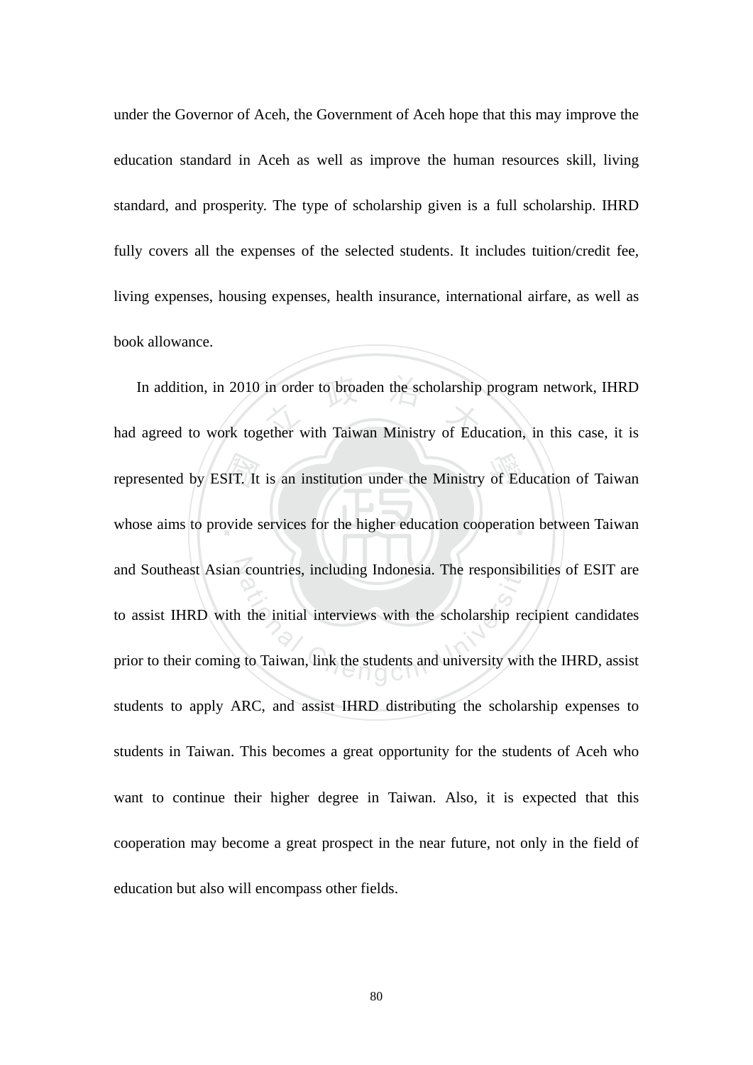under the Governor of Aceh, the Government of Aceh hope that this may improve the education standard in Aceh as well as improve the human resources skill, living standard, and prosperity. The type of scholarship given is a full scholarship. IHRD fully covers all the expenses of the selected students. It includes tuition/credit fee, living expenses, housing expenses, health insurance, international airfare, as well as book allowance.

In addition, in 2010 in order to broaden the scholarship program network, IHRD had agreed to work together with Taiwan Ministry of Education, in this case, it is represented by ESIT. It is an institution under the Ministry of Education of Taiwan whose aims to provide services for the higher education cooperation between Taiwan and Southeast Asian countries, including Indonesia. The responsibilities of ESIT are to assist IHRD with the initial interviews with the scholarship recipient candidates prior to their coming to Taiwan, link the students and university with the IHRD, assist students to apply ARC, and assist IHRD distributing the scholarship expenses to students in Taiwan. This becomes a great opportunity for the students of Aceh who want to continue their higher degree in Taiwan. Also, it is expected that this cooperation may become a great prospect in the near future, not only in the field of education but also will encompass other fields.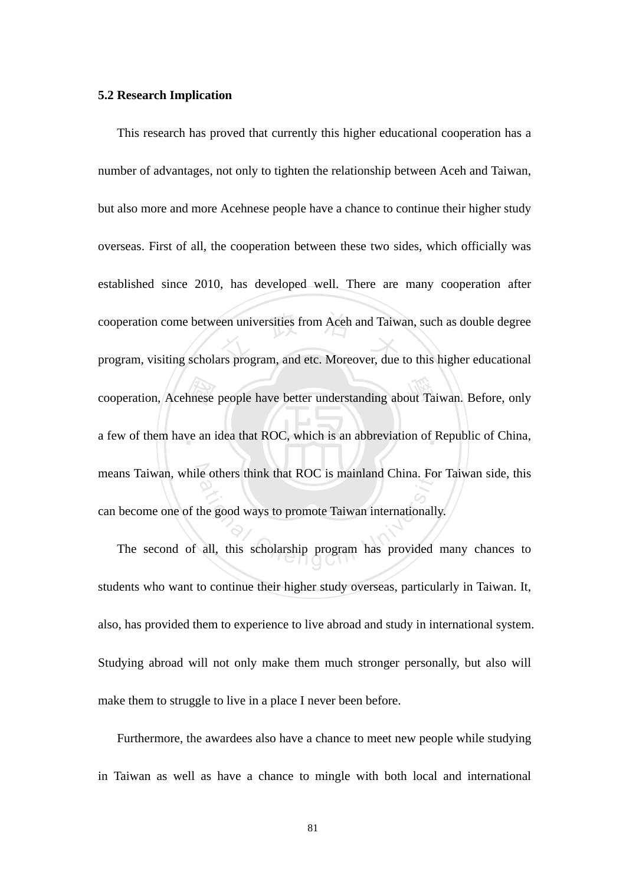### 5.2 Research Implication

This research has proved that currently this higher educational cooperation has a number of advantages, not only to tighten the relationship between Aceh and Taiwan, but also more and more Acehnese people have a chance to continue their higher study overseas. First of all, the cooperation between these two sides, which officially was established since 2010, has developed well. There are many cooperation after cooperation come between universities from Aceh and Taiwan, such as double degree program, visiting scholars program, and etc. Moreover, due to this higher educational cooperation, Acehnese people have better understanding about Taiwan. Before, only a few of them have an idea that ROC, which is an abbreviation of Republic of China, means Taiwan, while others think that ROC is mainland China. For Taiwan side, this can become one of the good ways to promote Taiwan internationally.

The second of all, this scholarship program has provided many chances to students who want to continue their higher study overseas, particularly in Taiwan. It, also, has provided them to experience to live abroad and study in international system. Studying abroad will not only make them much stronger personally, but also will make them to struggle to live in a place I never been before.

Furthermore, the awardees also have a chance to meet new people while studying in Taiwan as well as have a chance to mingle with both local and international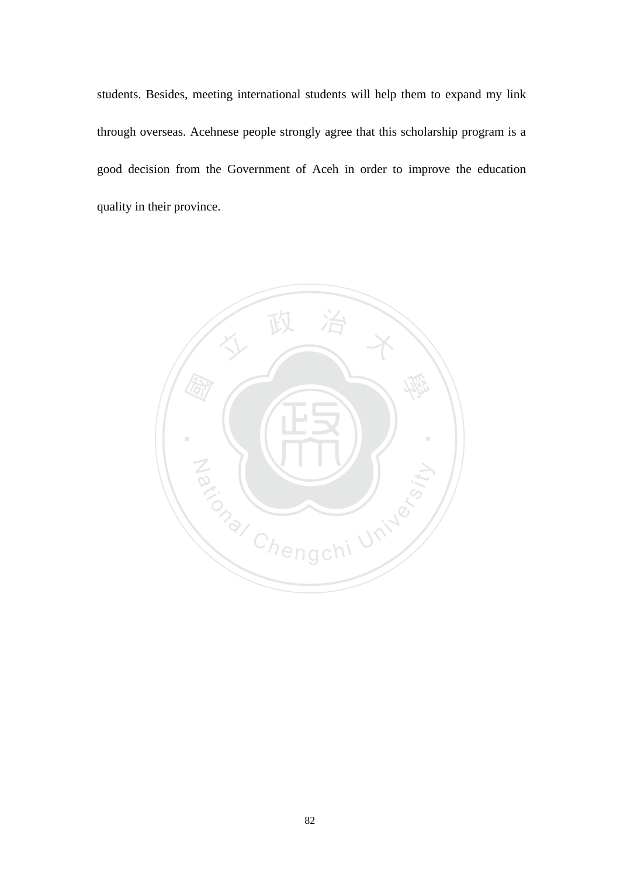students. Besides, meeting international students will help them to expand my link through overseas. Acehnese people strongly agree that this scholarship program is a good decision from the Government of Aceh in order to improve the education quality in their province.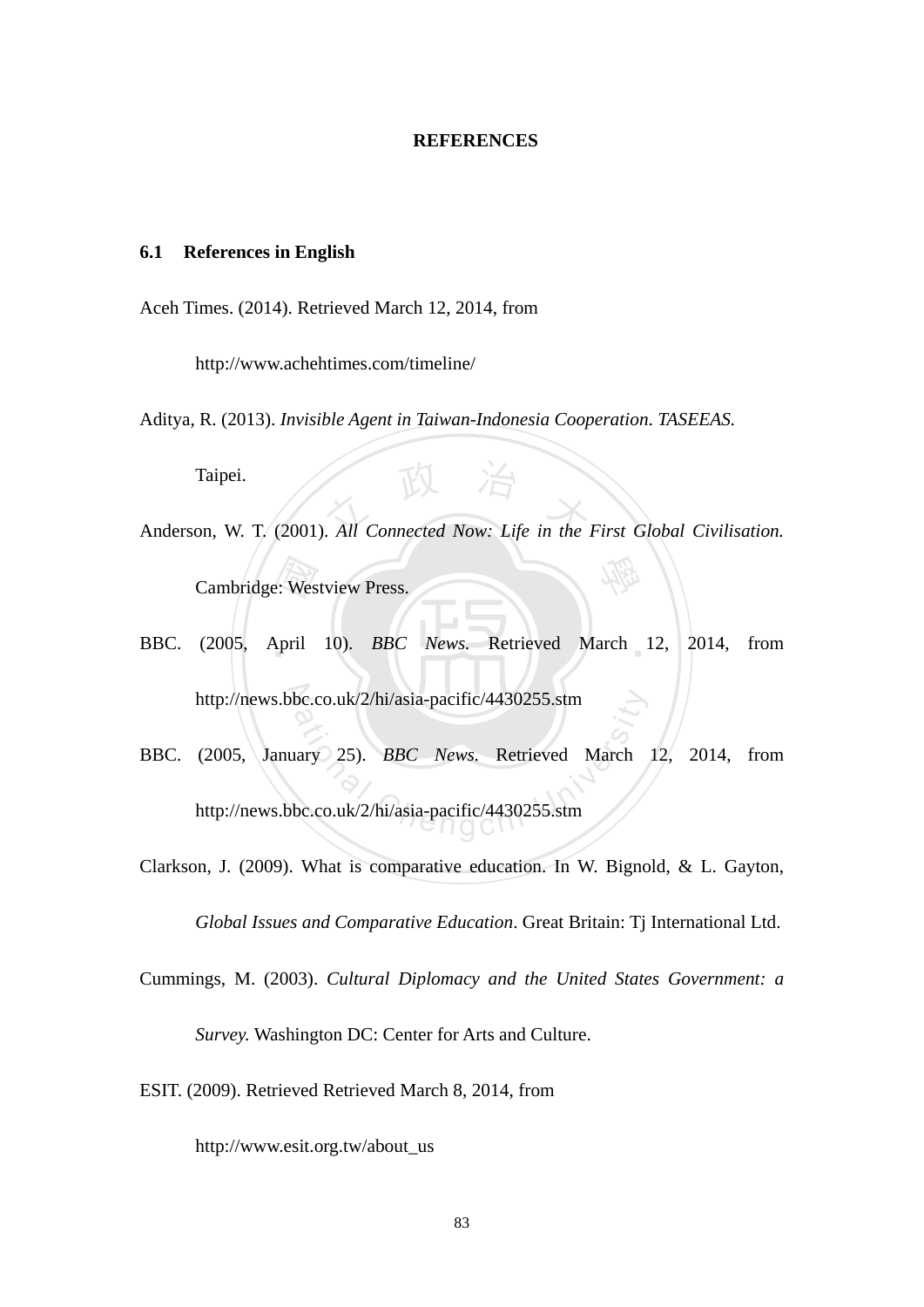# REFERENCES

## 6.1 References in English

Aceh Times. (2014). Retrieved March 12, 2014, from

http://www.achehtimes.com/timeline/

Aditya, R. (2013). *Invisible Agent in Taiwan-Indonesia Cooperation. TASEEAS.* Taipei.

Anderson, W. T. (2001). *All Connected Now: Life in the First Global Civilisation.* Cambridge: Westview Press.

BBC. (2005, April 10). *BBC News.* Retrieved March 12, 2014, from http://news.bbc.co.uk/2/hi/asia-pacific/4430255.stm

BBC. (2005, January 25). *BBC News.* Retrieved March 12, 2014, from http://news.bbc.co.uk/2/hi/asia-pacific/4430255.stm

Clarkson, J. (2009). What is comparative education. In W. Bignold, & L. Gayton, *Global Issues and Comparative Education*. Great Britain: Tj International Ltd.

Cummings, M. (2003). *Cultural Diplomacy and the United States Government: a Survey.* Washington DC: Center for Arts and Culture.

ESIT. (2009). Retrieved Retrieved March 8, 2014, from

http://www.esit.org.tw/about_us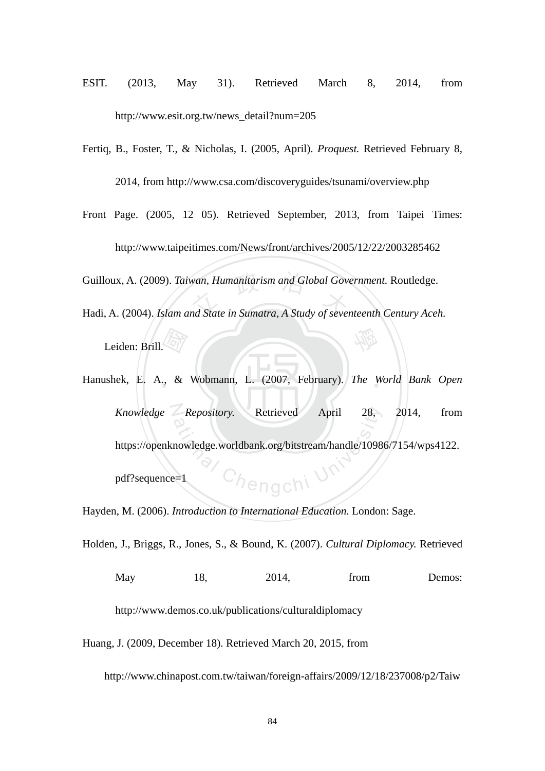ESIT. (2013, May 31). Retrieved March 8, 2014, from http://www.esit.org.tw/news_detail?num=205

Fertiq, B., Foster, T., & Nicholas, I. (2005, April). *Proquest.* Retrieved February 8, 2014, from http://www.csa.com/discoveryguides/tsunami/overview.php

Front Page. (2005, 12 05). Retrieved September, 2013, from Taipei Times: http://www.taipeitimes.com/News/front/archives/2005/12/22/2003285462

Guilloux, A. (2009). *Taiwan, Humanitarism and Global Government.* Routledge.

Hadi, A. (2004). *Islam and State in Sumatra, A Study of seventeenth Century Aceh.* Leiden: Brill.

Hanushek, E. A., & Wobmann, L. (2007, February). *The World Bank Open Knowledge Repository.* Retrieved April 28, 2014, from https://openknowledge.worldbank.org/bitstream/handle/10986/7154/wps4122.pdf?sequence=1

Hayden, M. (2006). *Introduction to International Education.* London: Sage.

Holden, J., Briggs, R., Jones, S., & Bound, K. (2007). *Cultural Diplomacy.* Retrieved May 18, 2014, from Demos: http://www.demos.co.uk/publications/culturaldiplomacy

Huang, J. (2009, December 18). Retrieved March 20, 2015, from http://www.chinapost.com.tw/taiwan/foreign-affairs/2009/12/18/237008/p2/Taiw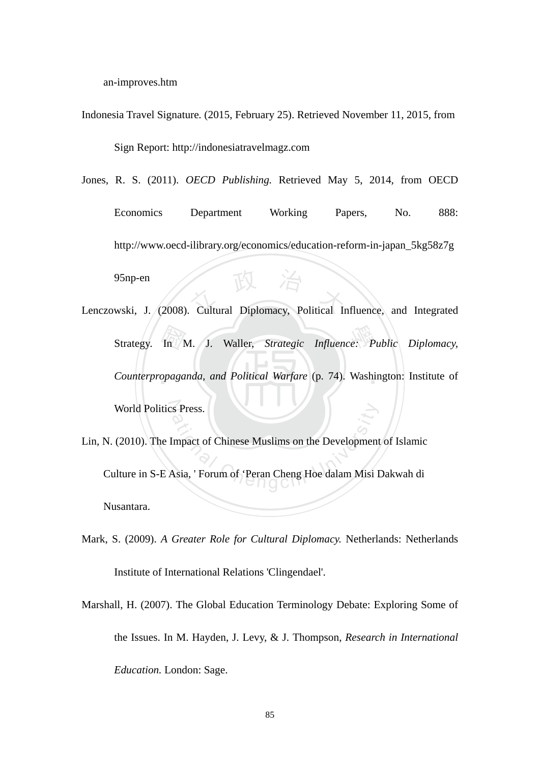an-improves.htm

Indonesia Travel Signature. (2015, February 25). Retrieved November 11, 2015, from Sign Report: http://indonesiatravelmagz.com

Jones, R. S. (2011). *OECD Publishing.* Retrieved May 5, 2014, from OECD Economics Department Working Papers, No. 888: http://www.oecd-ilibrary.org/economics/education-reform-in-japan_5kg58z7g95np-en

Lenczowski, J. (2008). Cultural Diplomacy, Political Influence, and Integrated Strategy. In M. J. Waller, *Strategic Influence: Public Diplomacy, Counterpropaganda, and Political Warfare* (p. 74). Washington: Institute of World Politics Press.

Lin, N. (2010). The Impact of Chinese Muslims on the Development of Islamic Culture in S-E Asia, ' Forum of 'Peran Cheng Hoe dalam Misi Dakwah di Nusantara.

Mark, S. (2009). *A Greater Role for Cultural Diplomacy.* Netherlands: Netherlands Institute of International Relations 'Clingendael'.

Marshall, H. (2007). The Global Education Terminology Debate: Exploring Some of the Issues. In M. Hayden, J. Levy, & J. Thompson, *Research in International Education.* London: Sage.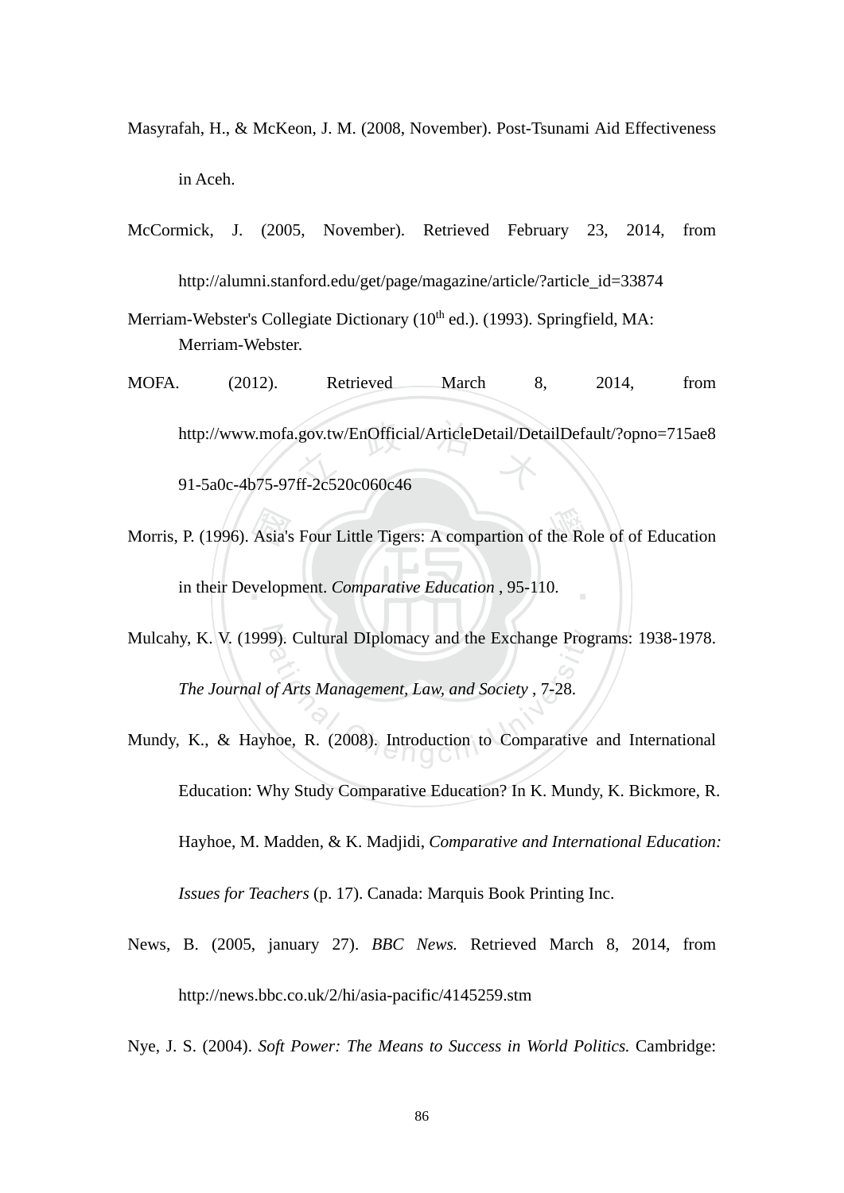Masyrafah, H., & McKeon, J. M. (2008, November). Post-Tsunami Aid Effectiveness in Aceh.

McCormick, J. (2005, November). Retrieved February 23, 2014, from http://alumni.stanford.edu/get/page/magazine/article/?article_id=33874

Merriam-Webster's Collegiate Dictionary ($10^{th}$ ed.). (1993). Springfield, MA: Merriam-Webster.

MOFA. (2012). Retrieved March 8, 2014, from http://www.mofa.gov.tw/EnOfficial/ArticleDetail/DetailDefault/?opno=715ae891-5a0c-4b75-97ff-2c520c060c46

Morris, P. (1996). Asia's Four Little Tigers: A compartion of the Role of of Education in their Development. *Comparative Education* , 95-110.

Mulcahy, K. V. (1999). Cultural DIplomacy and the Exchange Programs: 1938-1978. *The Journal of Arts Management, Law, and Society* , 7-28.

Mundy, K., & Hayhoe, R. (2008). Introduction to Comparative and International Education: Why Study Comparative Education? In K. Mundy, K. Bickmore, R. Hayhoe, M. Madden, & K. Madjidi, *Comparative and International Education: Issues for Teachers* (p. 17). Canada: Marquis Book Printing Inc.

News, B. (2005, january 27). *BBC News.* Retrieved March 8, 2014, from http://news.bbc.co.uk/2/hi/asia-pacific/4145259.stm

Nye, J. S. (2004). *Soft Power: The Means to Success in World Politics.* Cambridge: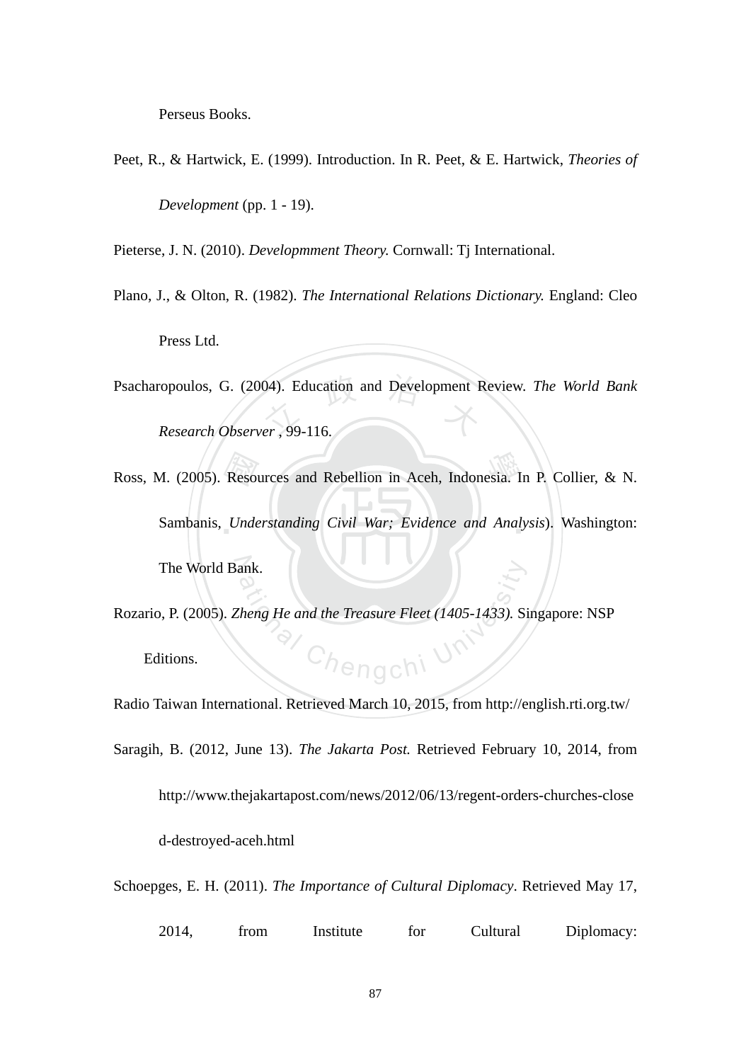Perseus Books.

Peet, R., & Hartwick, E. (1999). Introduction. In R. Peet, & E. Hartwick, *Theories of Development* (pp. 1 - 19).

Pieterse, J. N. (2010). *Developmment Theory.* Cornwall: Tj International.

Plano, J., & Olton, R. (1982). *The International Relations Dictionary.* England: Cleo Press Ltd.

Psacharopoulos, G. (2004). Education and Development Review. *The World Bank Research Observer* , 99-116.

Ross, M. (2005). Resources and Rebellion in Aceh, Indonesia. In P. Collier, & N. Sambanis, *Understanding Civil War; Evidence and Analysis*). Washington: The World Bank.

Rozario, P. (2005). *Zheng He and the Treasure Fleet (1405-1433).* Singapore: NSP Editions.

Radio Taiwan International. Retrieved March 10, 2015, from http://english.rti.org.tw/

Saragih, B. (2012, June 13). *The Jakarta Post.* Retrieved February 10, 2014, from http://www.thejakartapost.com/news/2012/06/13/regent-orders-churches-closed-destroyed-aceh.html

Schoepges, E. H. (2011). *The Importance of Cultural Diplomacy*. Retrieved May 17, 2014, from Institute for Cultural Diplomacy: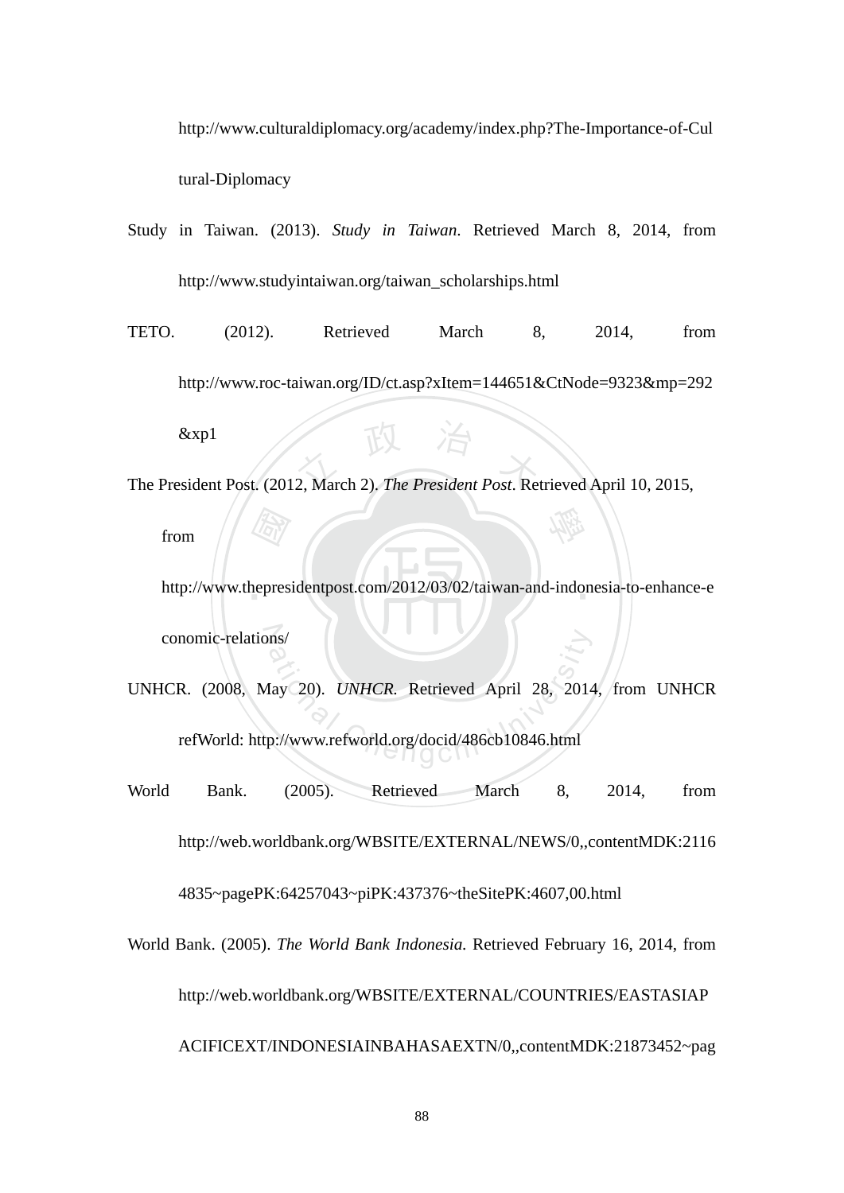http://www.culturaldiplomacy.org/academy/index.php?The-Importance-of-Cultural-Diplomacy

Study in Taiwan. (2013). *Study in Taiwan*. Retrieved March 8, 2014, from http://www.studyintaiwan.org/taiwan_scholarships.html

TETO. (2012). Retrieved March 8, 2014, from http://www.roc-taiwan.org/ID/ct.asp?xItem=144651&CtNode=9323&mp=292&xp1

The President Post. (2012, March 2). *The President Post*. Retrieved April 10, 2015, from http://www.thepresidentpost.com/2012/03/02/taiwan-and-indonesia-to-enhance-economic-relations/

UNHCR. (2008, May 20). *UNHCR.* Retrieved April 28, 2014, from UNHCR refWorld: http://www.refworld.org/docid/486cb10846.html

World Bank. (2005). Retrieved March 8, 2014, from http://web.worldbank.org/WBSITE/EXTERNAL/NEWS/0,,contentMDK:21164835~pagePK:64257043~piPK:437376~theSitePK:4607,00.html

World Bank. (2005). *The World Bank Indonesia.* Retrieved February 16, 2014, from http://web.worldbank.org/WBSITE/EXTERNAL/COUNTRIES/EASTASIAPACIFICEXT/INDONESIAINBAHASAEXTN/0,,contentMDK:21873452~pag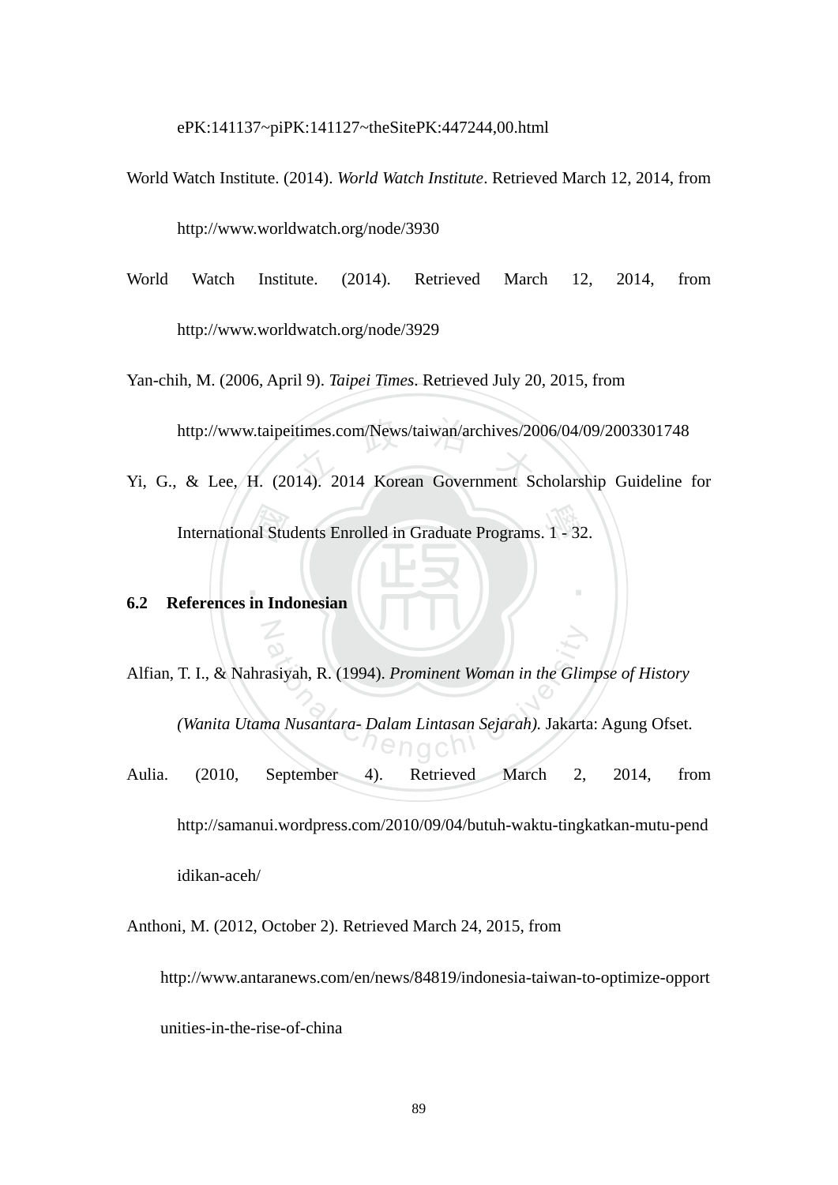ePK:141137~piPK:141127~theSitePK:447244,00.html

World Watch Institute. (2014). *World Watch Institute*. Retrieved March 12, 2014, from http://www.worldwatch.org/node/3930

World Watch Institute. (2014). Retrieved March 12, 2014, from http://www.worldwatch.org/node/3929

Yan-chih, M. (2006, April 9). *Taipei Times*. Retrieved July 20, 2015, from http://www.taipeitimes.com/News/taiwan/archives/2006/04/09/2003301748

Yi, G., & Lee, H. (2014). 2014 Korean Government Scholarship Guideline for International Students Enrolled in Graduate Programs. 1 - 32.

## 6.2 References in Indonesian

Alfian, T. I., & Nahrasiyah, R. (1994). *Prominent Woman in the Glimpse of History (Wanita Utama Nusantara- Dalam Lintasan Sejarah).* Jakarta: Agung Ofset.

Aulia. (2010, September 4). Retrieved March 2, 2014, from http://samanui.wordpress.com/2010/09/04/butuh-waktu-tingkatkan-mutu-pendidikan-aceh/

Anthoni, M. (2012, October 2). Retrieved March 24, 2015, from http://www.antaranews.com/en/news/84819/indonesia-taiwan-to-optimize-opportunities-in-the-rise-of-china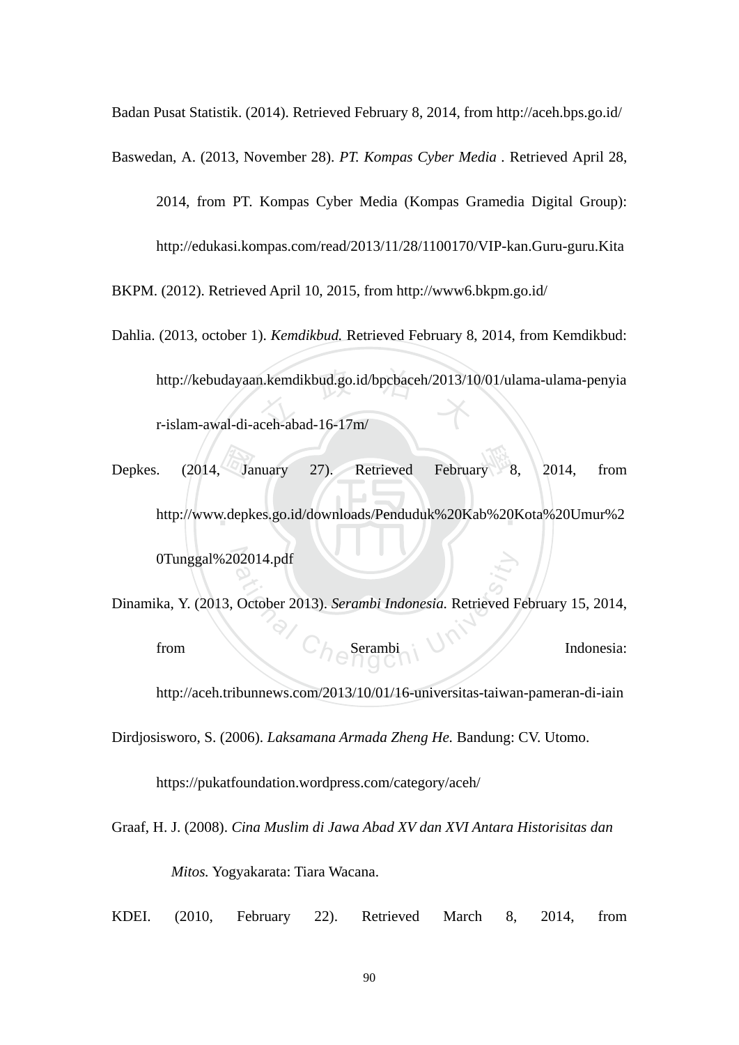Badan Pusat Statistik. (2014). Retrieved February 8, 2014, from http://aceh.bps.go.id/

Baswedan, A. (2013, November 28). *PT. Kompas Cyber Media* . Retrieved April 28, 2014, from PT. Kompas Cyber Media (Kompas Gramedia Digital Group): http://edukasi.kompas.com/read/2013/11/28/1100170/VIP-kan.Guru-guru.Kita

BKPM. (2012). Retrieved April 10, 2015, from http://www6.bkpm.go.id/

Dahlia. (2013, october 1). *Kemdikbud.* Retrieved February 8, 2014, from Kemdikbud: http://kebudayaan.kemdikbud.go.id/bpcbaceh/2013/10/01/ulama-ulama-penyiar-islam-awal-di-aceh-abad-16-17m/

Depkes. (2014, January 27). Retrieved February 8, 2014, from http://www.depkes.go.id/downloads/Penduduk%20Kab%20Kota%20Umur%20Tunggal%202014.pdf

Dinamika, Y. (2013, October 2013). *Serambi Indonesia.* Retrieved February 15, 2014, from Serambi Indonesia: http://aceh.tribunnews.com/2013/10/01/16-universitas-taiwan-pameran-di-iain

Dirdjosisworo, S. (2006). *Laksamana Armada Zheng He.* Bandung: CV. Utomo. https://pukatfoundation.wordpress.com/category/aceh/

Graaf, H. J. (2008). *Cina Muslim di Jawa Abad XV dan XVI Antara Historisitas dan Mitos.* Yogyakarata: Tiara Wacana.

KDEI. (2010, February 22). Retrieved March 8, 2014, from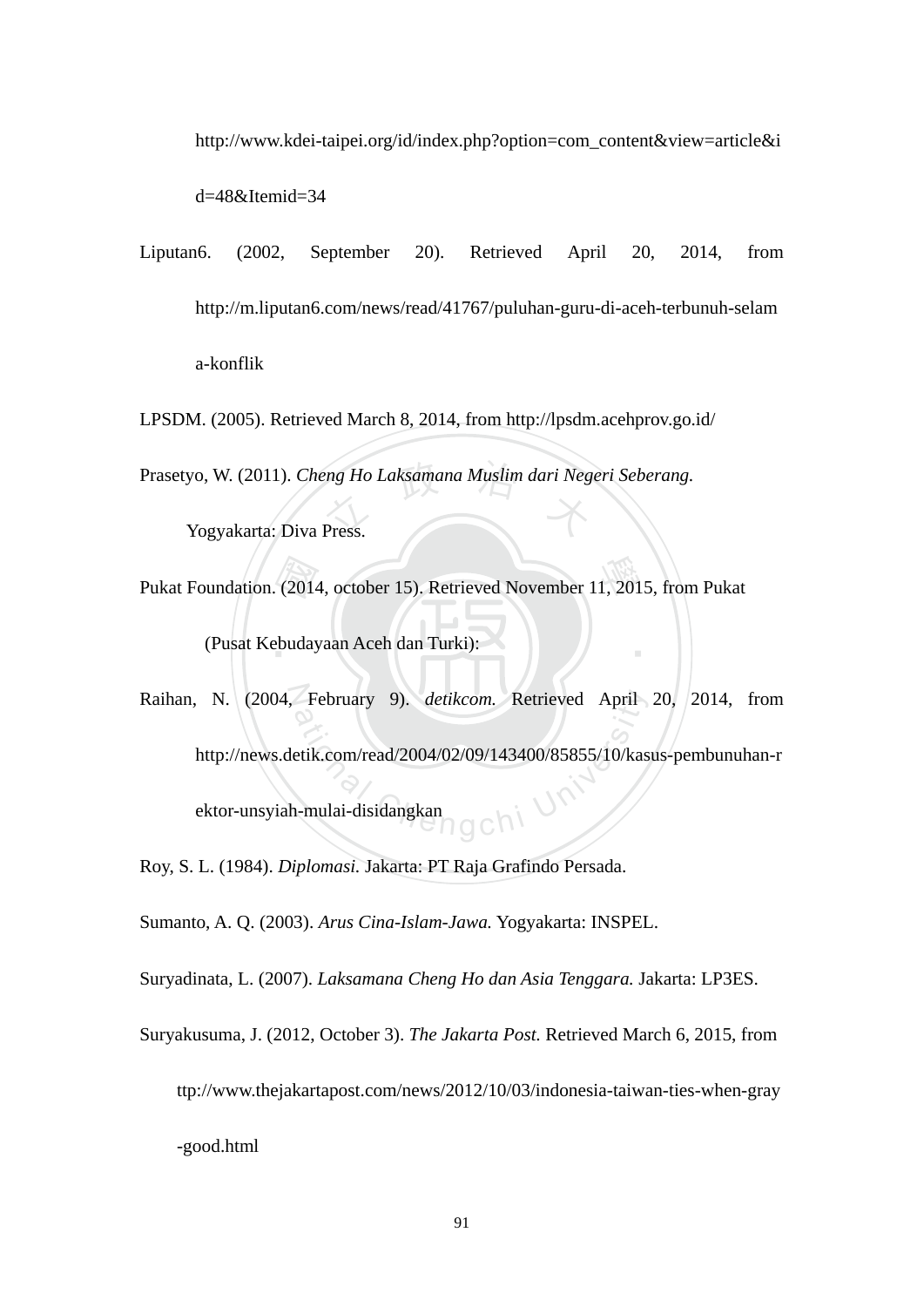http://www.kdei-taipei.org/id/index.php?option=com_content&view=article&id=48&Itemid=34

Liputan6. (2002, September 20). Retrieved April 20, 2014, from http://m.liputan6.com/news/read/41767/puluhan-guru-di-aceh-terbunuh-selama-konflik

LPSDM. (2005). Retrieved March 8, 2014, from http://lpsdm.acehprov.go.id/

Prasetyo, W. (2011). *Cheng Ho Laksamana Muslim dari Negeri Seberang.* Yogyakarta: Diva Press.

Pukat Foundation. (2014, october 15). Retrieved November 11, 2015, from Pukat (Pusat Kebudayaan Aceh dan Turki):

Raihan, N. (2004, February 9). *detikcom.* Retrieved April 20, 2014, from http://news.detik.com/read/2004/02/09/143400/85855/10/kasus-pembunuhan-rektor-unsyiah-mulai-disidangkan

Roy, S. L. (1984). *Diplomasi.* Jakarta: PT Raja Grafindo Persada.

Sumanto, A. Q. (2003). *Arus Cina-Islam-Jawa.* Yogyakarta: INSPEL.

Suryadinata, L. (2007). *Laksamana Cheng Ho dan Asia Tenggara.* Jakarta: LP3ES.

Suryakusuma, J. (2012, October 3). *The Jakarta Post.* Retrieved March 6, 2015, from ttp://www.thejakartapost.com/news/2012/10/03/indonesia-taiwan-ties-when-gray-good.html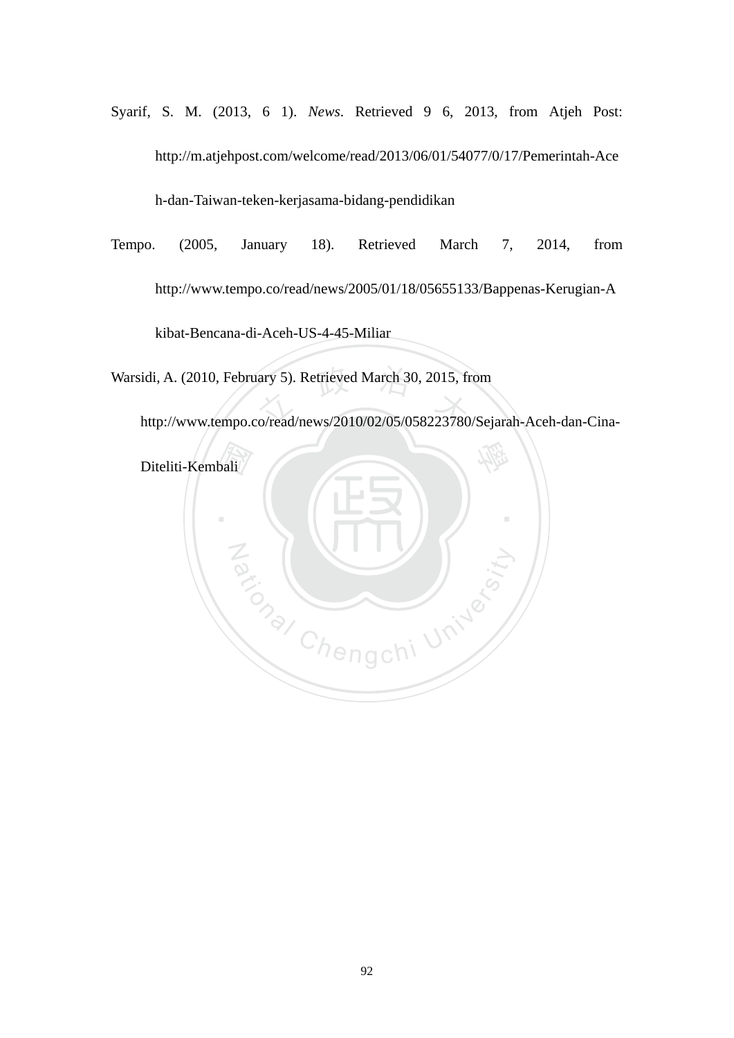Syarif, S. M. (2013, 6 1). *News*. Retrieved 9 6, 2013, from Atjeh Post: http://m.atjehpost.com/welcome/read/2013/06/01/54077/0/17/Pemerintah-Aceh-dan-Taiwan-teken-kerjasama-bidang-pendidikan

Tempo. (2005, January 18). Retrieved March 7, 2014, from http://www.tempo.co/read/news/2005/01/18/05655133/Bappenas-Kerugian-Akibat-Bencana-di-Aceh-US-4-45-Miliar

Warsidi, A. (2010, February 5). Retrieved March 30, 2015, from http://www.tempo.co/read/news/2010/02/05/058223780/Sejarah-Aceh-dan-Cina-Diteliti-Kembali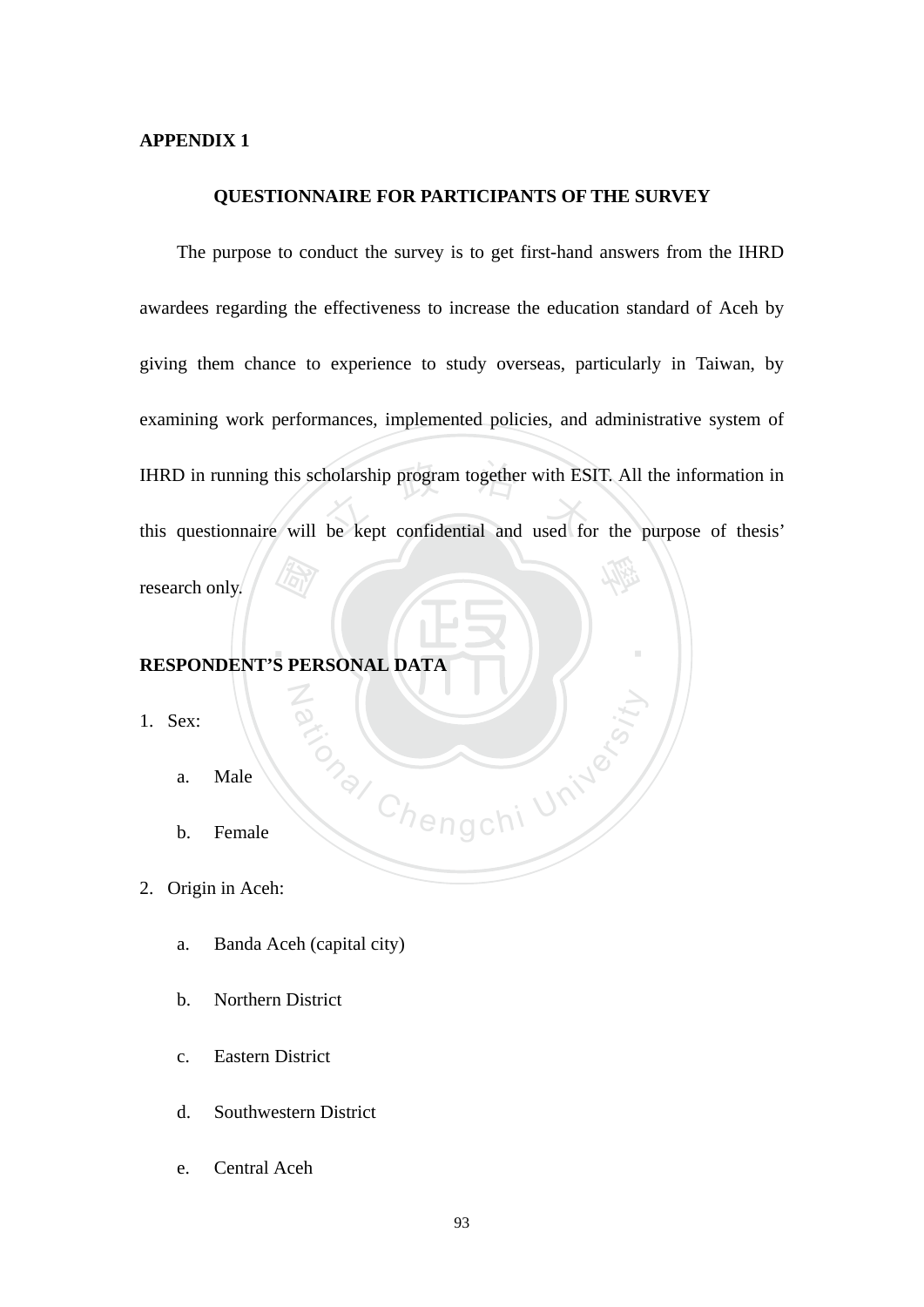**APPENDIX 1**

**QUESTIONNAIRE FOR PARTICIPANTS OF THE SURVEY**

The purpose to conduct the survey is to get first-hand answers from the IHRD awardees regarding the effectiveness to increase the education standard of Aceh by giving them chance to experience to study overseas, particularly in Taiwan, by examining work performances, implemented policies, and administrative system of IHRD in running this scholarship program together with ESIT. All the information in this questionnaire will be kept confidential and used for the purpose of thesis' research only.

**RESPONDENT'S PERSONAL DATA**

1. Sex:
   a. Male
   b. Female
2. Origin in Aceh:
   a. Banda Aceh (capital city)
   b. Northern District
   c. Eastern District
   d. Southwestern District
   e. Central Aceh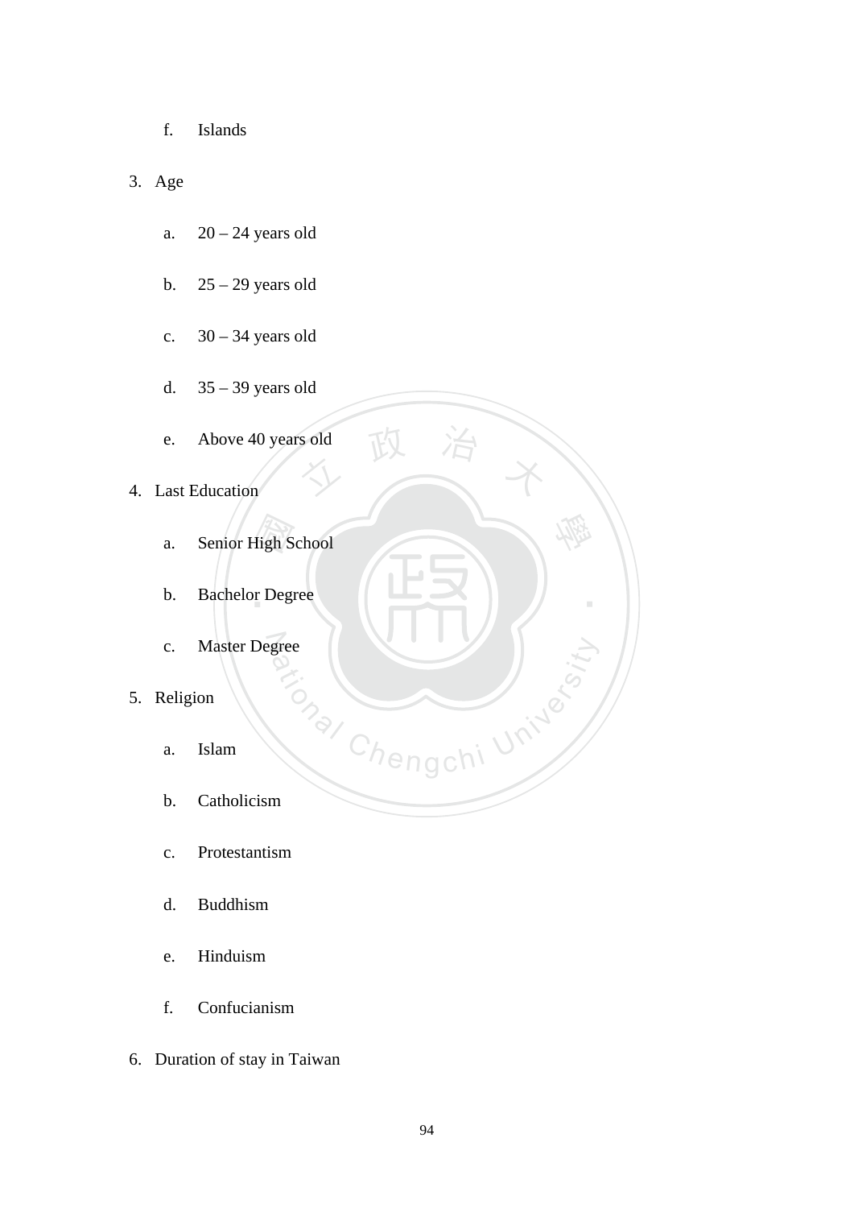f. Islands

3. Age

   a. 20 – 24 years old

   b. 25 – 29 years old

   c. 30 – 34 years old

   d. 35 – 39 years old

   e. Above 40 years old

4. Last Education

   a. Senior High School

   b. Bachelor Degree

   c. Master Degree

5. Religion

   a. Islam

   b. Catholicism

   c. Protestantism

   d. Buddhism

   e. Hinduism

   f. Confucianism

6. Duration of stay in Taiwan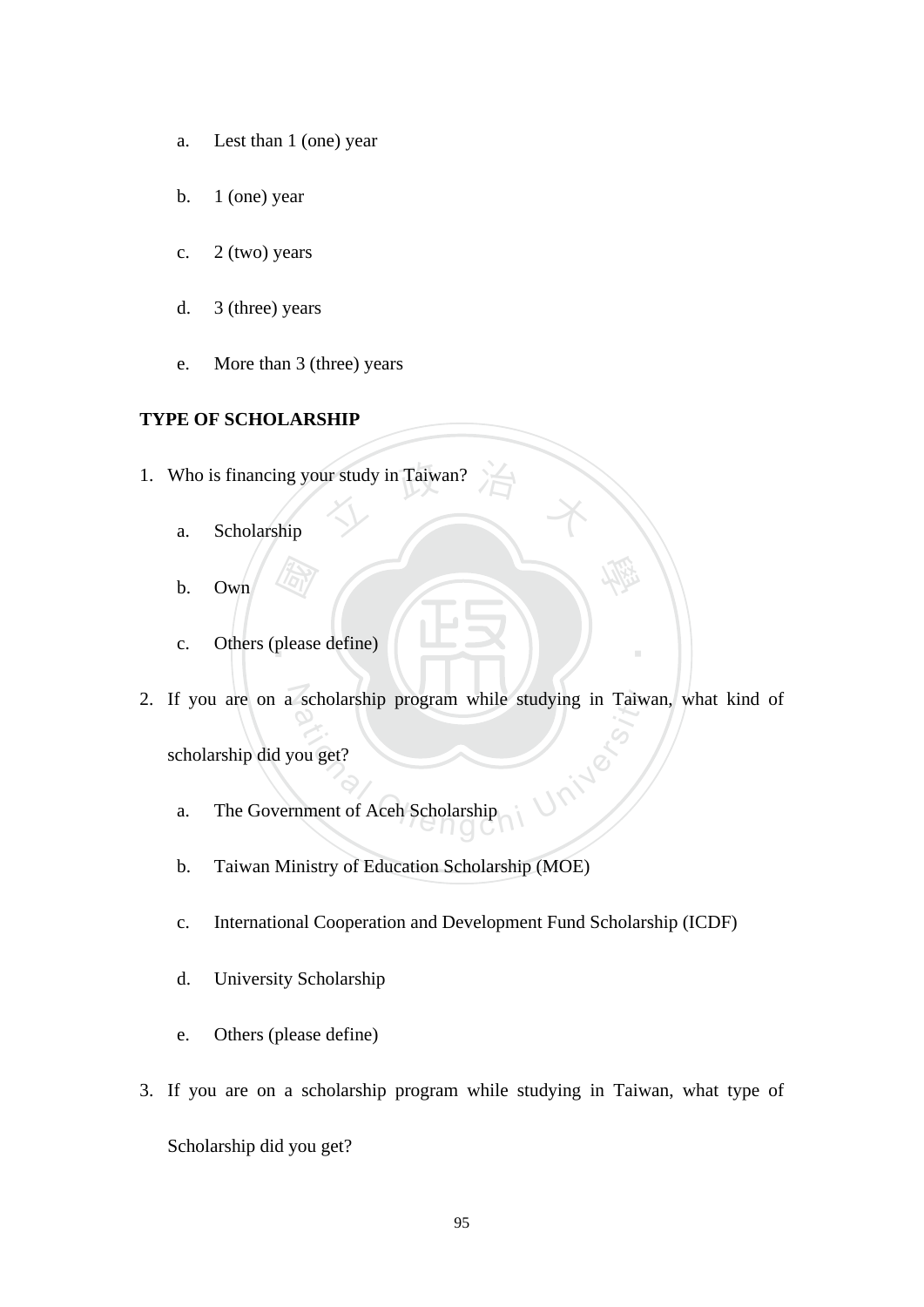a. Lest than 1 (one) year

b. 1 (one) year

c. 2 (two) years

d. 3 (three) years

e. More than 3 (three) years

**TYPE OF SCHOLARSHIP**

1. Who is financing your study in Taiwan?

   a. Scholarship

   b. Own

   c. Others (please define)

2. If you are on a scholarship program while studying in Taiwan, what kind of scholarship did you get?

   a. The Government of Aceh Scholarship

   b. Taiwan Ministry of Education Scholarship (MOE)

   c. International Cooperation and Development Fund Scholarship (ICDF)

   d. University Scholarship

   e. Others (please define)

3. If you are on a scholarship program while studying in Taiwan, what type of Scholarship did you get?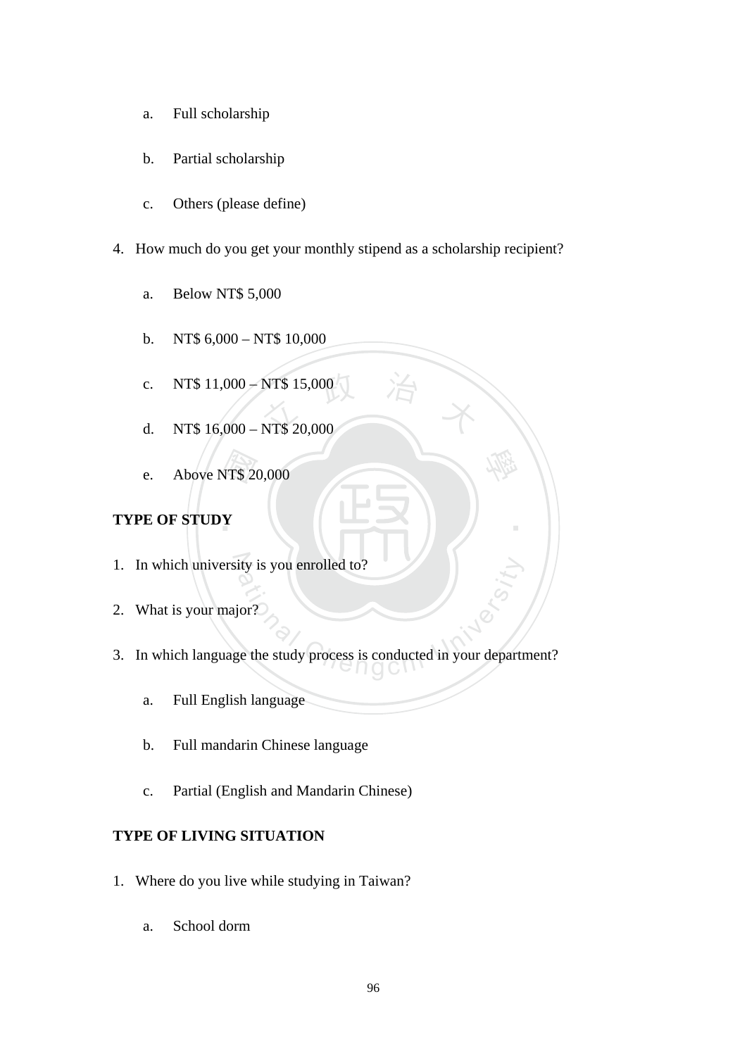a. Full scholarship

b. Partial scholarship

c. Others (please define)

4. How much do you get your monthly stipend as a scholarship recipient?

   a. Below NT$ 5,000

   b. NT$ 6,000 – NT$ 10,000

   c. NT$ 11,000 – NT$ 15,000

   d. NT$ 16,000 – NT$ 20,000

   e. Above NT$ 20,000

**TYPE OF STUDY**

1. In which university is you enrolled to?
2. What is your major?
3. In which language the study process is conducted in your department?

   a. Full English language

   b. Full mandarin Chinese language

   c. Partial (English and Mandarin Chinese)

**TYPE OF LIVING SITUATION**

1. Where do you live while studying in Taiwan?

   a. School dorm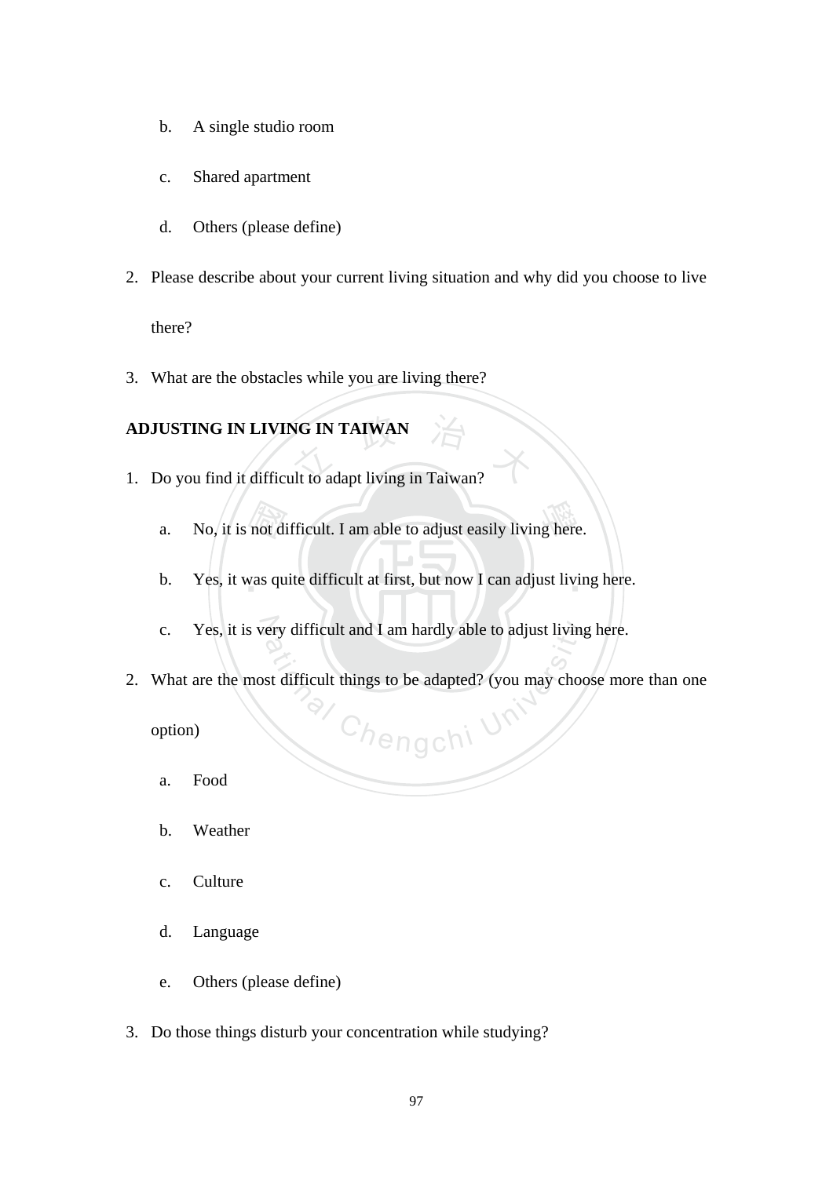b. A single studio room

c. Shared apartment

d. Others (please define)

2. Please describe about your current living situation and why did you choose to live there?

3. What are the obstacles while you are living there?

**ADJUSTING IN LIVING IN TAIWAN**

1. Do you find it difficult to adapt living in Taiwan?

   a. No, it is not difficult. I am able to adjust easily living here.

   b. Yes, it was quite difficult at first, but now I can adjust living here.

   c. Yes, it is very difficult and I am hardly able to adjust living here.

2. What are the most difficult things to be adapted? (you may choose more than one option)

   a. Food

   b. Weather

   c. Culture

   d. Language

   e. Others (please define)

3. Do those things disturb your concentration while studying?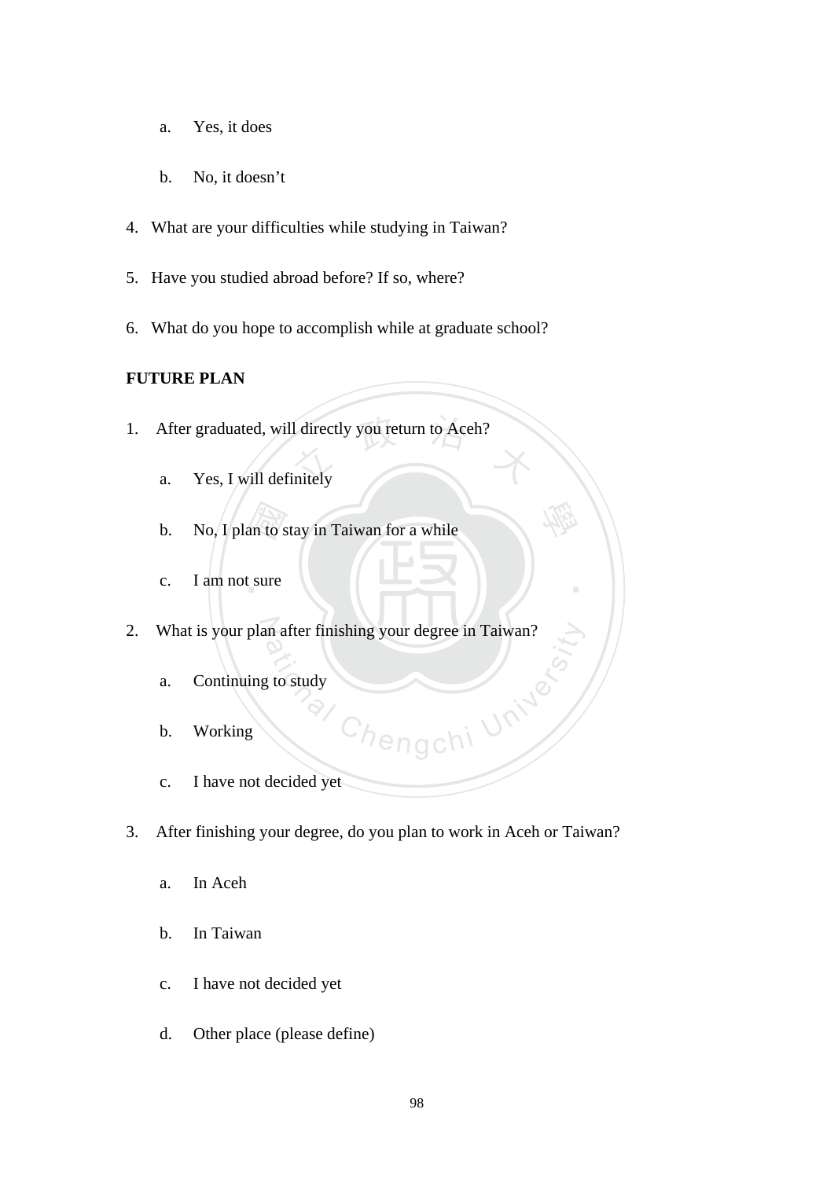a. Yes, it does

b. No, it doesn’t

4. What are your difficulties while studying in Taiwan?
5. Have you studied abroad before? If so, where?
6. What do you hope to accomplish while at graduate school?

**FUTURE PLAN**

1. After graduated, will directly you return to Aceh?

   a. Yes, I will definitely

   b. No, I plan to stay in Taiwan for a while

   c. I am not sure

2. What is your plan after finishing your degree in Taiwan?

   a. Continuing to study

   b. Working

   c. I have not decided yet

3. After finishing your degree, do you plan to work in Aceh or Taiwan?

   a. In Aceh

   b. In Taiwan

   c. I have not decided yet

   d. Other place (please define)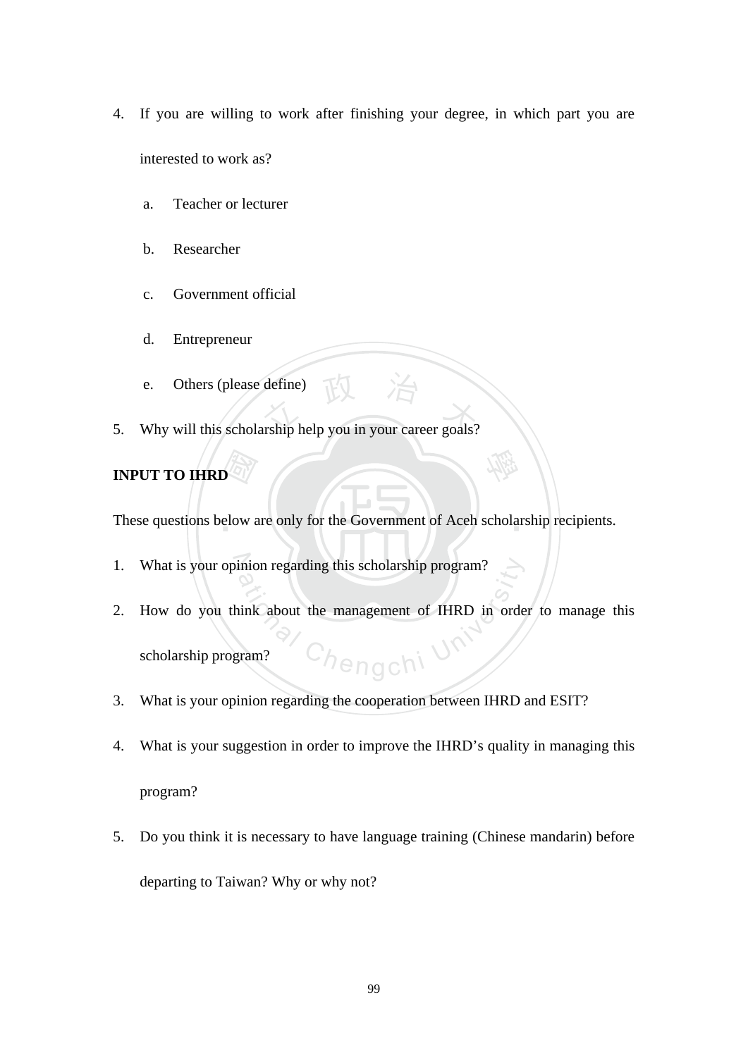4. If you are willing to work after finishing your degree, in which part you are interested to work as?

    a. Teacher or lecturer

    b. Researcher

    c. Government official

    d. Entrepreneur

    e. Others (please define)

5. Why will this scholarship help you in your career goals?

**INPUT TO IHRD**

These questions below are only for the Government of Aceh scholarship recipients.

1. What is your opinion regarding this scholarship program?

2. How do you think about the management of IHRD in order to manage this scholarship program?

3. What is your opinion regarding the cooperation between IHRD and ESIT?

4. What is your suggestion in order to improve the IHRD's quality in managing this program?

5. Do you think it is necessary to have language training (Chinese mandarin) before departing to Taiwan? Why or why not?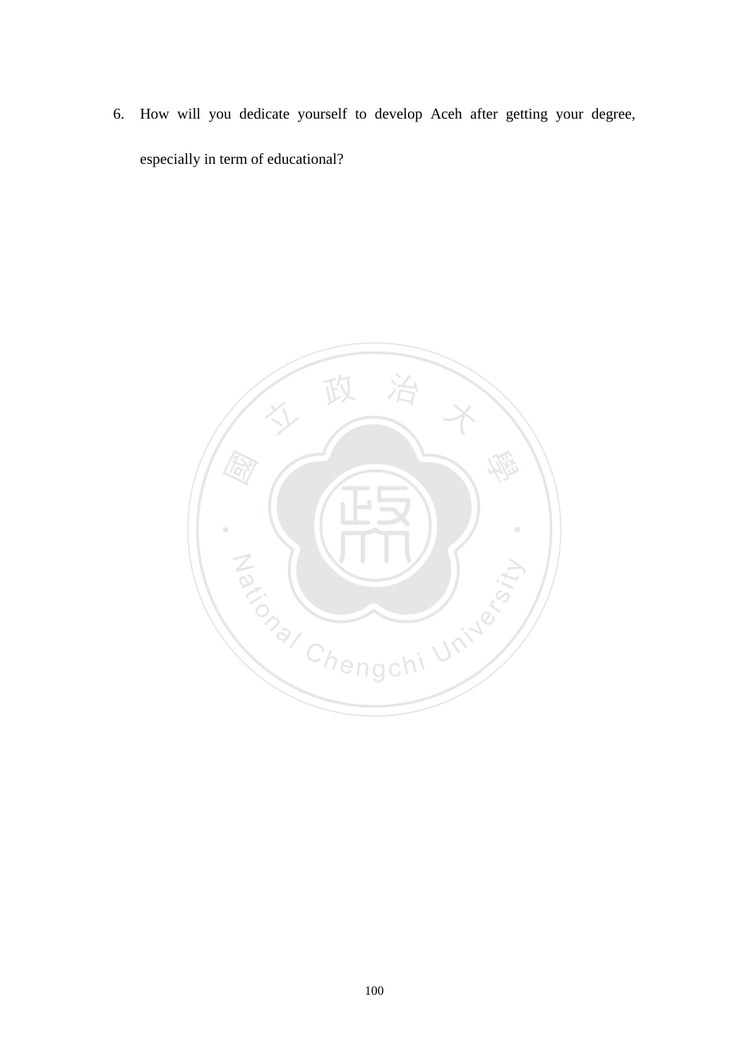6. How will you dedicate yourself to develop Aceh after getting your degree, especially in term of educational?